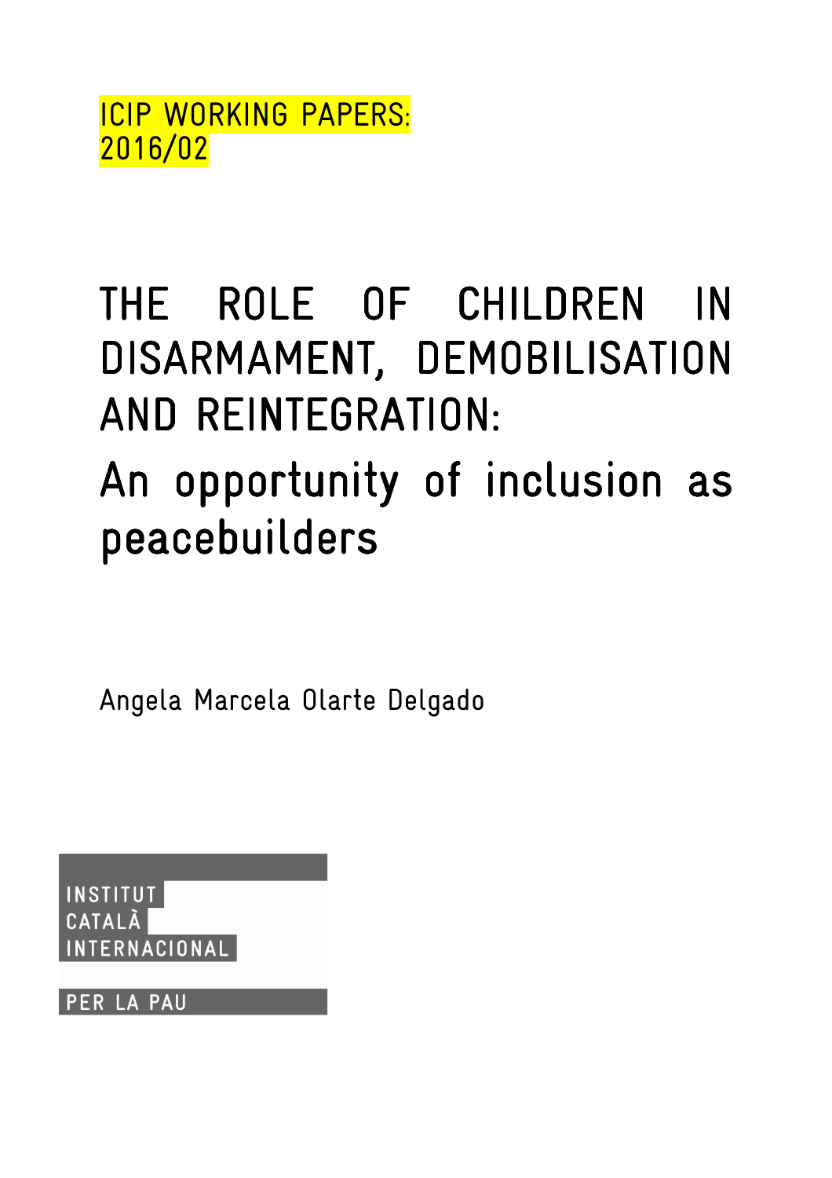ICIP WORKING PAPERS: 2016/02

# THE ROLE OF CHILDREN IN DISARMAMENT, DEMOBILISATION AND REINTEGRATION:

## An opportunity of inclusion as peacebuilders

Angela Marcela Olarte Delgado

INSTITUT CATALÀ INTERNACIONAL PER LA PAU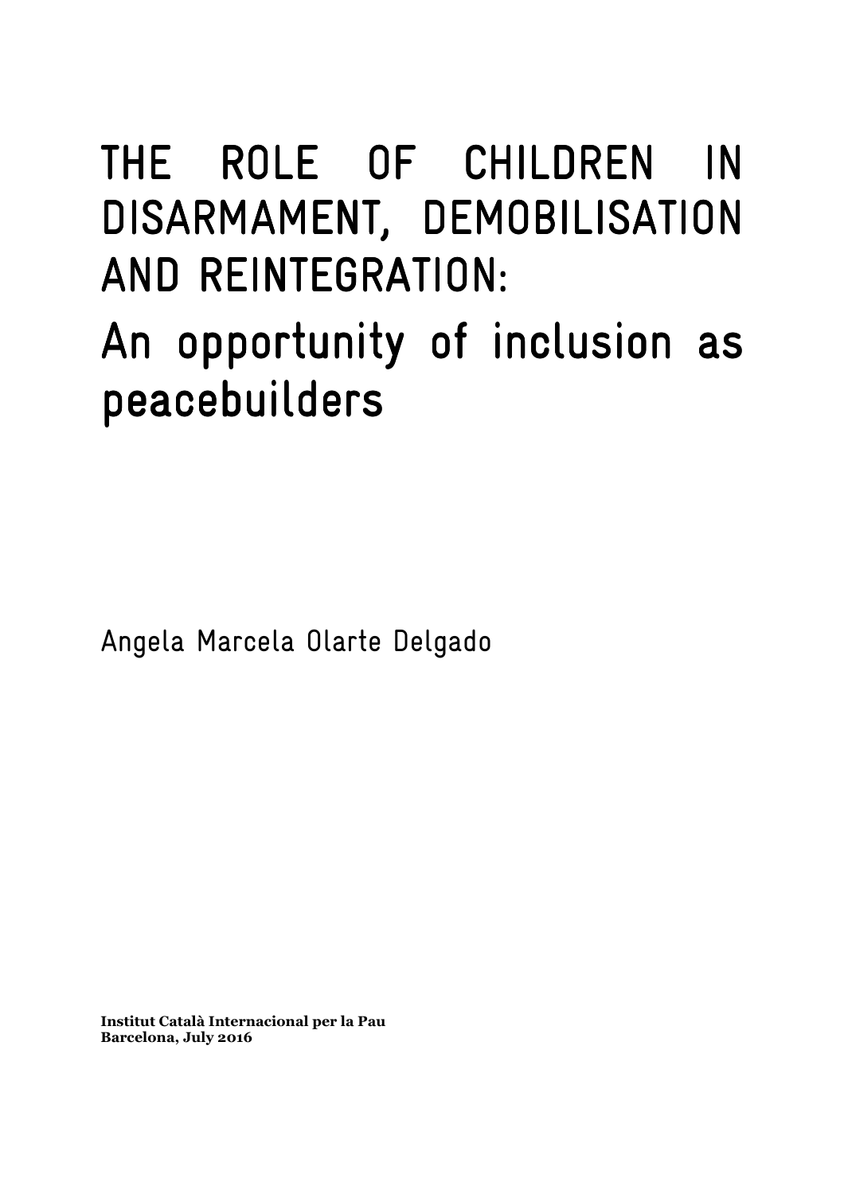# THE ROLE OF CHILDREN IN DISARMAMENT, DEMOBILISATION AND REINTEGRATION:

## An opportunity of inclusion as peacebuilders

Angela Marcela Olarte Delgado

**Institut Català Internacional per la Pau**
**Barcelona, July 2016**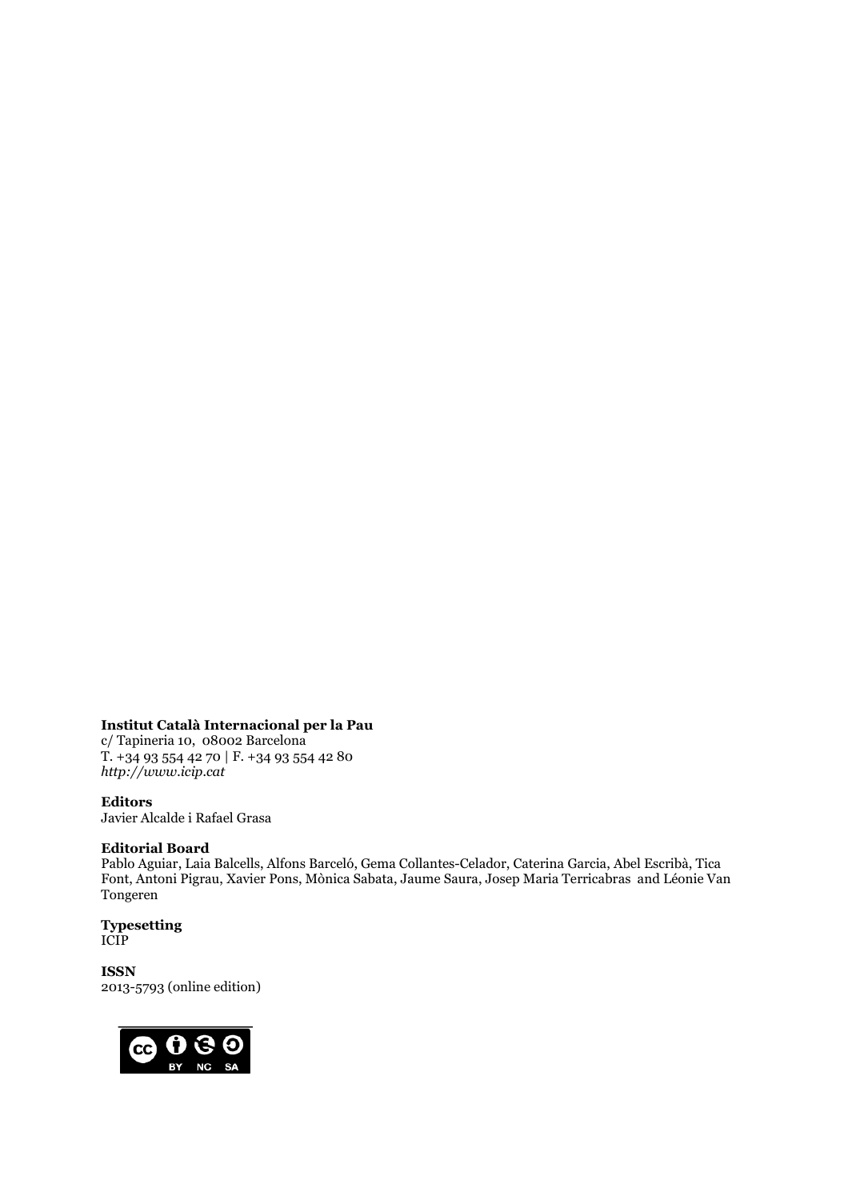**Institut Català Internacional per la Pau**
c/ Tapineria 10, 08002 Barcelona
T. +34 93 554 42 70 | F. +34 93 554 42 80
*http://www.icip.cat*

**Editors**
Javier Alcalde i Rafael Grasa

**Editorial Board**
Pablo Aguiar, Laia Balcells, Alfons Barceló, Gema Collantes-Celador, Caterina Garcia, Abel Escribà, Tica Font, Antoni Pigrau, Xavier Pons, Mònica Sabata, Jaume Saura, Josep Maria Terricabras and Léonie Van Tongeren

**Typesetting**
ICIP

**ISSN**
2013-5793 (online edition)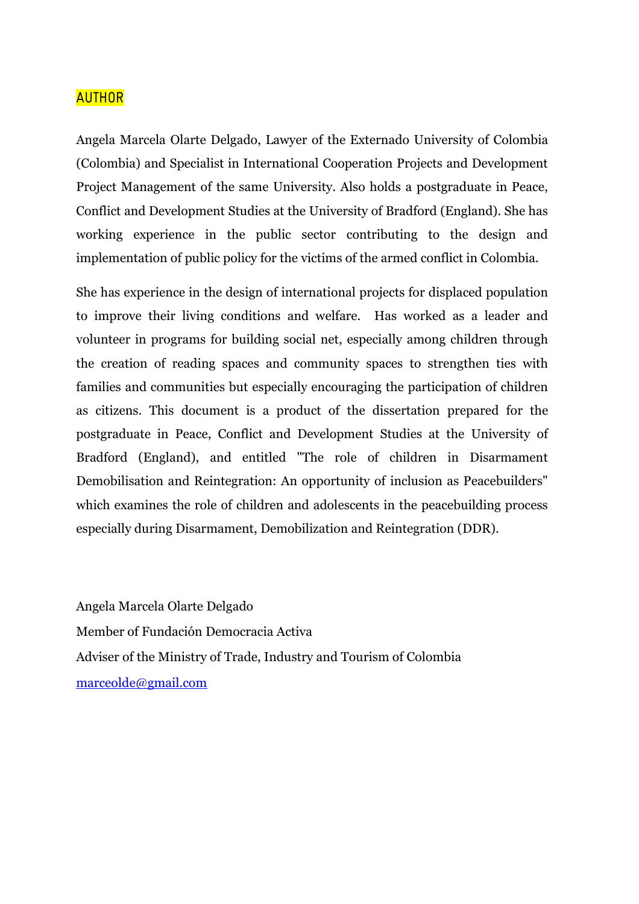## AUTHOR

Angela Marcela Olarte Delgado, Lawyer of the Externado University of Colombia (Colombia) and Specialist in International Cooperation Projects and Development Project Management of the same University. Also holds a postgraduate in Peace, Conflict and Development Studies at the University of Bradford (England). She has working experience in the public sector contributing to the design and implementation of public policy for the victims of the armed conflict in Colombia.

She has experience in the design of international projects for displaced population to improve their living conditions and welfare. Has worked as a leader and volunteer in programs for building social net, especially among children through the creation of reading spaces and community spaces to strengthen ties with families and communities but especially encouraging the participation of children as citizens. This document is a product of the dissertation prepared for the postgraduate in Peace, Conflict and Development Studies at the University of Bradford (England), and entitled "The role of children in Disarmament Demobilisation and Reintegration: An opportunity of inclusion as Peacebuilders" which examines the role of children and adolescents in the peacebuilding process especially during Disarmament, Demobilization and Reintegration (DDR).

Angela Marcela Olarte Delgado

Member of Fundación Democracia Activa

Adviser of the Ministry of Trade, Industry and Tourism of Colombia

marceolde@gmail.com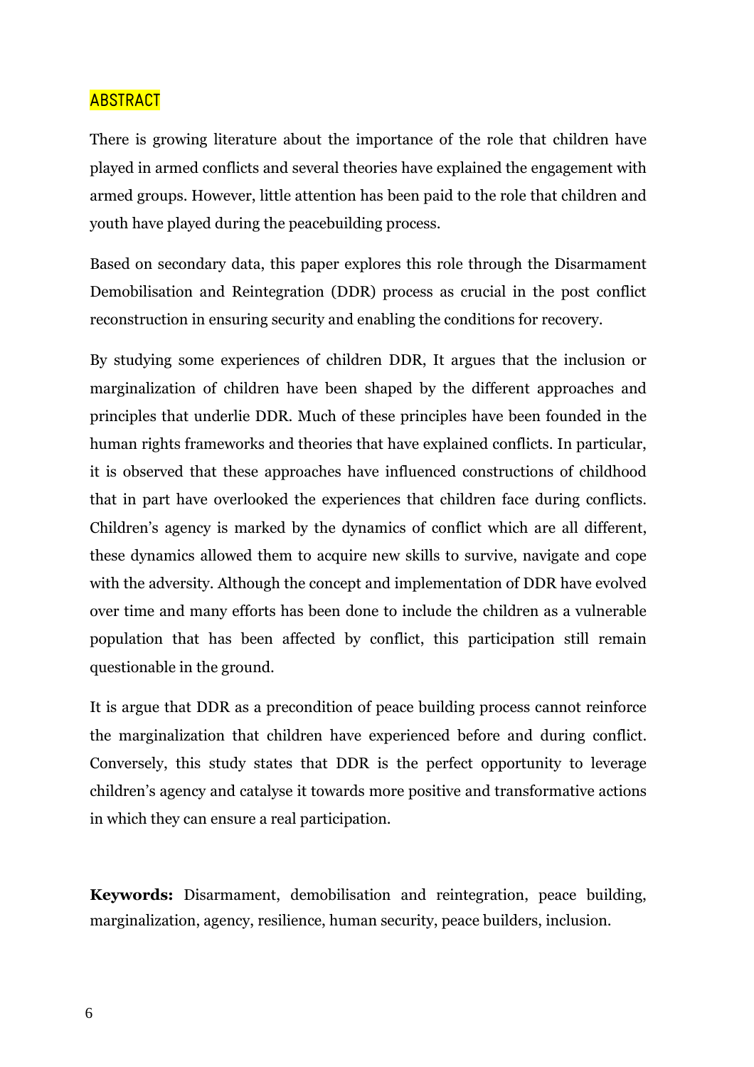## ABSTRACT

There is growing literature about the importance of the role that children have played in armed conflicts and several theories have explained the engagement with armed groups. However, little attention has been paid to the role that children and youth have played during the peacebuilding process.

Based on secondary data, this paper explores this role through the Disarmament Demobilisation and Reintegration (DDR) process as crucial in the post conflict reconstruction in ensuring security and enabling the conditions for recovery.

By studying some experiences of children DDR, It argues that the inclusion or marginalization of children have been shaped by the different approaches and principles that underlie DDR. Much of these principles have been founded in the human rights frameworks and theories that have explained conflicts. In particular, it is observed that these approaches have influenced constructions of childhood that in part have overlooked the experiences that children face during conflicts. Children's agency is marked by the dynamics of conflict which are all different, these dynamics allowed them to acquire new skills to survive, navigate and cope with the adversity. Although the concept and implementation of DDR have evolved over time and many efforts has been done to include the children as a vulnerable population that has been affected by conflict, this participation still remain questionable in the ground.

It is argue that DDR as a precondition of peace building process cannot reinforce the marginalization that children have experienced before and during conflict. Conversely, this study states that DDR is the perfect opportunity to leverage children's agency and catalyse it towards more positive and transformative actions in which they can ensure a real participation.

**Keywords:** Disarmament, demobilisation and reintegration, peace building, marginalization, agency, resilience, human security, peace builders, inclusion.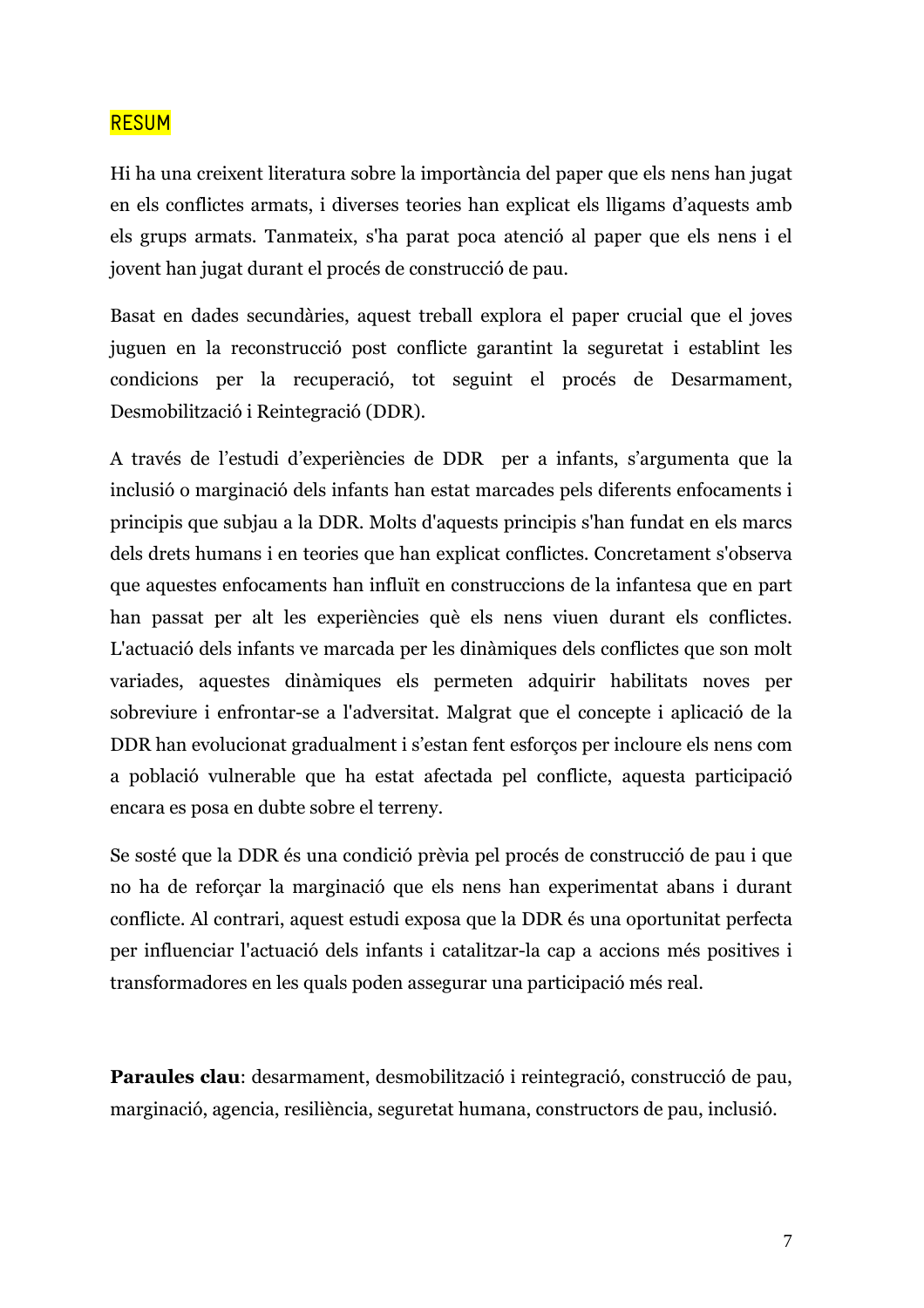## RESUM

Hi ha una creixent literatura sobre la importància del paper que els nens han jugat en els conflictes armats, i diverses teories han explicat els lligams d'aquests amb els grups armats. Tanmateix, s'ha parat poca atenció al paper que els nens i el jovent han jugat durant el procés de construcció de pau.

Basat en dades secundàries, aquest treball explora el paper crucial que el joves juguen en la reconstrucció post conflicte garantint la seguretat i establint les condicions per la recuperació, tot seguint el procés de Desarmament, Desmobilització i Reintegració (DDR).

A través de l'estudi d'experiències de DDR per a infants, s'argumenta que la inclusió o marginació dels infants han estat marcades pels diferents enfocaments i principis que subjau a la DDR. Molts d'aquests principis s'han fundat en els marcs dels drets humans i en teories que han explicat conflictes. Concretament s'observa que aquestes enfocaments han influït en construccions de la infantesa que en part han passat per alt les experiències què els nens viuen durant els conflictes. L'actuació dels infants ve marcada per les dinàmiques dels conflictes que son molt variades, aquestes dinàmiques els permeten adquirir habilitats noves per sobreviure i enfrontar-se a l'adversitat. Malgrat que el concepte i aplicació de la DDR han evolucionat gradualment i s'estan fent esforços per incloure els nens com a població vulnerable que ha estat afectada pel conflicte, aquesta participació encara es posa en dubte sobre el terreny.

Se sosté que la DDR és una condició prèvia pel procés de construcció de pau i que no ha de reforçar la marginació que els nens han experimentat abans i durant conflicte. Al contrari, aquest estudi exposa que la DDR és una oportunitat perfecta per influenciar l'actuació dels infants i catalitzar-la cap a accions més positives i transformadores en les quals poden assegurar una participació més real.

**Paraules clau**: desarmament, desmobilització i reintegració, construcció de pau, marginació, agencia, resiliència, seguretat humana, constructors de pau, inclusió.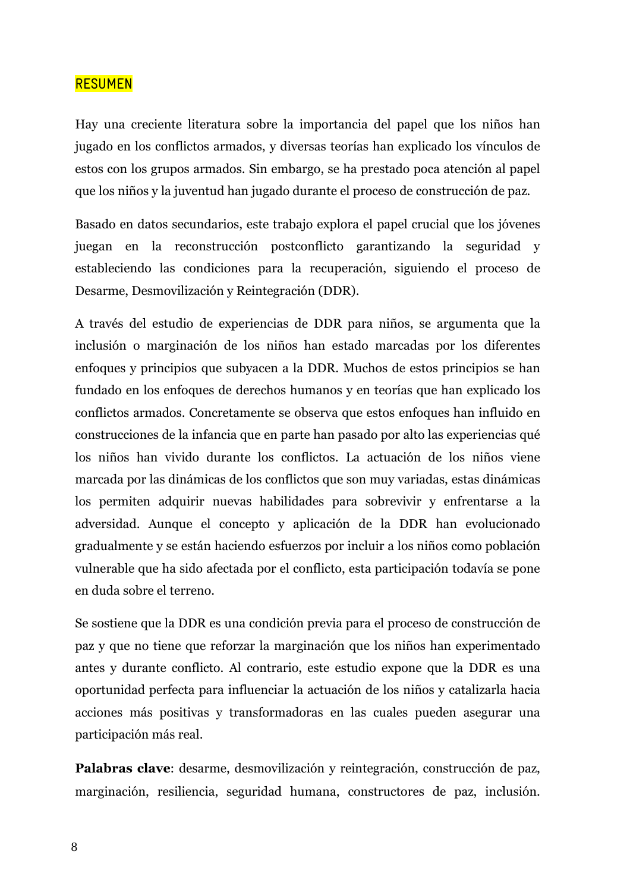# RESUMEN

Hay una creciente literatura sobre la importancia del papel que los niños han jugado en los conflictos armados, y diversas teorías han explicado los vínculos de estos con los grupos armados. Sin embargo, se ha prestado poca atención al papel que los niños y la juventud han jugado durante el proceso de construcción de paz.

Basado en datos secundarios, este trabajo explora el papel crucial que los jóvenes juegan en la reconstrucción postconflicto garantizando la seguridad y estableciendo las condiciones para la recuperación, siguiendo el proceso de Desarme, Desmovilización y Reintegración (DDR).

A través del estudio de experiencias de DDR para niños, se argumenta que la inclusión o marginación de los niños han estado marcadas por los diferentes enfoques y principios que subyacen a la DDR. Muchos de estos principios se han fundado en los enfoques de derechos humanos y en teorías que han explicado los conflictos armados. Concretamente se observa que estos enfoques han influido en construcciones de la infancia que en parte han pasado por alto las experiencias qué los niños han vivido durante los conflictos. La actuación de los niños viene marcada por las dinámicas de los conflictos que son muy variadas, estas dinámicas los permiten adquirir nuevas habilidades para sobrevivir y enfrentarse a la adversidad. Aunque el concepto y aplicación de la DDR han evolucionado gradualmente y se están haciendo esfuerzos por incluir a los niños como población vulnerable que ha sido afectada por el conflicto, esta participación todavía se pone en duda sobre el terreno.

Se sostiene que la DDR es una condición previa para el proceso de construcción de paz y que no tiene que reforzar la marginación que los niños han experimentado antes y durante conflicto. Al contrario, este estudio expone que la DDR es una oportunidad perfecta para influenciar la actuación de los niños y catalizarla hacia acciones más positivas y transformadoras en las cuales pueden asegurar una participación más real.

**Palabras clave**: desarme, desmovilización y reintegración, construcción de paz, marginación, resiliencia, seguridad humana, constructores de paz, inclusión.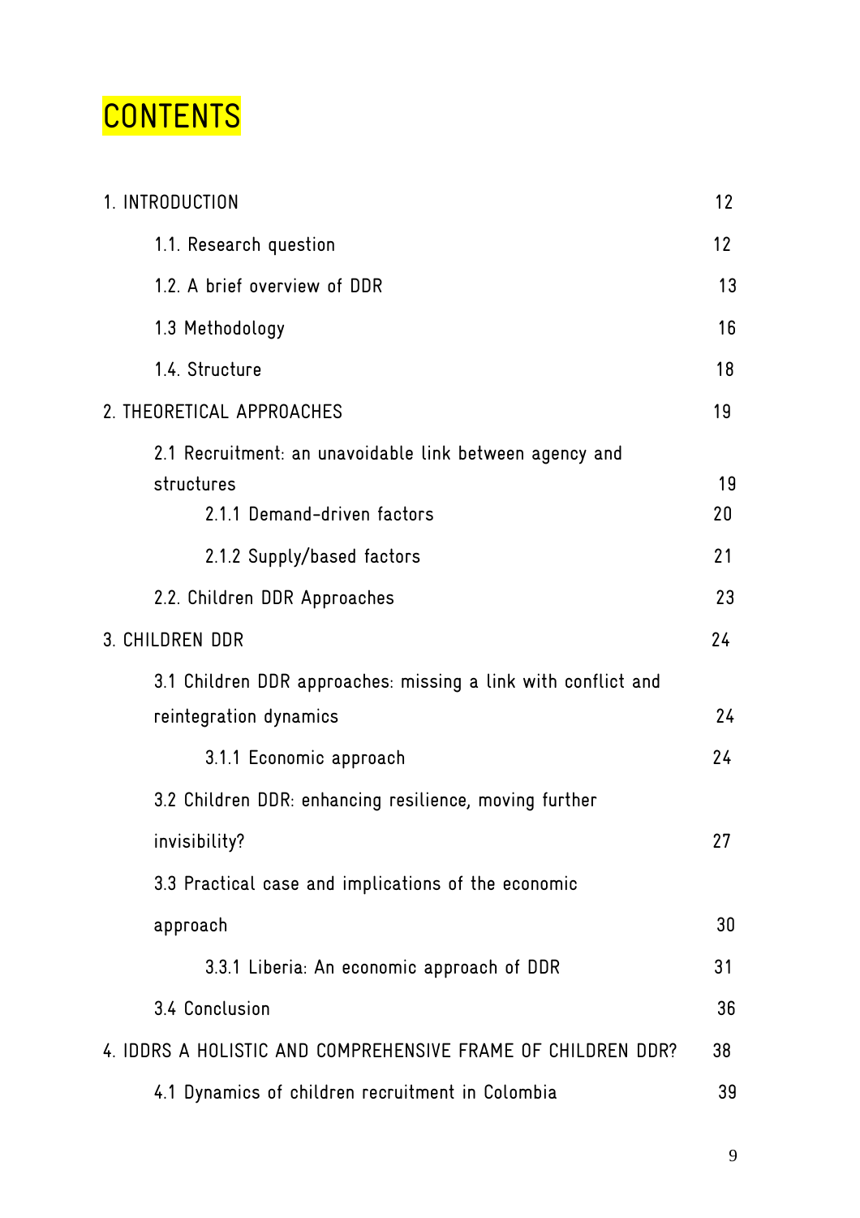# CONTENTS

| | |
|---|---|
| 1. INTRODUCTION | 12 |
| 1.1. Research question | 12 |
| 1.2. A brief overview of DDR | 13 |
| 1.3 Methodology | 16 |
| 1.4. Structure | 18 |
| 2. THEORETICAL APPROACHES | 19 |
| 2.1 Recruitment: an unavoidable link between agency and structures | 19 |
| 2.1.1 Demand-driven factors | 20 |
| 2.1.2 Supply/based factors | 21 |
| 2.2. Children DDR Approaches | 23 |
| 3. CHILDREN DDR | 24 |
| 3.1 Children DDR approaches: missing a link with conflict and reintegration dynamics | 24 |
| 3.1.1 Economic approach | 24 |
| 3.2 Children DDR: enhancing resilience, moving further invisibility? | 27 |
| 3.3 Practical case and implications of the economic approach | 30 |
| 3.3.1 Liberia: An economic approach of DDR | 31 |
| 3.4 Conclusion | 36 |
| 4. IDDRS A HOLISTIC AND COMPREHENSIVE FRAME OF CHILDREN DDR? | 38 |
| 4.1 Dynamics of children recruitment in Colombia | 39 |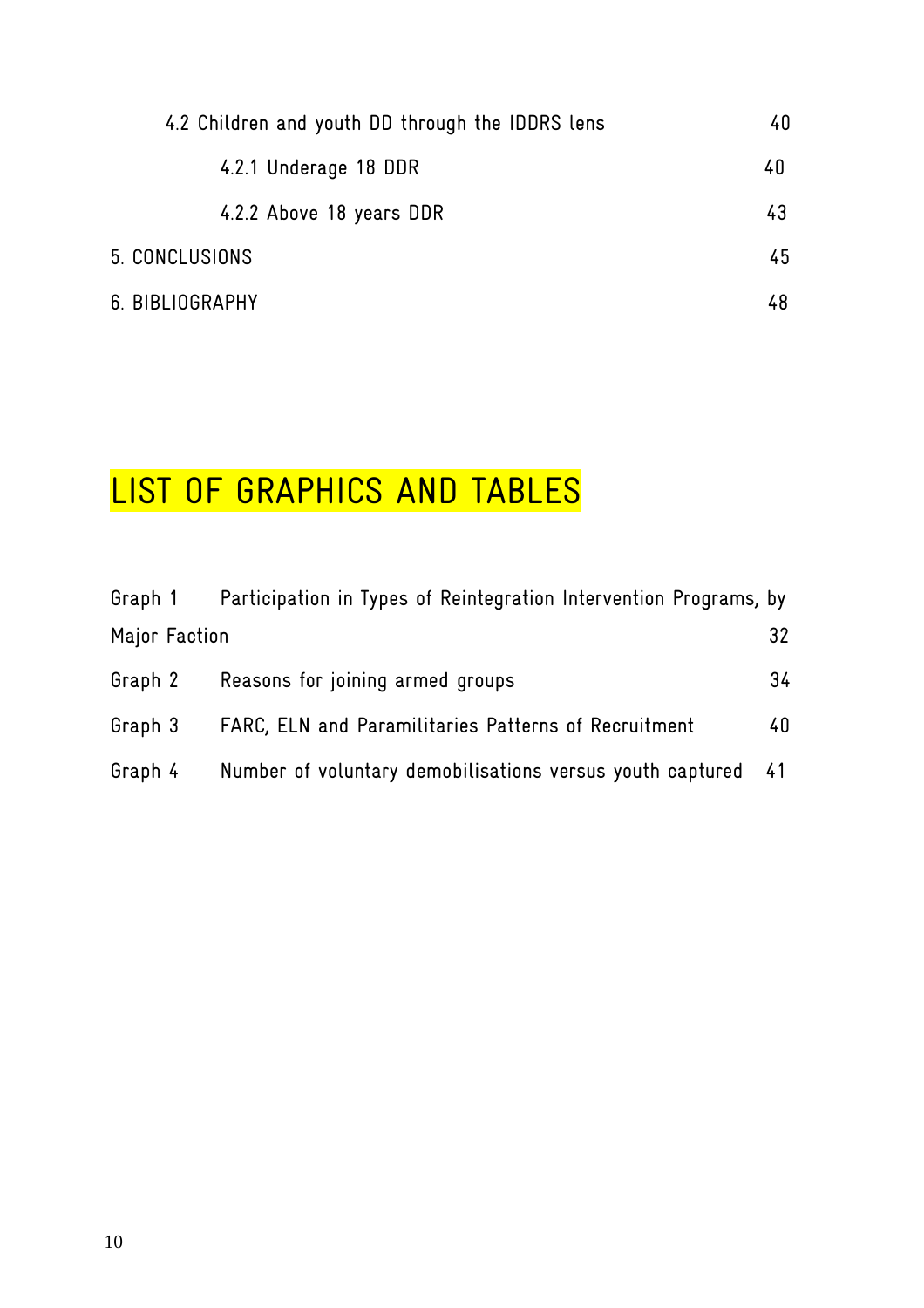4.2 Children and youth DD through the IDDRS lens 40

4.2.1 Underage 18 DDR 40

4.2.2 Above 18 years DDR 43

5. CONCLUSIONS 45

6. BIBLIOGRAPHY 48

# LIST OF GRAPHICS AND TABLES

Graph 1 Participation in Types of Reintegration Intervention Programs, by Major Faction 32

Graph 2 Reasons for joining armed groups 34

Graph 3 FARC, ELN and Paramilitaries Patterns of Recruitment 40

Graph 4 Number of voluntary demobilisations versus youth captured 41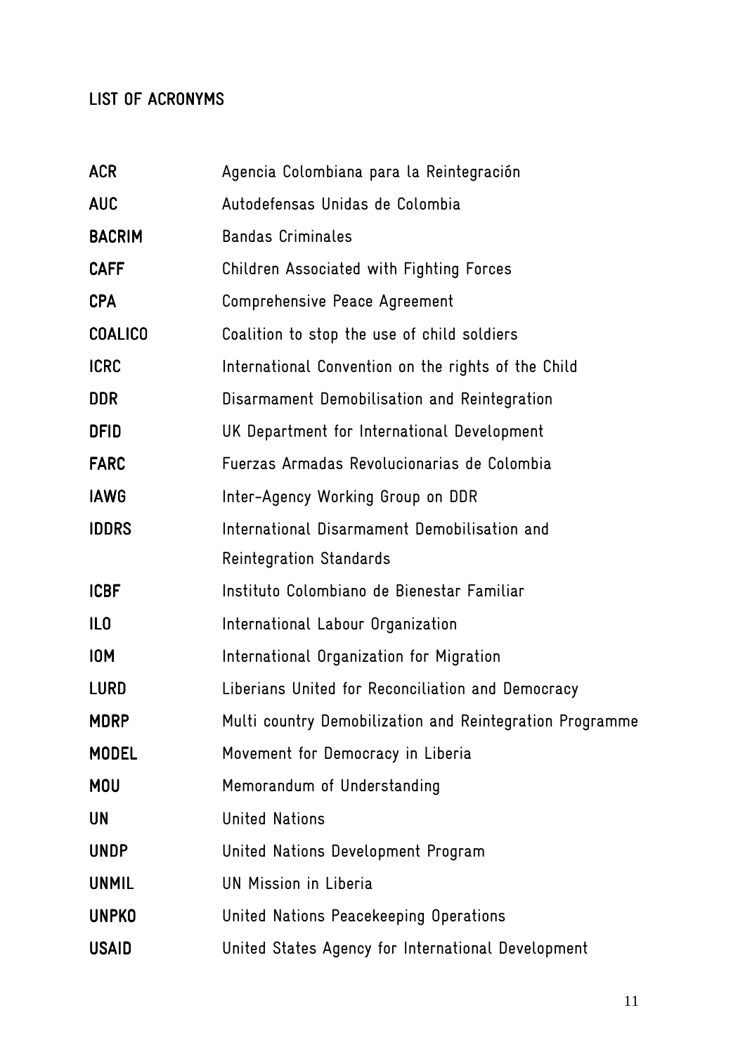## LIST OF ACRONYMS

| | |
|---|---|
| **ACR** | Agencia Colombiana para la Reintegración |
| **AUC** | Autodefensas Unidas de Colombia |
| **BACRIM** | Bandas Criminales |
| **CAFF** | Children Associated with Fighting Forces |
| **CPA** | Comprehensive Peace Agreement |
| **COALICO** | Coalition to stop the use of child soldiers |
| **ICRC** | International Convention on the rights of the Child |
| **DDR** | Disarmament Demobilisation and Reintegration |
| **DFID** | UK Department for International Development |
| **FARC** | Fuerzas Armadas Revolucionarias de Colombia |
| **IAWG** | Inter-Agency Working Group on DDR |
| **IDDRS** | International Disarmament Demobilisation and Reintegration Standards |
| **ICBF** | Instituto Colombiano de Bienestar Familiar |
| **ILO** | International Labour Organization |
| **IOM** | International Organization for Migration |
| **LURD** | Liberians United for Reconciliation and Democracy |
| **MDRP** | Multi country Demobilization and Reintegration Programme |
| **MODEL** | Movement for Democracy in Liberia |
| **MOU** | Memorandum of Understanding |
| **UN** | United Nations |
| **UNDP** | United Nations Development Program |
| **UNMIL** | UN Mission in Liberia |
| **UNPKO** | United Nations Peacekeeping Operations |
| **USAID** | United States Agency for International Development |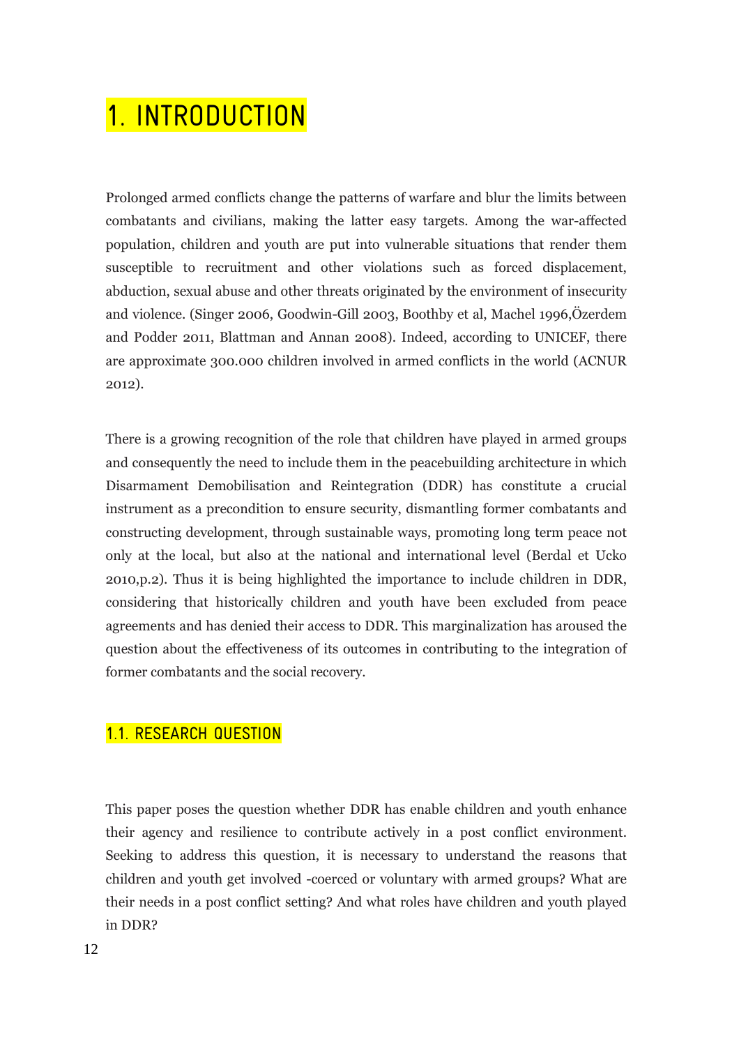# 1. INTRODUCTION

Prolonged armed conflicts change the patterns of warfare and blur the limits between combatants and civilians, making the latter easy targets. Among the war-affected population, children and youth are put into vulnerable situations that render them susceptible to recruitment and other violations such as forced displacement, abduction, sexual abuse and other threats originated by the environment of insecurity and violence. (Singer 2006, Goodwin-Gill 2003, Boothby et al, Machel 1996,Özerdem and Podder 2011, Blattman and Annan 2008). Indeed, according to UNICEF, there are approximate 300.000 children involved in armed conflicts in the world (ACNUR 2012).

There is a growing recognition of the role that children have played in armed groups and consequently the need to include them in the peacebuilding architecture in which Disarmament Demobilisation and Reintegration (DDR) has constitute a crucial instrument as a precondition to ensure security, dismantling former combatants and constructing development, through sustainable ways, promoting long term peace not only at the local, but also at the national and international level (Berdal et Ucko 2010,p.2). Thus it is being highlighted the importance to include children in DDR, considering that historically children and youth have been excluded from peace agreements and has denied their access to DDR. This marginalization has aroused the question about the effectiveness of its outcomes in contributing to the integration of former combatants and the social recovery.

## 1.1. RESEARCH QUESTION

This paper poses the question whether DDR has enable children and youth enhance their agency and resilience to contribute actively in a post conflict environment. Seeking to address this question, it is necessary to understand the reasons that children and youth get involved -coerced or voluntary with armed groups? What are their needs in a post conflict setting? And what roles have children and youth played in DDR?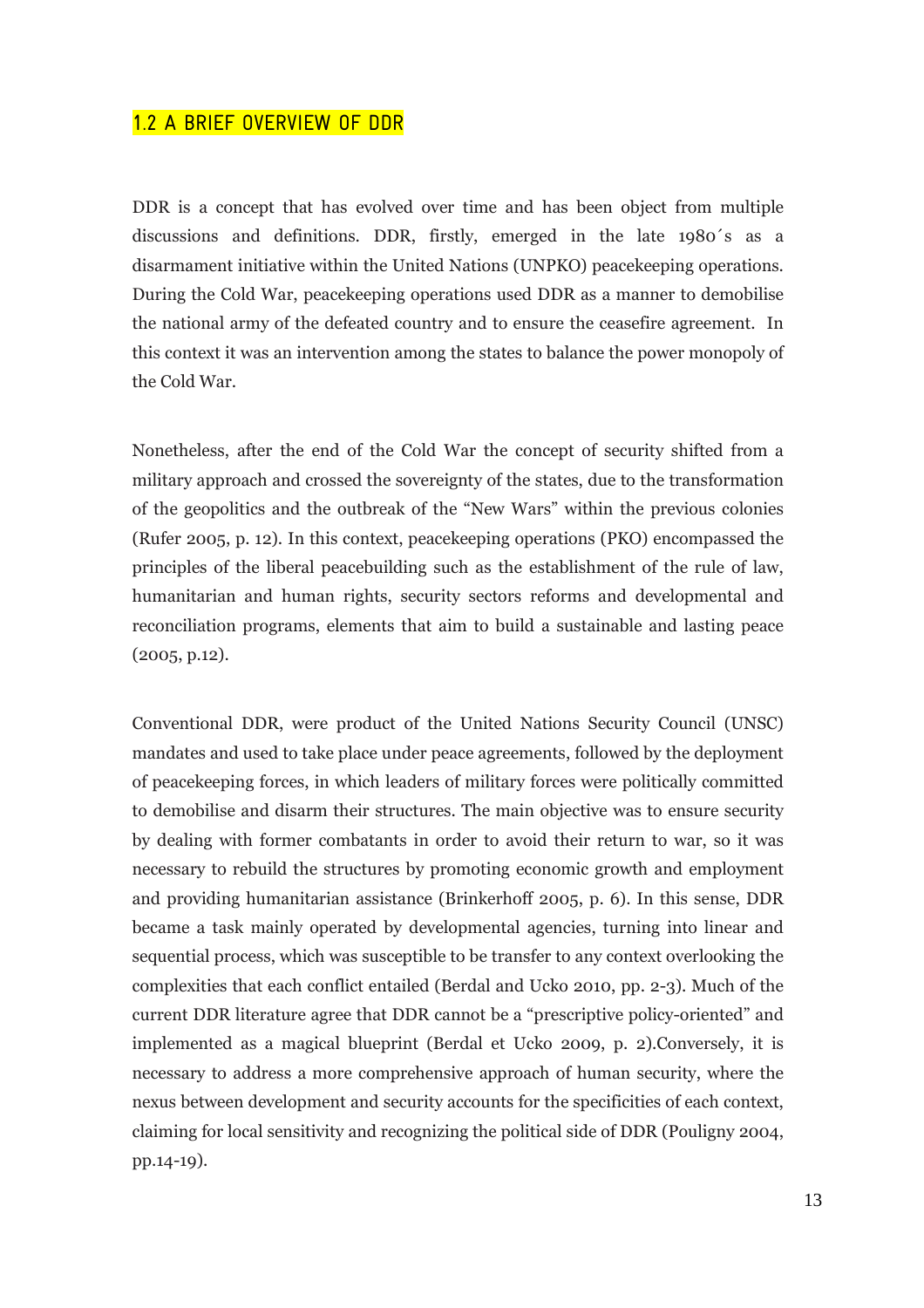## 1.2 A BRIEF OVERVIEW OF DDR

DDR is a concept that has evolved over time and has been object from multiple discussions and definitions. DDR, firstly, emerged in the late 1980´s as a disarmament initiative within the United Nations (UNPKO) peacekeeping operations. During the Cold War, peacekeeping operations used DDR as a manner to demobilise the national army of the defeated country and to ensure the ceasefire agreement. In this context it was an intervention among the states to balance the power monopoly of the Cold War.

Nonetheless, after the end of the Cold War the concept of security shifted from a military approach and crossed the sovereignty of the states, due to the transformation of the geopolitics and the outbreak of the "New Wars" within the previous colonies (Rufer 2005, p. 12). In this context, peacekeeping operations (PKO) encompassed the principles of the liberal peacebuilding such as the establishment of the rule of law, humanitarian and human rights, security sectors reforms and developmental and reconciliation programs, elements that aim to build a sustainable and lasting peace (2005, p.12).

Conventional DDR, were product of the United Nations Security Council (UNSC) mandates and used to take place under peace agreements, followed by the deployment of peacekeeping forces, in which leaders of military forces were politically committed to demobilise and disarm their structures. The main objective was to ensure security by dealing with former combatants in order to avoid their return to war, so it was necessary to rebuild the structures by promoting economic growth and employment and providing humanitarian assistance (Brinkerhoff 2005, p. 6). In this sense, DDR became a task mainly operated by developmental agencies, turning into linear and sequential process, which was susceptible to be transfer to any context overlooking the complexities that each conflict entailed (Berdal and Ucko 2010, pp. 2-3). Much of the current DDR literature agree that DDR cannot be a "prescriptive policy-oriented" and implemented as a magical blueprint (Berdal et Ucko 2009, p. 2).Conversely, it is necessary to address a more comprehensive approach of human security, where the nexus between development and security accounts for the specificities of each context, claiming for local sensitivity and recognizing the political side of DDR (Pouligny 2004, pp.14-19).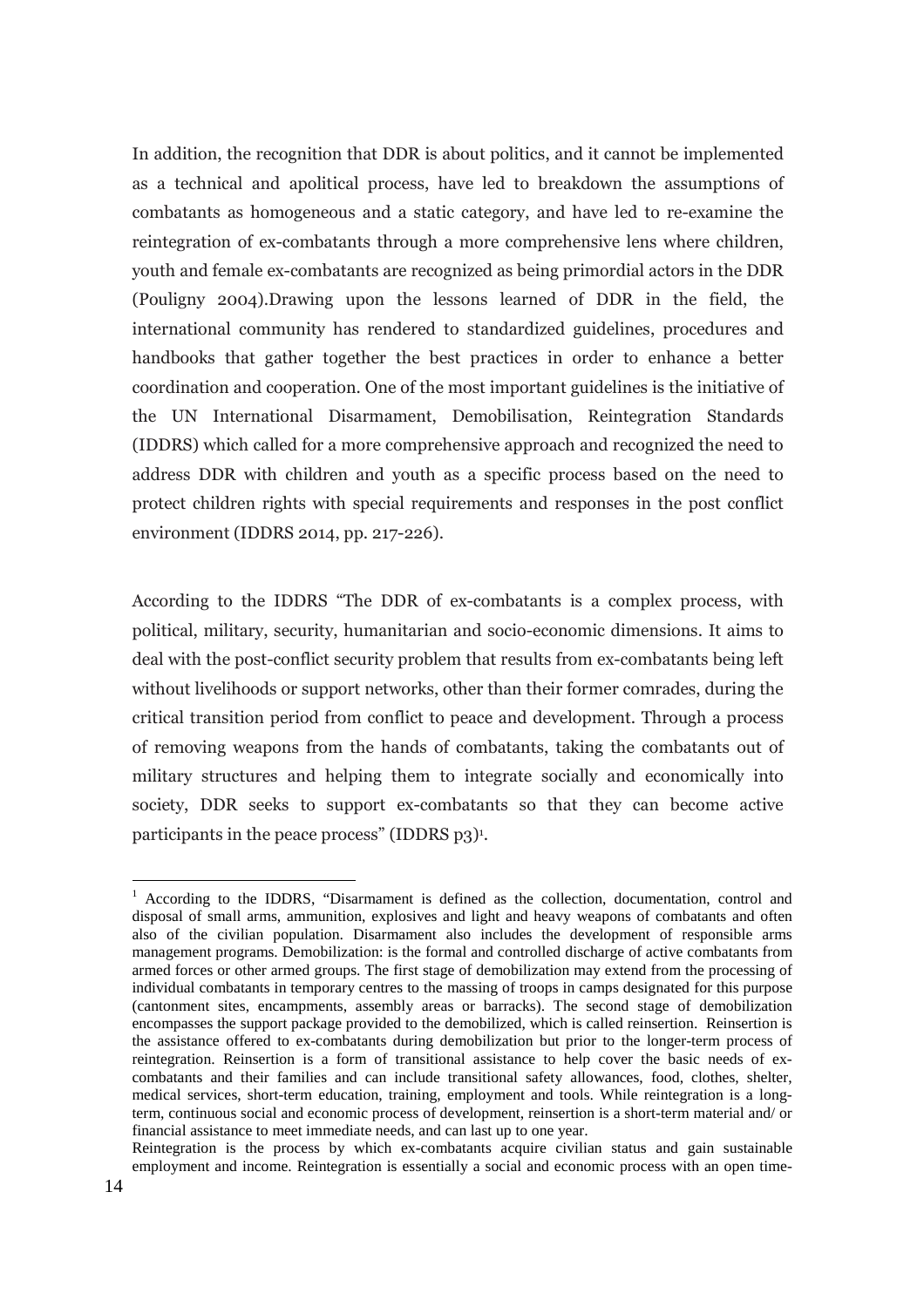In addition, the recognition that DDR is about politics, and it cannot be implemented as a technical and apolitical process, have led to breakdown the assumptions of combatants as homogeneous and a static category, and have led to re-examine the reintegration of ex-combatants through a more comprehensive lens where children, youth and female ex-combatants are recognized as being primordial actors in the DDR (Pouligny 2004).Drawing upon the lessons learned of DDR in the field, the international community has rendered to standardized guidelines, procedures and handbooks that gather together the best practices in order to enhance a better coordination and cooperation. One of the most important guidelines is the initiative of the UN International Disarmament, Demobilisation, Reintegration Standards (IDDRS) which called for a more comprehensive approach and recognized the need to address DDR with children and youth as a specific process based on the need to protect children rights with special requirements and responses in the post conflict environment (IDDRS 2014, pp. 217-226).

According to the IDDRS "The DDR of ex-combatants is a complex process, with political, military, security, humanitarian and socio-economic dimensions. It aims to deal with the post-conflict security problem that results from ex-combatants being left without livelihoods or support networks, other than their former comrades, during the critical transition period from conflict to peace and development. Through a process of removing weapons from the hands of combatants, taking the combatants out of military structures and helping them to integrate socially and economically into society, DDR seeks to support ex-combatants so that they can become active participants in the peace process" (IDDRS p3)[1].

---

[1] According to the IDDRS, "Disarmament is defined as the collection, documentation, control and disposal of small arms, ammunition, explosives and light and heavy weapons of combatants and often also of the civilian population. Disarmament also includes the development of responsible arms management programs. Demobilization: is the formal and controlled discharge of active combatants from armed forces or other armed groups. The first stage of demobilization may extend from the processing of individual combatants in temporary centres to the massing of troops in camps designated for this purpose (cantonment sites, encampments, assembly areas or barracks). The second stage of demobilization encompasses the support package provided to the demobilized, which is called reinsertion. Reinsertion is the assistance offered to ex-combatants during demobilization but prior to the longer-term process of reintegration. Reinsertion is a form of transitional assistance to help cover the basic needs of ex-combatants and their families and can include transitional safety allowances, food, clothes, shelter, medical services, short-term education, training, employment and tools. While reintegration is a long-term, continuous social and economic process of development, reinsertion is a short-term material and/ or financial assistance to meet immediate needs, and can last up to one year.

Reintegration is the process by which ex-combatants acquire civilian status and gain sustainable employment and income. Reintegration is essentially a social and economic process with an open time-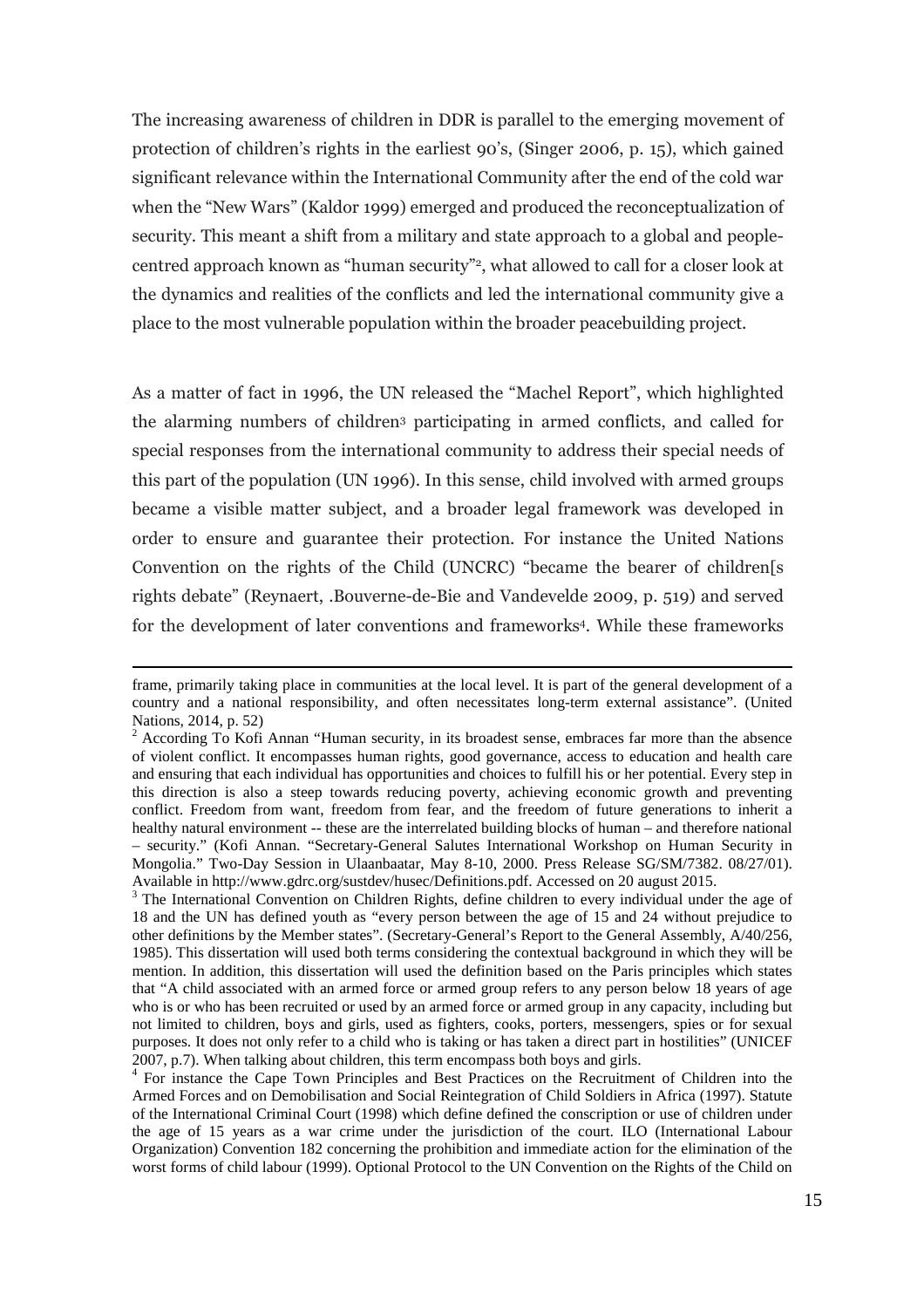The increasing awareness of children in DDR is parallel to the emerging movement of protection of children's rights in the earliest 90's, (Singer 2006, p. 15), which gained significant relevance within the International Community after the end of the cold war when the "New Wars" (Kaldor 1999) emerged and produced the reconceptualization of security. This meant a shift from a military and state approach to a global and people-centred approach known as "human security"[2], what allowed to call for a closer look at the dynamics and realities of the conflicts and led the international community give a place to the most vulnerable population within the broader peacebuilding project.

As a matter of fact in 1996, the UN released the "Machel Report", which highlighted the alarming numbers of children[3] participating in armed conflicts, and called for special responses from the international community to address their special needs of this part of the population (UN 1996). In this sense, child involved with armed groups became a visible matter subject, and a broader legal framework was developed in order to ensure and guarantee their protection. For instance the United Nations Convention on the rights of the Child (UNCRC) "became the bearer of children[s rights debate" (Reynaert, .Bouverne-de-Bie and Vandevelde 2009, p. 519) and served for the development of later conventions and frameworks[4]. While these frameworks

---

frame, primarily taking place in communities at the local level. It is part of the general development of a country and a national responsibility, and often necessitates long-term external assistance". (United Nations, 2014, p. 52)

[2] According To Kofi Annan "Human security, in its broadest sense, embraces far more than the absence of violent conflict. It encompasses human rights, good governance, access to education and health care and ensuring that each individual has opportunities and choices to fulfill his or her potential. Every step in this direction is also a steep towards reducing poverty, achieving economic growth and preventing conflict. Freedom from want, freedom from fear, and the freedom of future generations to inherit a healthy natural environment -- these are the interrelated building blocks of human – and therefore national – security." (Kofi Annan. "Secretary-General Salutes International Workshop on Human Security in Mongolia." Two-Day Session in Ulaanbaatar, May 8-10, 2000. Press Release SG/SM/7382. 08/27/01). Available in http://www.gdrc.org/sustdev/husec/Definitions.pdf. Accessed on 20 august 2015.

[3] The International Convention on Children Rights, define children to every individual under the age of 18 and the UN has defined youth as "every person between the age of 15 and 24 without prejudice to other definitions by the Member states". (Secretary-General's Report to the General Assembly, A/40/256, 1985). This dissertation will used both terms considering the contextual background in which they will be mention. In addition, this dissertation will used the definition based on the Paris principles which states that "A child associated with an armed force or armed group refers to any person below 18 years of age who is or who has been recruited or used by an armed force or armed group in any capacity, including but not limited to children, boys and girls, used as fighters, cooks, porters, messengers, spies or for sexual purposes. It does not only refer to a child who is taking or has taken a direct part in hostilities" (UNICEF 2007, p.7). When talking about children, this term encompass both boys and girls.

[4] For instance the Cape Town Principles and Best Practices on the Recruitment of Children into the Armed Forces and on Demobilisation and Social Reintegration of Child Soldiers in Africa (1997). Statute of the International Criminal Court (1998) which define defined the conscription or use of children under the age of 15 years as a war crime under the jurisdiction of the court. ILO (International Labour Organization) Convention 182 concerning the prohibition and immediate action for the elimination of the worst forms of child labour (1999). Optional Protocol to the UN Convention on the Rights of the Child on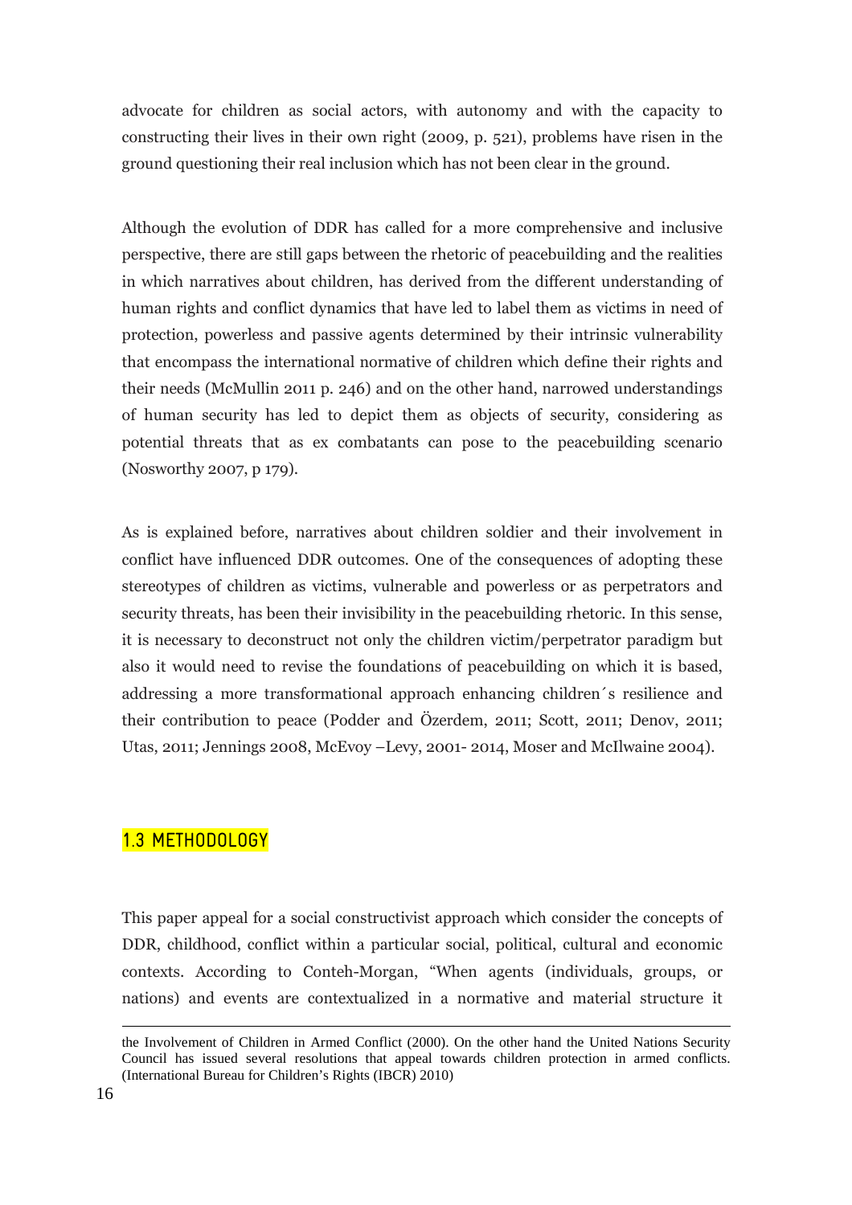advocate for children as social actors, with autonomy and with the capacity to constructing their lives in their own right (2009, p. 521), problems have risen in the ground questioning their real inclusion which has not been clear in the ground.

Although the evolution of DDR has called for a more comprehensive and inclusive perspective, there are still gaps between the rhetoric of peacebuilding and the realities in which narratives about children, has derived from the different understanding of human rights and conflict dynamics that have led to label them as victims in need of protection, powerless and passive agents determined by their intrinsic vulnerability that encompass the international normative of children which define their rights and their needs (McMullin 2011 p. 246) and on the other hand, narrowed understandings of human security has led to depict them as objects of security, considering as potential threats that as ex combatants can pose to the peacebuilding scenario (Nosworthy 2007, p 179).

As is explained before, narratives about children soldier and their involvement in conflict have influenced DDR outcomes. One of the consequences of adopting these stereotypes of children as victims, vulnerable and powerless or as perpetrators and security threats, has been their invisibility in the peacebuilding rhetoric. In this sense, it is necessary to deconstruct not only the children victim/perpetrator paradigm but also it would need to revise the foundations of peacebuilding on which it is based, addressing a more transformational approach enhancing children´s resilience and their contribution to peace (Podder and Özerdem, 2011; Scott, 2011; Denov, 2011; Utas, 2011; Jennings 2008, McEvoy –Levy, 2001- 2014, Moser and McIlwaine 2004).

## 1.3 METHODOLOGY

This paper appeal for a social constructivist approach which consider the concepts of DDR, childhood, conflict within a particular social, political, cultural and economic contexts. According to Conteh-Morgan, "When agents (individuals, groups, or nations) and events are contextualized in a normative and material structure it

---

the Involvement of Children in Armed Conflict (2000). On the other hand the United Nations Security Council has issued several resolutions that appeal towards children protection in armed conflicts. (International Bureau for Children's Rights (IBCR) 2010)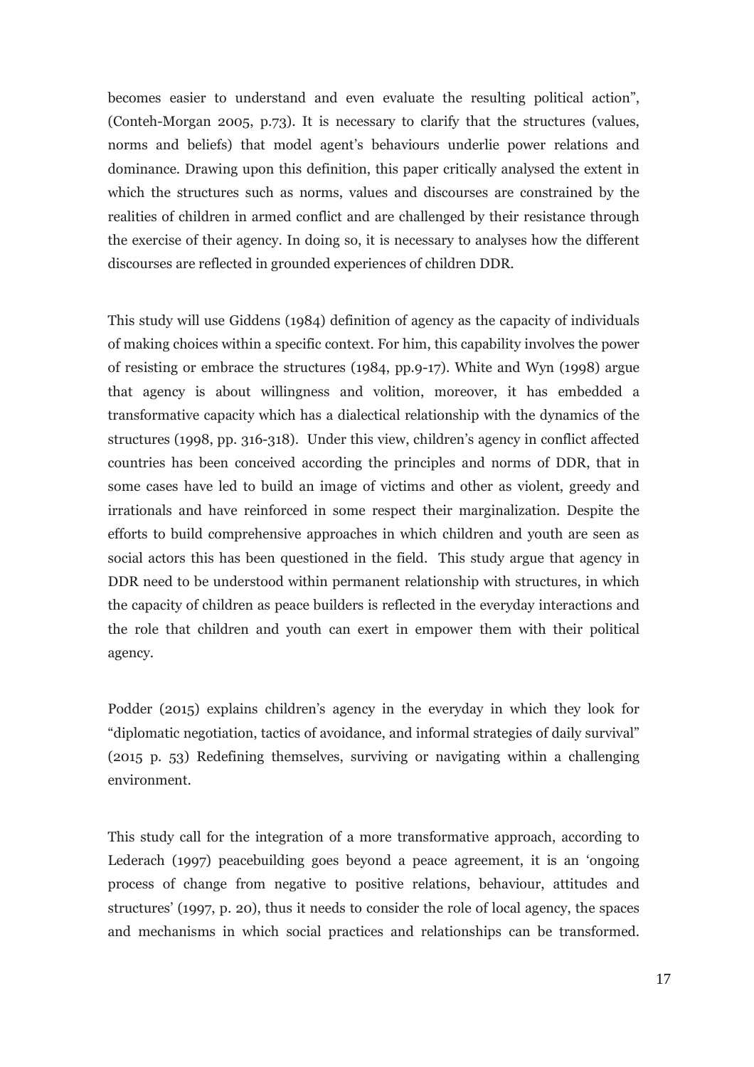becomes easier to understand and even evaluate the resulting political action", (Conteh-Morgan 2005, p.73). It is necessary to clarify that the structures (values, norms and beliefs) that model agent's behaviours underlie power relations and dominance. Drawing upon this definition, this paper critically analysed the extent in which the structures such as norms, values and discourses are constrained by the realities of children in armed conflict and are challenged by their resistance through the exercise of their agency. In doing so, it is necessary to analyses how the different discourses are reflected in grounded experiences of children DDR.

This study will use Giddens (1984) definition of agency as the capacity of individuals of making choices within a specific context. For him, this capability involves the power of resisting or embrace the structures (1984, pp.9-17). White and Wyn (1998) argue that agency is about willingness and volition, moreover, it has embedded a transformative capacity which has a dialectical relationship with the dynamics of the structures (1998, pp. 316-318). Under this view, children's agency in conflict affected countries has been conceived according the principles and norms of DDR, that in some cases have led to build an image of victims and other as violent, greedy and irrationals and have reinforced in some respect their marginalization. Despite the efforts to build comprehensive approaches in which children and youth are seen as social actors this has been questioned in the field. This study argue that agency in DDR need to be understood within permanent relationship with structures, in which the capacity of children as peace builders is reflected in the everyday interactions and the role that children and youth can exert in empower them with their political agency.

Podder (2015) explains children's agency in the everyday in which they look for "diplomatic negotiation, tactics of avoidance, and informal strategies of daily survival" (2015 p. 53) Redefining themselves, surviving or navigating within a challenging environment.

This study call for the integration of a more transformative approach, according to Lederach (1997) peacebuilding goes beyond a peace agreement, it is an 'ongoing process of change from negative to positive relations, behaviour, attitudes and structures' (1997, p. 20), thus it needs to consider the role of local agency, the spaces and mechanisms in which social practices and relationships can be transformed.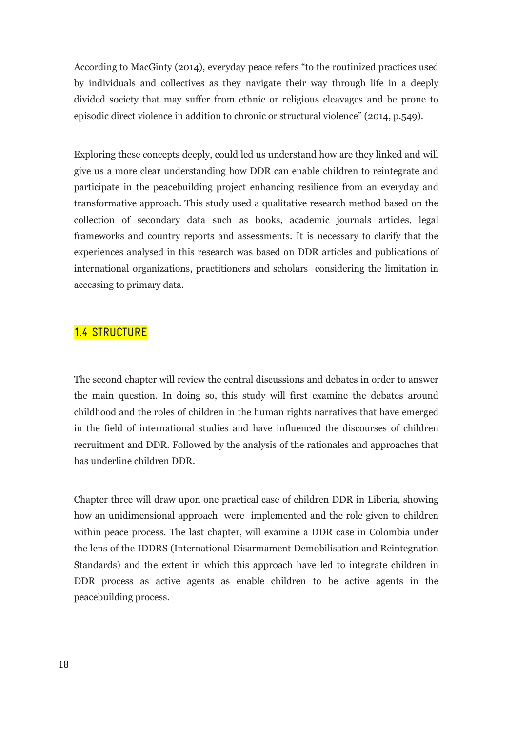According to MacGinty (2014), everyday peace refers "to the routinized practices used by individuals and collectives as they navigate their way through life in a deeply divided society that may suffer from ethnic or religious cleavages and be prone to episodic direct violence in addition to chronic or structural violence" (2014, p.549).

Exploring these concepts deeply, could led us understand how are they linked and will give us a more clear understanding how DDR can enable children to reintegrate and participate in the peacebuilding project enhancing resilience from an everyday and transformative approach. This study used a qualitative research method based on the collection of secondary data such as books, academic journals articles, legal frameworks and country reports and assessments. It is necessary to clarify that the experiences analysed in this research was based on DDR articles and publications of international organizations, practitioners and scholars considering the limitation in accessing to primary data.

## 1.4 STRUCTURE

The second chapter will review the central discussions and debates in order to answer the main question. In doing so, this study will first examine the debates around childhood and the roles of children in the human rights narratives that have emerged in the field of international studies and have influenced the discourses of children recruitment and DDR. Followed by the analysis of the rationales and approaches that has underline children DDR.

Chapter three will draw upon one practical case of children DDR in Liberia, showing how an unidimensional approach were implemented and the role given to children within peace process. The last chapter, will examine a DDR case in Colombia under the lens of the IDDRS (International Disarmament Demobilisation and Reintegration Standards) and the extent in which this approach have led to integrate children in DDR process as active agents as enable children to be active agents in the peacebuilding process.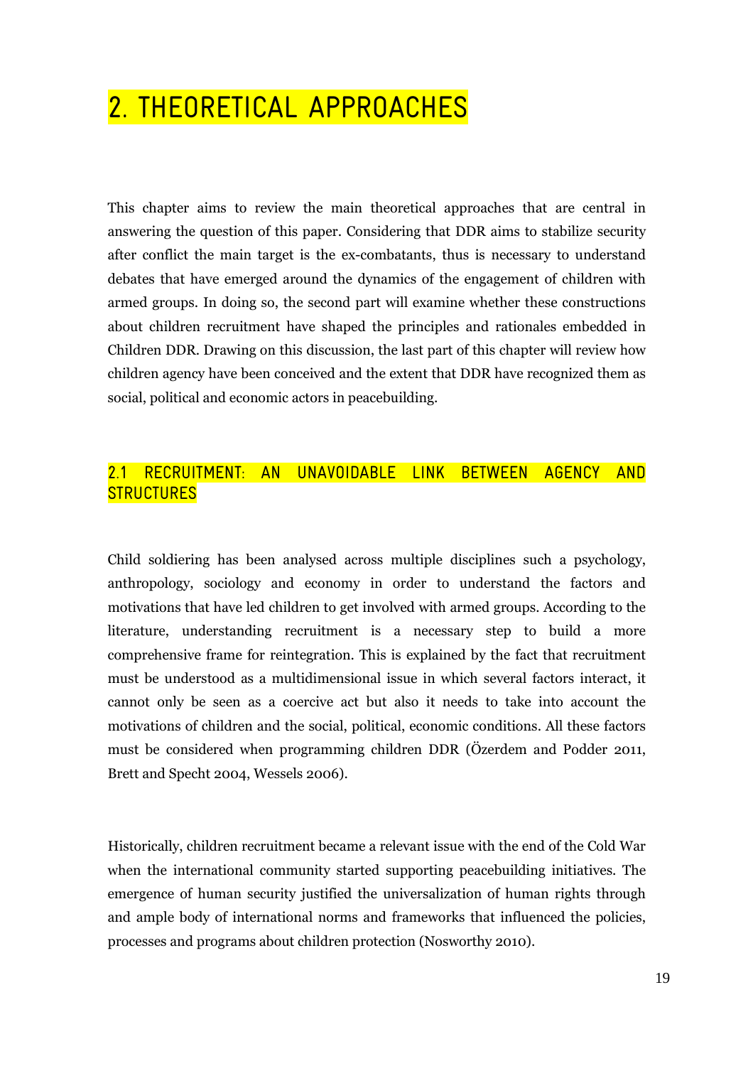# 2. THEORETICAL APPROACHES

This chapter aims to review the main theoretical approaches that are central in answering the question of this paper. Considering that DDR aims to stabilize security after conflict the main target is the ex-combatants, thus is necessary to understand debates that have emerged around the dynamics of the engagement of children with armed groups. In doing so, the second part will examine whether these constructions about children recruitment have shaped the principles and rationales embedded in Children DDR. Drawing on this discussion, the last part of this chapter will review how children agency have been conceived and the extent that DDR have recognized them as social, political and economic actors in peacebuilding.

## 2.1 RECRUITMENT: AN UNAVOIDABLE LINK BETWEEN AGENCY AND STRUCTURES

Child soldiering has been analysed across multiple disciplines such a psychology, anthropology, sociology and economy in order to understand the factors and motivations that have led children to get involved with armed groups. According to the literature, understanding recruitment is a necessary step to build a more comprehensive frame for reintegration. This is explained by the fact that recruitment must be understood as a multidimensional issue in which several factors interact, it cannot only be seen as a coercive act but also it needs to take into account the motivations of children and the social, political, economic conditions. All these factors must be considered when programming children DDR (Özerdem and Podder 2011, Brett and Specht 2004, Wessels 2006).

Historically, children recruitment became a relevant issue with the end of the Cold War when the international community started supporting peacebuilding initiatives. The emergence of human security justified the universalization of human rights through and ample body of international norms and frameworks that influenced the policies, processes and programs about children protection (Nosworthy 2010).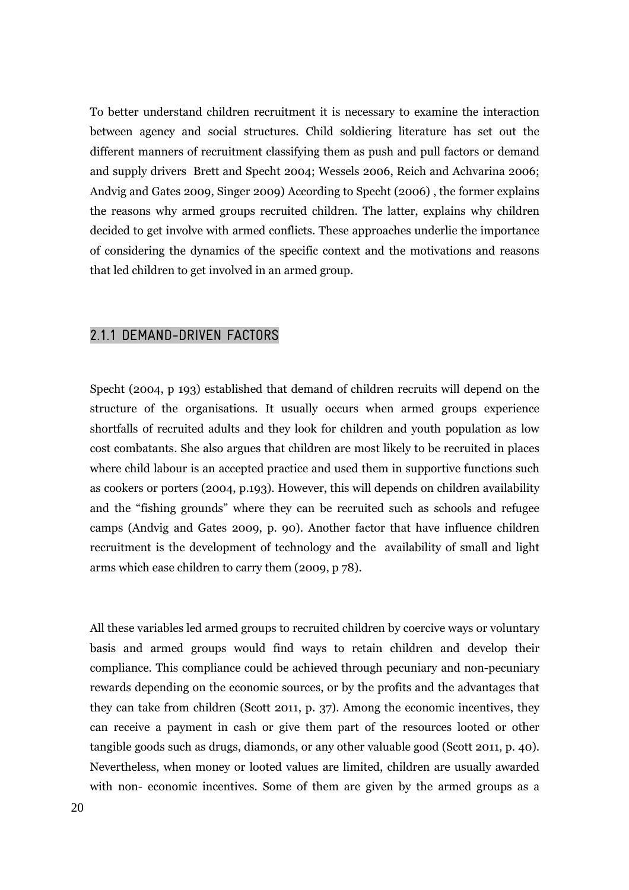To better understand children recruitment it is necessary to examine the interaction between agency and social structures. Child soldiering literature has set out the different manners of recruitment classifying them as push and pull factors or demand and supply drivers Brett and Specht 2004; Wessels 2006, Reich and Achvarina 2006; Andvig and Gates 2009, Singer 2009) According to Specht (2006) , the former explains the reasons why armed groups recruited children. The latter, explains why children decided to get involve with armed conflicts. These approaches underlie the importance of considering the dynamics of the specific context and the motivations and reasons that led children to get involved in an armed group.

### 2.1.1 DEMAND-DRIVEN FACTORS

Specht (2004, p 193) established that demand of children recruits will depend on the structure of the organisations. It usually occurs when armed groups experience shortfalls of recruited adults and they look for children and youth population as low cost combatants. She also argues that children are most likely to be recruited in places where child labour is an accepted practice and used them in supportive functions such as cookers or porters (2004, p.193). However, this will depends on children availability and the "fishing grounds" where they can be recruited such as schools and refugee camps (Andvig and Gates 2009, p. 90). Another factor that have influence children recruitment is the development of technology and the availability of small and light arms which ease children to carry them (2009, p 78).

All these variables led armed groups to recruited children by coercive ways or voluntary basis and armed groups would find ways to retain children and develop their compliance. This compliance could be achieved through pecuniary and non-pecuniary rewards depending on the economic sources, or by the profits and the advantages that they can take from children (Scott 2011, p. 37). Among the economic incentives, they can receive a payment in cash or give them part of the resources looted or other tangible goods such as drugs, diamonds, or any other valuable good (Scott 2011, p. 40). Nevertheless, when money or looted values are limited, children are usually awarded with non- economic incentives. Some of them are given by the armed groups as a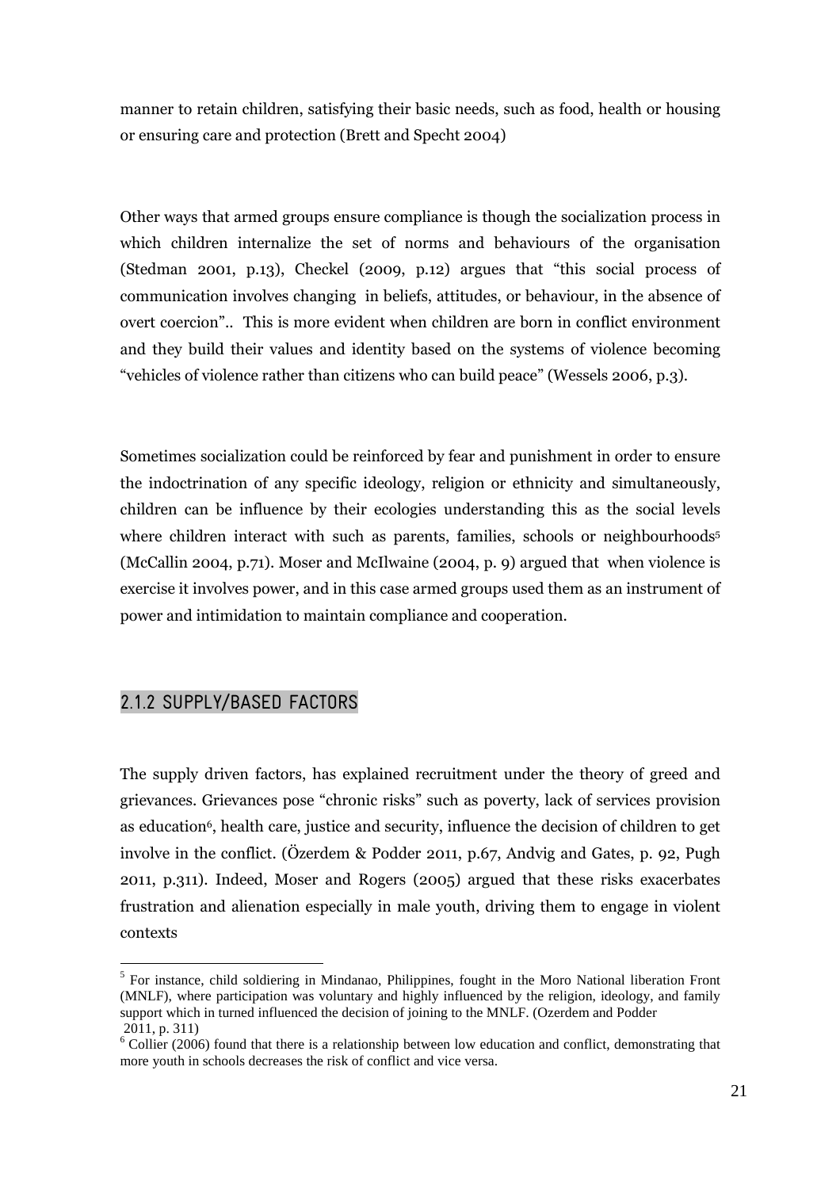manner to retain children, satisfying their basic needs, such as food, health or housing or ensuring care and protection (Brett and Specht 2004)

Other ways that armed groups ensure compliance is though the socialization process in which children internalize the set of norms and behaviours of the organisation (Stedman 2001, p.13), Checkel (2009, p.12) argues that "this social process of communication involves changing in beliefs, attitudes, or behaviour, in the absence of overt coercion".. This is more evident when children are born in conflict environment and they build their values and identity based on the systems of violence becoming "vehicles of violence rather than citizens who can build peace" (Wessels 2006, p.3).

Sometimes socialization could be reinforced by fear and punishment in order to ensure the indoctrination of any specific ideology, religion or ethnicity and simultaneously, children can be influence by their ecologies understanding this as the social levels where children interact with such as parents, families, schools or neighbourhoods[5] (McCallin 2004, p.71). Moser and McIlwaine (2004, p. 9) argued that when violence is exercise it involves power, and in this case armed groups used them as an instrument of power and intimidation to maintain compliance and cooperation.

### 2.1.2 SUPPLY/BASED FACTORS

The supply driven factors, has explained recruitment under the theory of greed and grievances. Grievances pose "chronic risks" such as poverty, lack of services provision as education[6], health care, justice and security, influence the decision of children to get involve in the conflict. (Özerdem & Podder 2011, p.67, Andvig and Gates, p. 92, Pugh 2011, p.311). Indeed, Moser and Rogers (2005) argued that these risks exacerbates frustration and alienation especially in male youth, driving them to engage in violent contexts

---

[5] For instance, child soldiering in Mindanao, Philippines, fought in the Moro National liberation Front (MNLF), where participation was voluntary and highly influenced by the religion, ideology, and family support which in turned influenced the decision of joining to the MNLF. (Ozerdem and Podder 2011, p. 311)

[6] Collier (2006) found that there is a relationship between low education and conflict, demonstrating that more youth in schools decreases the risk of conflict and vice versa.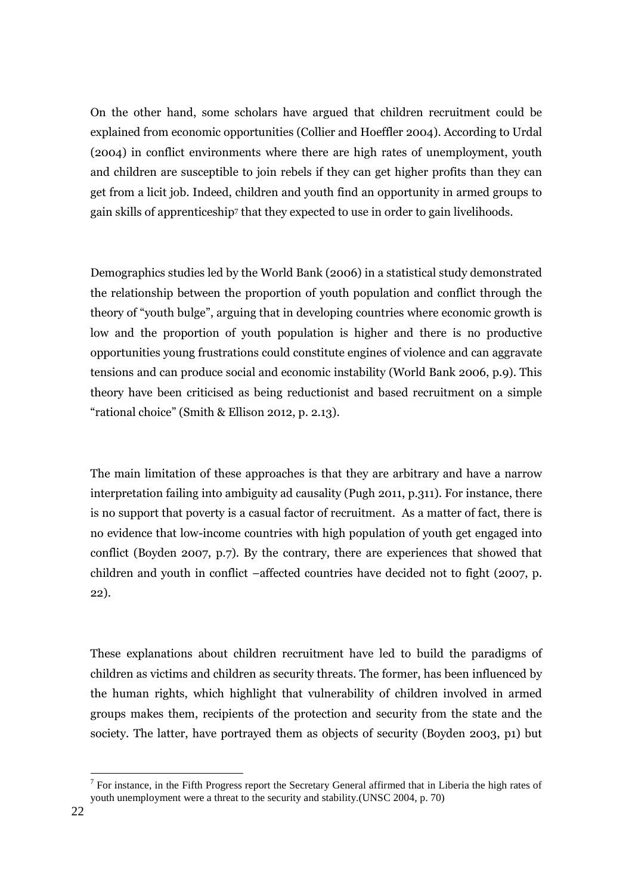On the other hand, some scholars have argued that children recruitment could be explained from economic opportunities (Collier and Hoeffler 2004). According to Urdal (2004) in conflict environments where there are high rates of unemployment, youth and children are susceptible to join rebels if they can get higher profits than they can get from a licit job. Indeed, children and youth find an opportunity in armed groups to gain skills of apprenticeship[7] that they expected to use in order to gain livelihoods.

Demographics studies led by the World Bank (2006) in a statistical study demonstrated the relationship between the proportion of youth population and conflict through the theory of "youth bulge", arguing that in developing countries where economic growth is low and the proportion of youth population is higher and there is no productive opportunities young frustrations could constitute engines of violence and can aggravate tensions and can produce social and economic instability (World Bank 2006, p.9). This theory have been criticised as being reductionist and based recruitment on a simple "rational choice" (Smith & Ellison 2012, p. 2.13).

The main limitation of these approaches is that they are arbitrary and have a narrow interpretation failing into ambiguity ad causality (Pugh 2011, p.311). For instance, there is no support that poverty is a casual factor of recruitment. As a matter of fact, there is no evidence that low-income countries with high population of youth get engaged into conflict (Boyden 2007, p.7). By the contrary, there are experiences that showed that children and youth in conflict –affected countries have decided not to fight (2007, p. 22).

These explanations about children recruitment have led to build the paradigms of children as victims and children as security threats. The former, has been influenced by the human rights, which highlight that vulnerability of children involved in armed groups makes them, recipients of the protection and security from the state and the society. The latter, have portrayed them as objects of security (Boyden 2003, p1) but

[7] For instance, in the Fifth Progress report the Secretary General affirmed that in Liberia the high rates of youth unemployment were a threat to the security and stability.(UNSC 2004, p. 70)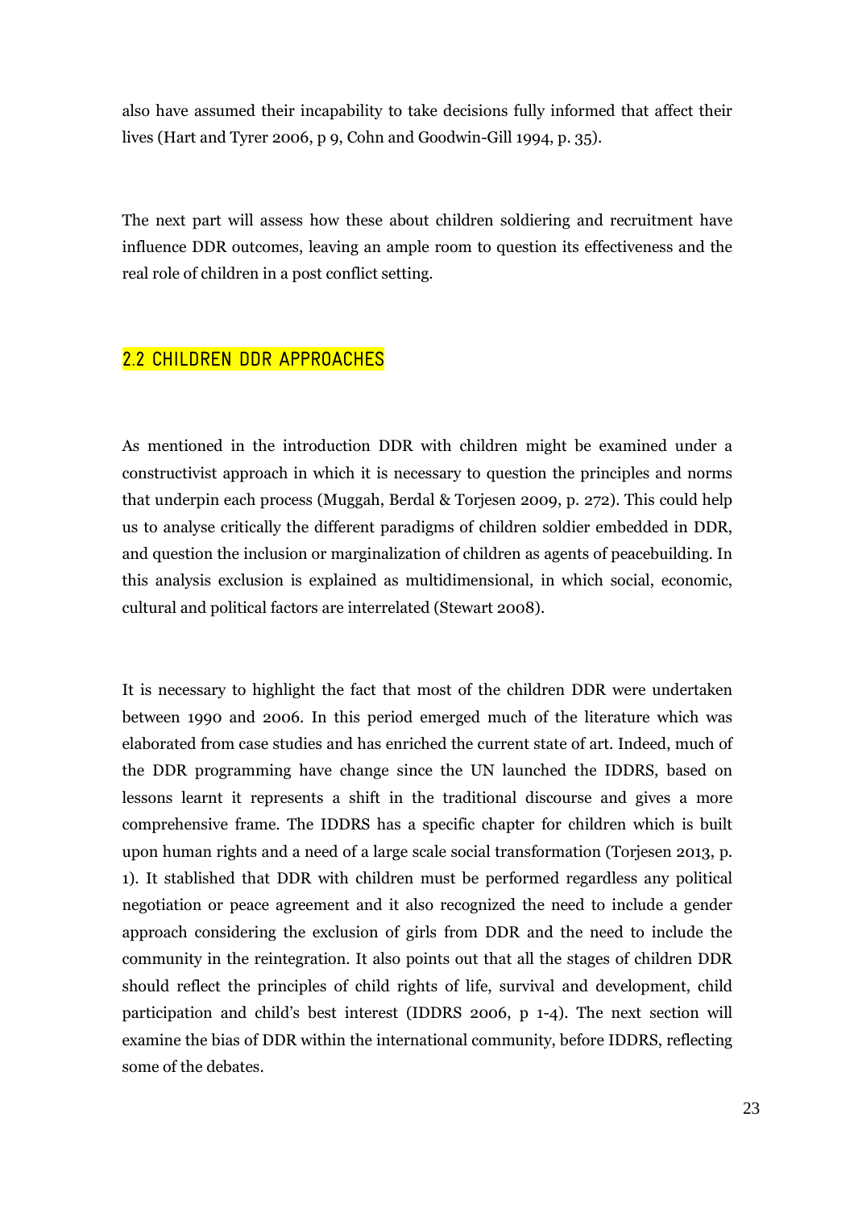also have assumed their incapability to take decisions fully informed that affect their lives (Hart and Tyrer 2006, p 9, Cohn and Goodwin-Gill 1994, p. 35).

The next part will assess how these about children soldiering and recruitment have influence DDR outcomes, leaving an ample room to question its effectiveness and the real role of children in a post conflict setting.

## 2.2 CHILDREN DDR APPROACHES

As mentioned in the introduction DDR with children might be examined under a constructivist approach in which it is necessary to question the principles and norms that underpin each process (Muggah, Berdal & Torjesen 2009, p. 272). This could help us to analyse critically the different paradigms of children soldier embedded in DDR, and question the inclusion or marginalization of children as agents of peacebuilding. In this analysis exclusion is explained as multidimensional, in which social, economic, cultural and political factors are interrelated (Stewart 2008).

It is necessary to highlight the fact that most of the children DDR were undertaken between 1990 and 2006. In this period emerged much of the literature which was elaborated from case studies and has enriched the current state of art. Indeed, much of the DDR programming have change since the UN launched the IDDRS, based on lessons learnt it represents a shift in the traditional discourse and gives a more comprehensive frame. The IDDRS has a specific chapter for children which is built upon human rights and a need of a large scale social transformation (Torjesen 2013, p. 1). It stablished that DDR with children must be performed regardless any political negotiation or peace agreement and it also recognized the need to include a gender approach considering the exclusion of girls from DDR and the need to include the community in the reintegration. It also points out that all the stages of children DDR should reflect the principles of child rights of life, survival and development, child participation and child's best interest (IDDRS 2006, p 1-4). The next section will examine the bias of DDR within the international community, before IDDRS, reflecting some of the debates.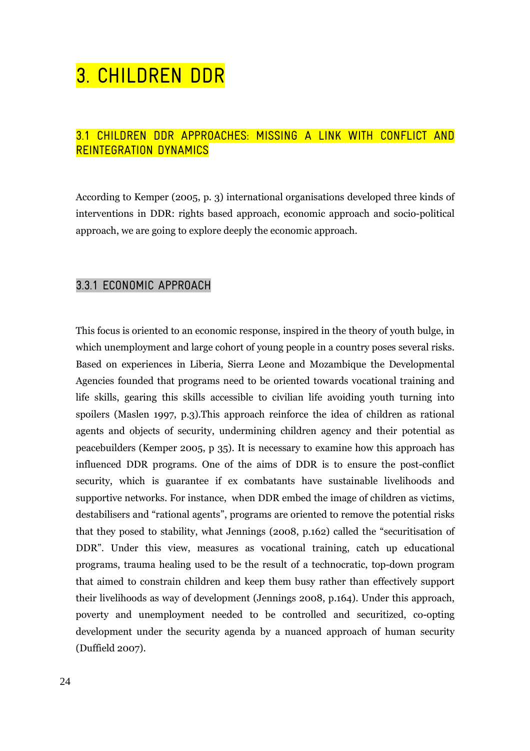# 3. CHILDREN DDR

## 3.1 CHILDREN DDR APPROACHES: MISSING A LINK WITH CONFLICT AND REINTEGRATION DYNAMICS

According to Kemper (2005, p. 3) international organisations developed three kinds of interventions in DDR: rights based approach, economic approach and socio-political approach, we are going to explore deeply the economic approach.

### 3.3.1 ECONOMIC APPROACH

This focus is oriented to an economic response, inspired in the theory of youth bulge, in which unemployment and large cohort of young people in a country poses several risks. Based on experiences in Liberia, Sierra Leone and Mozambique the Developmental Agencies founded that programs need to be oriented towards vocational training and life skills, gearing this skills accessible to civilian life avoiding youth turning into spoilers (Maslen 1997, p.3).This approach reinforce the idea of children as rational agents and objects of security, undermining children agency and their potential as peacebuilders (Kemper 2005, p 35). It is necessary to examine how this approach has influenced DDR programs. One of the aims of DDR is to ensure the post-conflict security, which is guarantee if ex combatants have sustainable livelihoods and supportive networks. For instance, when DDR embed the image of children as victims, destabilisers and "rational agents", programs are oriented to remove the potential risks that they posed to stability, what Jennings (2008, p.162) called the "securitisation of DDR". Under this view, measures as vocational training, catch up educational programs, trauma healing used to be the result of a technocratic, top-down program that aimed to constrain children and keep them busy rather than effectively support their livelihoods as way of development (Jennings 2008, p.164). Under this approach, poverty and unemployment needed to be controlled and securitized, co-opting development under the security agenda by a nuanced approach of human security (Duffield 2007).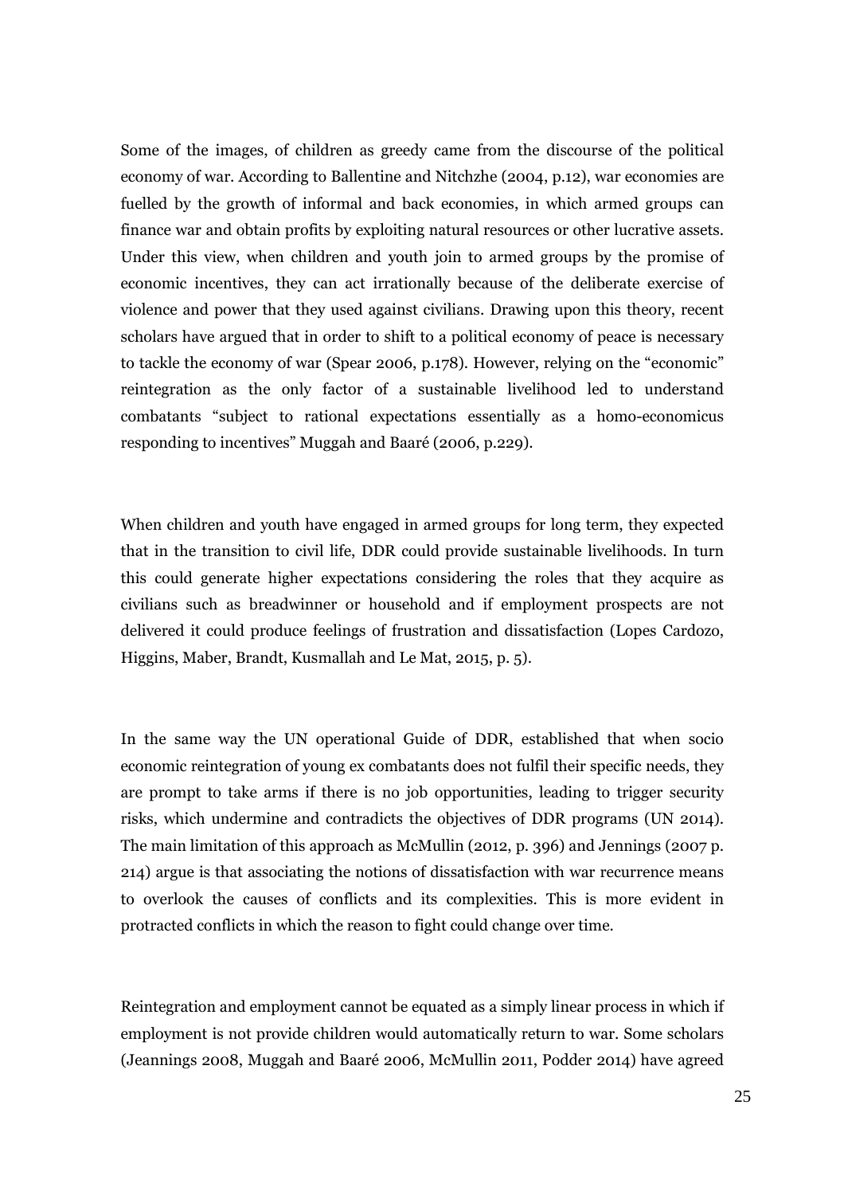Some of the images, of children as greedy came from the discourse of the political economy of war. According to Ballentine and Nitchzhe (2004, p.12), war economies are fuelled by the growth of informal and back economies, in which armed groups can finance war and obtain profits by exploiting natural resources or other lucrative assets. Under this view, when children and youth join to armed groups by the promise of economic incentives, they can act irrationally because of the deliberate exercise of violence and power that they used against civilians. Drawing upon this theory, recent scholars have argued that in order to shift to a political economy of peace is necessary to tackle the economy of war (Spear 2006, p.178). However, relying on the "economic" reintegration as the only factor of a sustainable livelihood led to understand combatants "subject to rational expectations essentially as a homo-economicus responding to incentives" Muggah and Baaré (2006, p.229).

When children and youth have engaged in armed groups for long term, they expected that in the transition to civil life, DDR could provide sustainable livelihoods. In turn this could generate higher expectations considering the roles that they acquire as civilians such as breadwinner or household and if employment prospects are not delivered it could produce feelings of frustration and dissatisfaction (Lopes Cardozo, Higgins, Maber, Brandt, Kusmallah and Le Mat, 2015, p. 5).

In the same way the UN operational Guide of DDR, established that when socio economic reintegration of young ex combatants does not fulfil their specific needs, they are prompt to take arms if there is no job opportunities, leading to trigger security risks, which undermine and contradicts the objectives of DDR programs (UN 2014). The main limitation of this approach as McMullin (2012, p. 396) and Jennings (2007 p. 214) argue is that associating the notions of dissatisfaction with war recurrence means to overlook the causes of conflicts and its complexities. This is more evident in protracted conflicts in which the reason to fight could change over time.

Reintegration and employment cannot be equated as a simply linear process in which if employment is not provide children would automatically return to war. Some scholars (Jeannings 2008, Muggah and Baaré 2006, McMullin 2011, Podder 2014) have agreed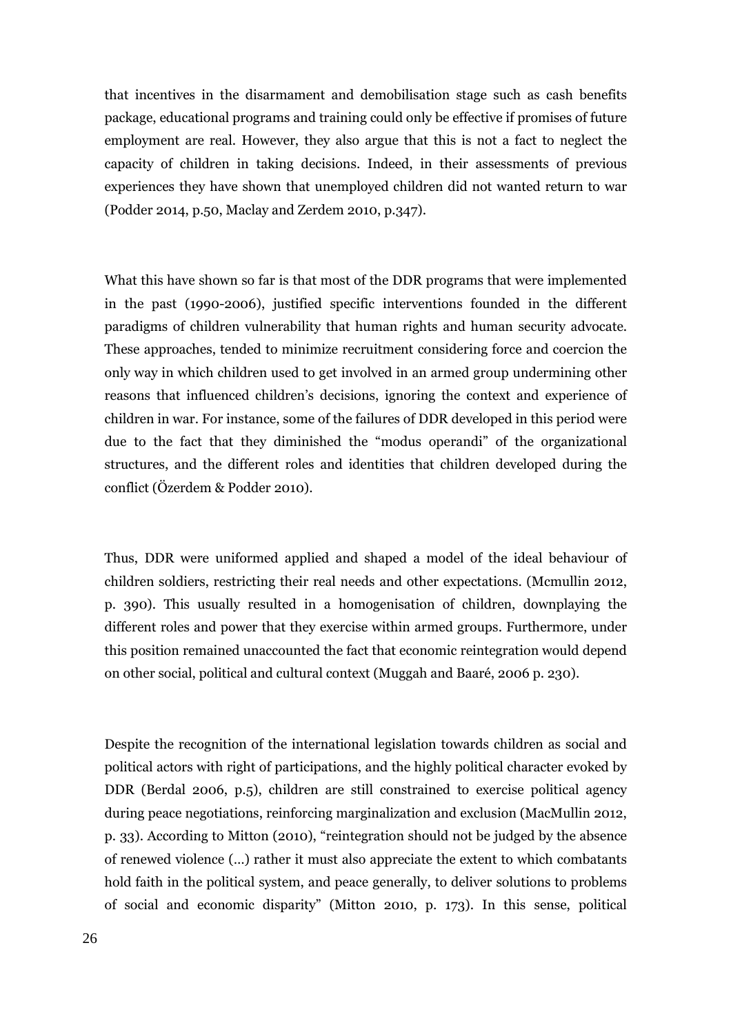that incentives in the disarmament and demobilisation stage such as cash benefits package, educational programs and training could only be effective if promises of future employment are real. However, they also argue that this is not a fact to neglect the capacity of children in taking decisions. Indeed, in their assessments of previous experiences they have shown that unemployed children did not wanted return to war (Podder 2014, p.50, Maclay and Zerdem 2010, p.347).

What this have shown so far is that most of the DDR programs that were implemented in the past (1990-2006), justified specific interventions founded in the different paradigms of children vulnerability that human rights and human security advocate. These approaches, tended to minimize recruitment considering force and coercion the only way in which children used to get involved in an armed group undermining other reasons that influenced children's decisions, ignoring the context and experience of children in war. For instance, some of the failures of DDR developed in this period were due to the fact that they diminished the "modus operandi" of the organizational structures, and the different roles and identities that children developed during the conflict (Özerdem & Podder 2010).

Thus, DDR were uniformed applied and shaped a model of the ideal behaviour of children soldiers, restricting their real needs and other expectations. (Mcmullin 2012, p. 390). This usually resulted in a homogenisation of children, downplaying the different roles and power that they exercise within armed groups. Furthermore, under this position remained unaccounted the fact that economic reintegration would depend on other social, political and cultural context (Muggah and Baaré, 2006 p. 230).

Despite the recognition of the international legislation towards children as social and political actors with right of participations, and the highly political character evoked by DDR (Berdal 2006, p.5), children are still constrained to exercise political agency during peace negotiations, reinforcing marginalization and exclusion (MacMullin 2012, p. 33). According to Mitton (2010), "reintegration should not be judged by the absence of renewed violence (...) rather it must also appreciate the extent to which combatants hold faith in the political system, and peace generally, to deliver solutions to problems of social and economic disparity" (Mitton 2010, p. 173). In this sense, political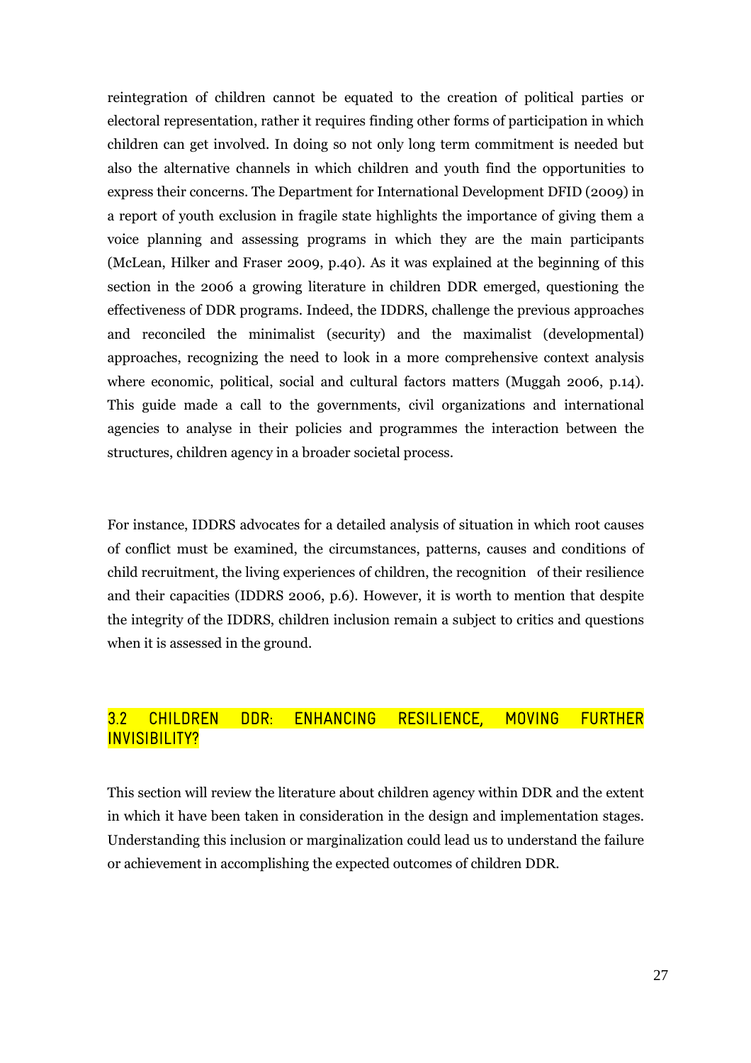reintegration of children cannot be equated to the creation of political parties or electoral representation, rather it requires finding other forms of participation in which children can get involved. In doing so not only long term commitment is needed but also the alternative channels in which children and youth find the opportunities to express their concerns. The Department for International Development DFID (2009) in a report of youth exclusion in fragile state highlights the importance of giving them a voice planning and assessing programs in which they are the main participants (McLean, Hilker and Fraser 2009, p.40). As it was explained at the beginning of this section in the 2006 a growing literature in children DDR emerged, questioning the effectiveness of DDR programs. Indeed, the IDDRS, challenge the previous approaches and reconciled the minimalist (security) and the maximalist (developmental) approaches, recognizing the need to look in a more comprehensive context analysis where economic, political, social and cultural factors matters (Muggah 2006, p.14). This guide made a call to the governments, civil organizations and international agencies to analyse in their policies and programmes the interaction between the structures, children agency in a broader societal process.

For instance, IDDRS advocates for a detailed analysis of situation in which root causes of conflict must be examined, the circumstances, patterns, causes and conditions of child recruitment, the living experiences of children, the recognition of their resilience and their capacities (IDDRS 2006, p.6). However, it is worth to mention that despite the integrity of the IDDRS, children inclusion remain a subject to critics and questions when it is assessed in the ground.

## 3.2 CHILDREN DDR: ENHANCING RESILIENCE, MOVING FURTHER INVISIBILITY?

This section will review the literature about children agency within DDR and the extent in which it have been taken in consideration in the design and implementation stages. Understanding this inclusion or marginalization could lead us to understand the failure or achievement in accomplishing the expected outcomes of children DDR.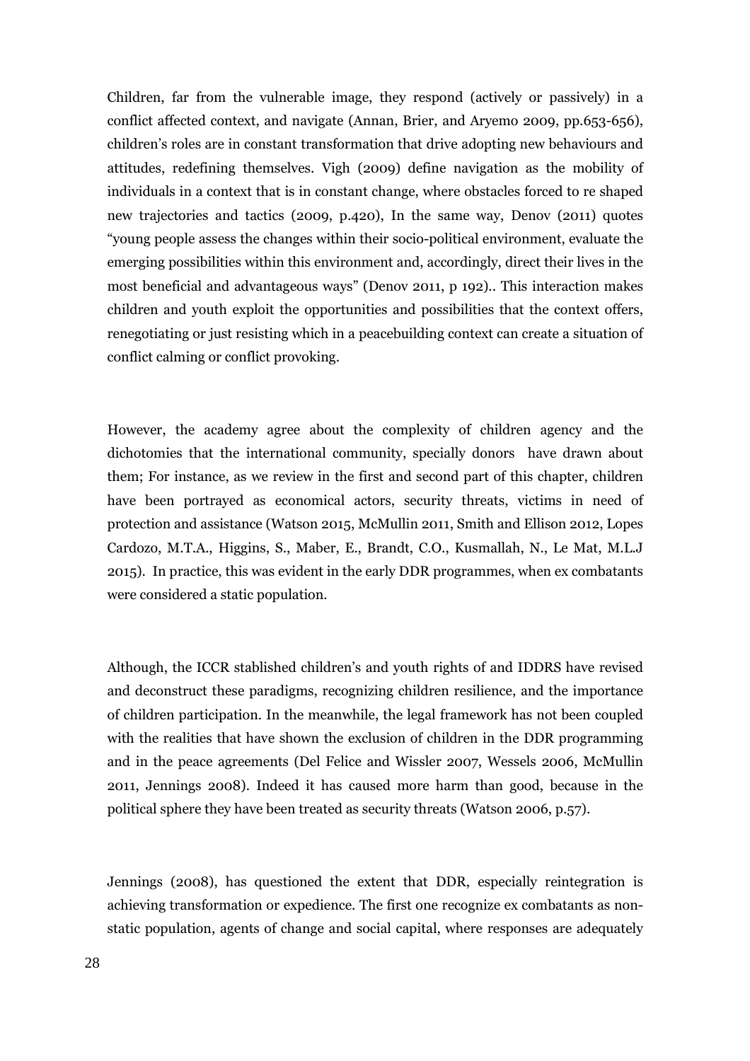Children, far from the vulnerable image, they respond (actively or passively) in a conflict affected context, and navigate (Annan, Brier, and Aryemo 2009, pp.653-656), children's roles are in constant transformation that drive adopting new behaviours and attitudes, redefining themselves. Vigh (2009) define navigation as the mobility of individuals in a context that is in constant change, where obstacles forced to re shaped new trajectories and tactics (2009, p.420), In the same way, Denov (2011) quotes "young people assess the changes within their socio-political environment, evaluate the emerging possibilities within this environment and, accordingly, direct their lives in the most beneficial and advantageous ways" (Denov 2011, p 192).. This interaction makes children and youth exploit the opportunities and possibilities that the context offers, renegotiating or just resisting which in a peacebuilding context can create a situation of conflict calming or conflict provoking.

However, the academy agree about the complexity of children agency and the dichotomies that the international community, specially donors have drawn about them; For instance, as we review in the first and second part of this chapter, children have been portrayed as economical actors, security threats, victims in need of protection and assistance (Watson 2015, McMullin 2011, Smith and Ellison 2012, Lopes Cardozo, M.T.A., Higgins, S., Maber, E., Brandt, C.O., Kusmallah, N., Le Mat, M.L.J 2015). In practice, this was evident in the early DDR programmes, when ex combatants were considered a static population.

Although, the ICCR stablished children's and youth rights of and IDDRS have revised and deconstruct these paradigms, recognizing children resilience, and the importance of children participation. In the meanwhile, the legal framework has not been coupled with the realities that have shown the exclusion of children in the DDR programming and in the peace agreements (Del Felice and Wissler 2007, Wessels 2006, McMullin 2011, Jennings 2008). Indeed it has caused more harm than good, because in the political sphere they have been treated as security threats (Watson 2006, p.57).

Jennings (2008), has questioned the extent that DDR, especially reintegration is achieving transformation or expedience. The first one recognize ex combatants as non-static population, agents of change and social capital, where responses are adequately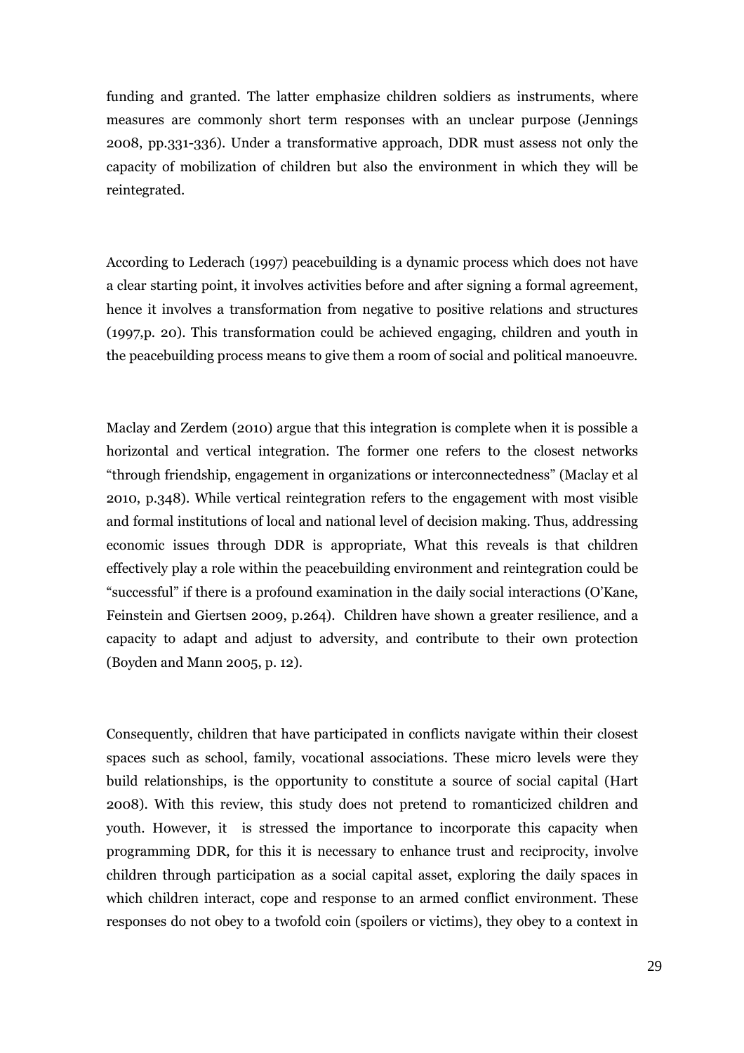funding and granted. The latter emphasize children soldiers as instruments, where measures are commonly short term responses with an unclear purpose (Jennings 2008, pp.331-336). Under a transformative approach, DDR must assess not only the capacity of mobilization of children but also the environment in which they will be reintegrated.

According to Lederach (1997) peacebuilding is a dynamic process which does not have a clear starting point, it involves activities before and after signing a formal agreement, hence it involves a transformation from negative to positive relations and structures (1997,p. 20). This transformation could be achieved engaging, children and youth in the peacebuilding process means to give them a room of social and political manoeuvre.

Maclay and Zerdem (2010) argue that this integration is complete when it is possible a horizontal and vertical integration. The former one refers to the closest networks "through friendship, engagement in organizations or interconnectedness" (Maclay et al 2010, p.348). While vertical reintegration refers to the engagement with most visible and formal institutions of local and national level of decision making. Thus, addressing economic issues through DDR is appropriate, What this reveals is that children effectively play a role within the peacebuilding environment and reintegration could be "successful" if there is a profound examination in the daily social interactions (O'Kane, Feinstein and Giertsen 2009, p.264). Children have shown a greater resilience, and a capacity to adapt and adjust to adversity, and contribute to their own protection (Boyden and Mann 2005, p. 12).

Consequently, children that have participated in conflicts navigate within their closest spaces such as school, family, vocational associations. These micro levels were they build relationships, is the opportunity to constitute a source of social capital (Hart 2008). With this review, this study does not pretend to romanticized children and youth. However, it is stressed the importance to incorporate this capacity when programming DDR, for this it is necessary to enhance trust and reciprocity, involve children through participation as a social capital asset, exploring the daily spaces in which children interact, cope and response to an armed conflict environment. These responses do not obey to a twofold coin (spoilers or victims), they obey to a context in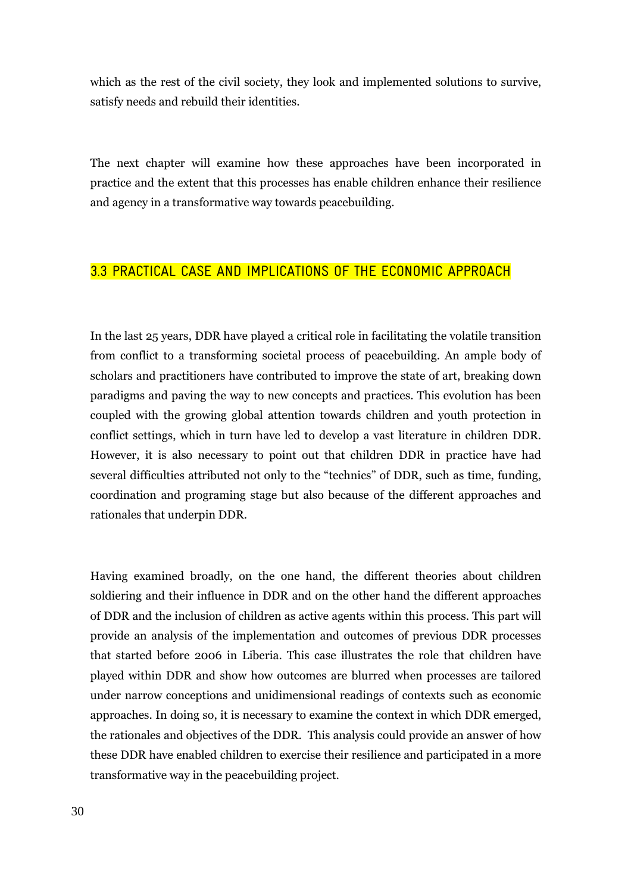which as the rest of the civil society, they look and implemented solutions to survive, satisfy needs and rebuild their identities.

The next chapter will examine how these approaches have been incorporated in practice and the extent that this processes has enable children enhance their resilience and agency in a transformative way towards peacebuilding.

## 3.3 PRACTICAL CASE AND IMPLICATIONS OF THE ECONOMIC APPROACH

In the last 25 years, DDR have played a critical role in facilitating the volatile transition from conflict to a transforming societal process of peacebuilding. An ample body of scholars and practitioners have contributed to improve the state of art, breaking down paradigms and paving the way to new concepts and practices. This evolution has been coupled with the growing global attention towards children and youth protection in conflict settings, which in turn have led to develop a vast literature in children DDR. However, it is also necessary to point out that children DDR in practice have had several difficulties attributed not only to the "technics" of DDR, such as time, funding, coordination and programing stage but also because of the different approaches and rationales that underpin DDR.

Having examined broadly, on the one hand, the different theories about children soldiering and their influence in DDR and on the other hand the different approaches of DDR and the inclusion of children as active agents within this process. This part will provide an analysis of the implementation and outcomes of previous DDR processes that started before 2006 in Liberia. This case illustrates the role that children have played within DDR and show how outcomes are blurred when processes are tailored under narrow conceptions and unidimensional readings of contexts such as economic approaches. In doing so, it is necessary to examine the context in which DDR emerged, the rationales and objectives of the DDR. This analysis could provide an answer of how these DDR have enabled children to exercise their resilience and participated in a more transformative way in the peacebuilding project.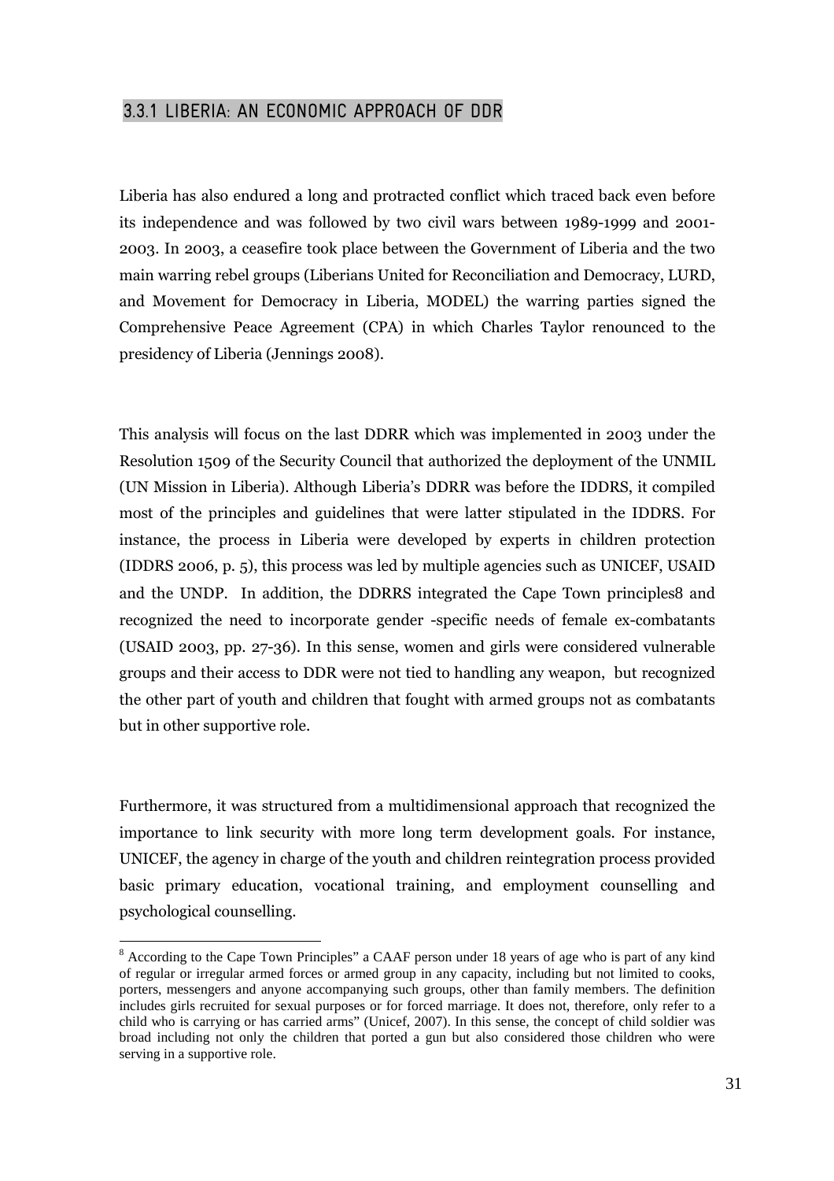### 3.3.1 LIBERIA: AN ECONOMIC APPROACH OF DDR

Liberia has also endured a long and protracted conflict which traced back even before its independence and was followed by two civil wars between 1989-1999 and 2001-2003. In 2003, a ceasefire took place between the Government of Liberia and the two main warring rebel groups (Liberians United for Reconciliation and Democracy, LURD, and Movement for Democracy in Liberia, MODEL) the warring parties signed the Comprehensive Peace Agreement (CPA) in which Charles Taylor renounced to the presidency of Liberia (Jennings 2008).

This analysis will focus on the last DDRR which was implemented in 2003 under the Resolution 1509 of the Security Council that authorized the deployment of the UNMIL (UN Mission in Liberia). Although Liberia's DDRR was before the IDDRS, it compiled most of the principles and guidelines that were latter stipulated in the IDDRS. For instance, the process in Liberia were developed by experts in children protection (IDDRS 2006, p. 5), this process was led by multiple agencies such as UNICEF, USAID and the UNDP. In addition, the DDRRS integrated the Cape Town principles[8] and recognized the need to incorporate gender -specific needs of female ex-combatants (USAID 2003, pp. 27-36). In this sense, women and girls were considered vulnerable groups and their access to DDR were not tied to handling any weapon, but recognized the other part of youth and children that fought with armed groups not as combatants but in other supportive role.

Furthermore, it was structured from a multidimensional approach that recognized the importance to link security with more long term development goals. For instance, UNICEF, the agency in charge of the youth and children reintegration process provided basic primary education, vocational training, and employment counselling and psychological counselling.

---

[8] According to the Cape Town Principles" a CAAF person under 18 years of age who is part of any kind of regular or irregular armed forces or armed group in any capacity, including but not limited to cooks, porters, messengers and anyone accompanying such groups, other than family members. The definition includes girls recruited for sexual purposes or for forced marriage. It does not, therefore, only refer to a child who is carrying or has carried arms" (Unicef, 2007). In this sense, the concept of child soldier was broad including not only the children that ported a gun but also considered those children who were serving in a supportive role.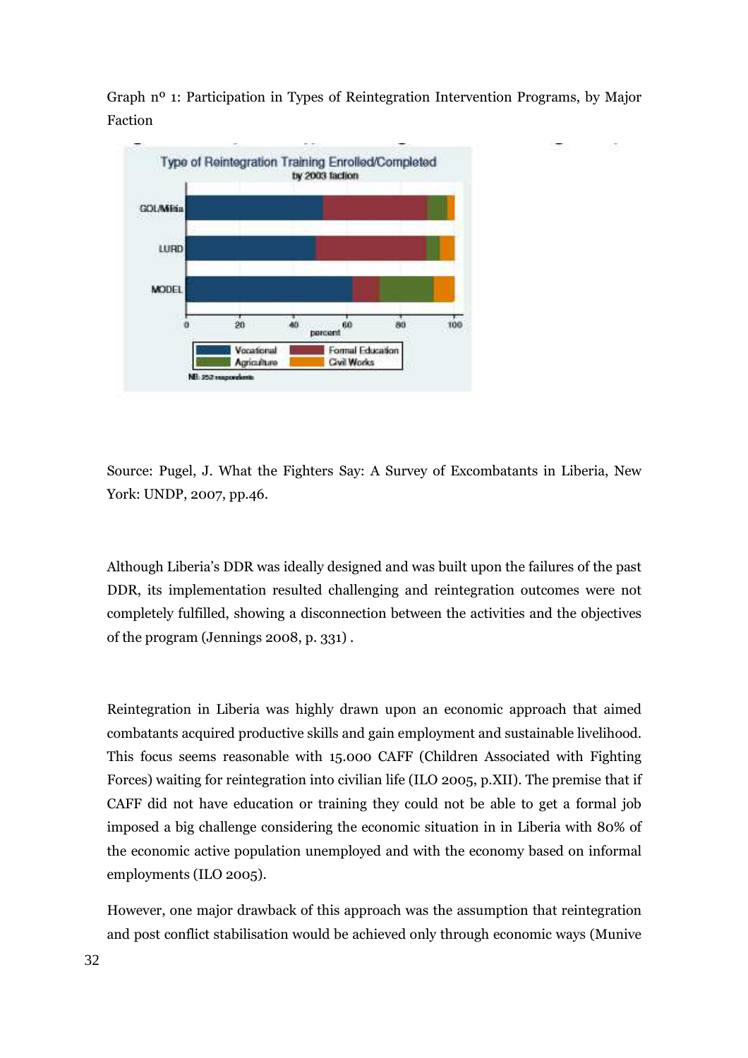Graph nº 1: Participation in Types of Reintegration Intervention Programs, by Major Faction

Source: Pugel, J. What the Fighters Say: A Survey of Excombatants in Liberia, New York: UNDP, 2007, pp.46.

Although Liberia's DDR was ideally designed and was built upon the failures of the past DDR, its implementation resulted challenging and reintegration outcomes were not completely fulfilled, showing a disconnection between the activities and the objectives of the program (Jennings 2008, p. 331) .

Reintegration in Liberia was highly drawn upon an economic approach that aimed combatants acquired productive skills and gain employment and sustainable livelihood. This focus seems reasonable with 15.000 CAFF (Children Associated with Fighting Forces) waiting for reintegration into civilian life (ILO 2005, p.XII). The premise that if CAFF did not have education or training they could not be able to get a formal job imposed a big challenge considering the economic situation in in Liberia with 80% of the economic active population unemployed and with the economy based on informal employments (ILO 2005).

However, one major drawback of this approach was the assumption that reintegration and post conflict stabilisation would be achieved only through economic ways (Munive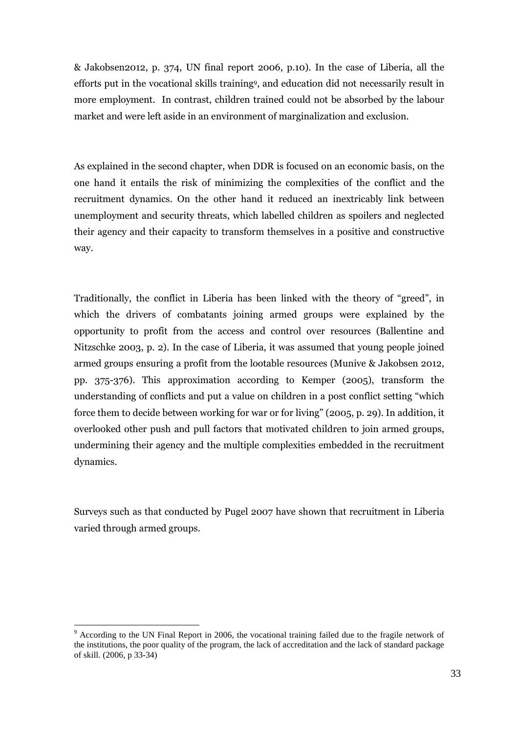& Jakobsen2012, p. 374, UN final report 2006, p.10). In the case of Liberia, all the efforts put in the vocational skills training[9], and education did not necessarily result in more employment. In contrast, children trained could not be absorbed by the labour market and were left aside in an environment of marginalization and exclusion.

As explained in the second chapter, when DDR is focused on an economic basis, on the one hand it entails the risk of minimizing the complexities of the conflict and the recruitment dynamics. On the other hand it reduced an inextricably link between unemployment and security threats, which labelled children as spoilers and neglected their agency and their capacity to transform themselves in a positive and constructive way.

Traditionally, the conflict in Liberia has been linked with the theory of "greed", in which the drivers of combatants joining armed groups were explained by the opportunity to profit from the access and control over resources (Ballentine and Nitzschke 2003, p. 2). In the case of Liberia, it was assumed that young people joined armed groups ensuring a profit from the lootable resources (Munive & Jakobsen 2012, pp. 375-376). This approximation according to Kemper (2005), transform the understanding of conflicts and put a value on children in a post conflict setting "which force them to decide between working for war or for living" (2005, p. 29). In addition, it overlooked other push and pull factors that motivated children to join armed groups, undermining their agency and the multiple complexities embedded in the recruitment dynamics.

Surveys such as that conducted by Pugel 2007 have shown that recruitment in Liberia varied through armed groups.

---

[9] According to the UN Final Report in 2006, the vocational training failed due to the fragile network of the institutions, the poor quality of the program, the lack of accreditation and the lack of standard package of skill. (2006, p 33-34)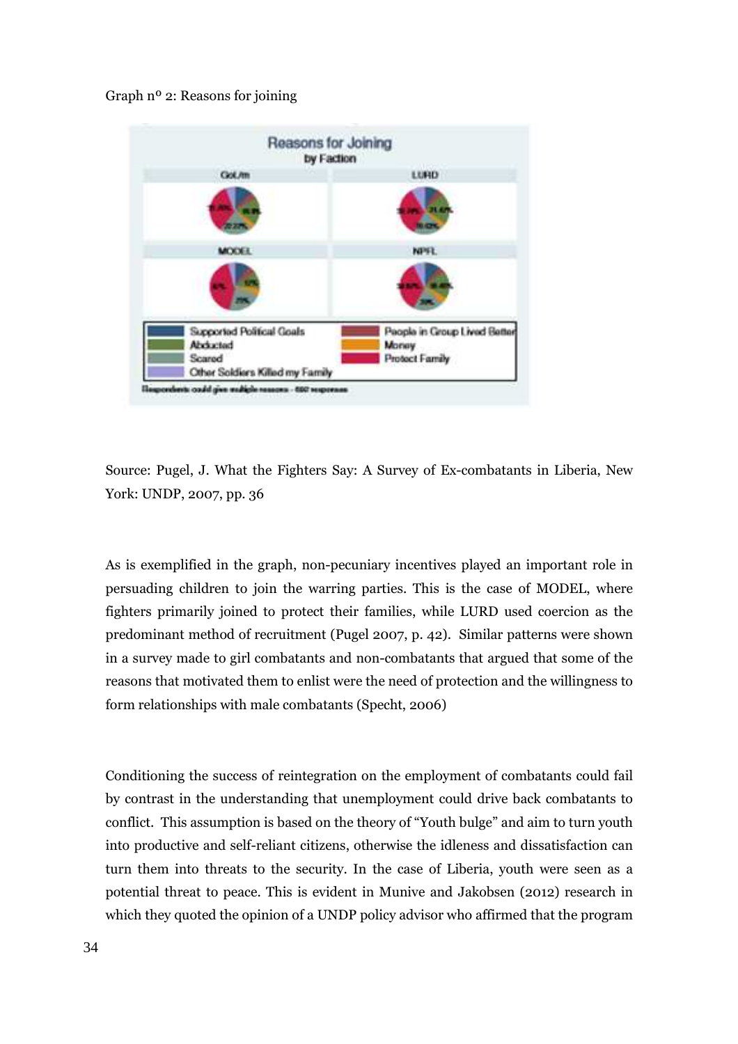Graph nº 2: Reasons for joining

Source: Pugel, J. What the Fighters Say: A Survey of Ex-combatants in Liberia, New York: UNDP, 2007, pp. 36

As is exemplified in the graph, non-pecuniary incentives played an important role in persuading children to join the warring parties. This is the case of MODEL, where fighters primarily joined to protect their families, while LURD used coercion as the predominant method of recruitment (Pugel 2007, p. 42). Similar patterns were shown in a survey made to girl combatants and non-combatants that argued that some of the reasons that motivated them to enlist were the need of protection and the willingness to form relationships with male combatants (Specht, 2006)

Conditioning the success of reintegration on the employment of combatants could fail by contrast in the understanding that unemployment could drive back combatants to conflict. This assumption is based on the theory of "Youth bulge" and aim to turn youth into productive and self-reliant citizens, otherwise the idleness and dissatisfaction can turn them into threats to the security. In the case of Liberia, youth were seen as a potential threat to peace. This is evident in Munive and Jakobsen (2012) research in which they quoted the opinion of a UNDP policy advisor who affirmed that the program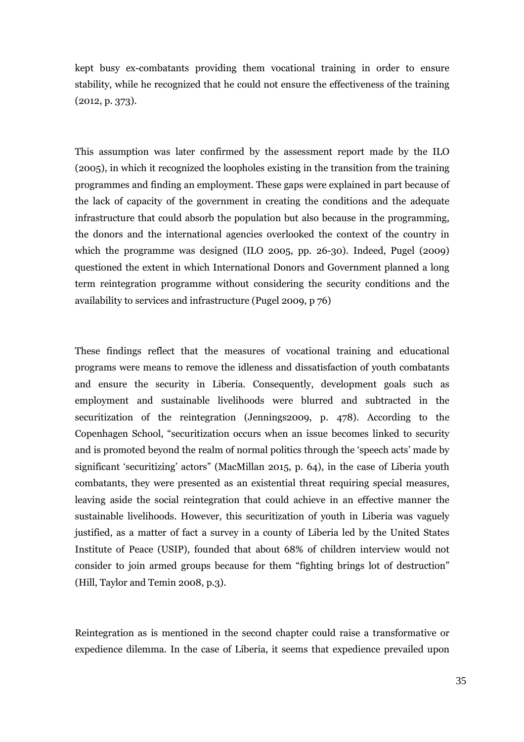kept busy ex-combatants providing them vocational training in order to ensure stability, while he recognized that he could not ensure the effectiveness of the training (2012, p. 373).

This assumption was later confirmed by the assessment report made by the ILO (2005), in which it recognized the loopholes existing in the transition from the training programmes and finding an employment. These gaps were explained in part because of the lack of capacity of the government in creating the conditions and the adequate infrastructure that could absorb the population but also because in the programming, the donors and the international agencies overlooked the context of the country in which the programme was designed (ILO 2005, pp. 26-30). Indeed, Pugel (2009) questioned the extent in which International Donors and Government planned a long term reintegration programme without considering the security conditions and the availability to services and infrastructure (Pugel 2009, p 76)

These findings reflect that the measures of vocational training and educational programs were means to remove the idleness and dissatisfaction of youth combatants and ensure the security in Liberia. Consequently, development goals such as employment and sustainable livelihoods were blurred and subtracted in the securitization of the reintegration (Jennings2009, p. 478). According to the Copenhagen School, "securitization occurs when an issue becomes linked to security and is promoted beyond the realm of normal politics through the 'speech acts' made by significant 'securitizing' actors" (MacMillan 2015, p. 64), in the case of Liberia youth combatants, they were presented as an existential threat requiring special measures, leaving aside the social reintegration that could achieve in an effective manner the sustainable livelihoods. However, this securitization of youth in Liberia was vaguely justified, as a matter of fact a survey in a county of Liberia led by the United States Institute of Peace (USIP), founded that about 68% of children interview would not consider to join armed groups because for them "fighting brings lot of destruction" (Hill, Taylor and Temin 2008, p.3).

Reintegration as is mentioned in the second chapter could raise a transformative or expedience dilemma. In the case of Liberia, it seems that expedience prevailed upon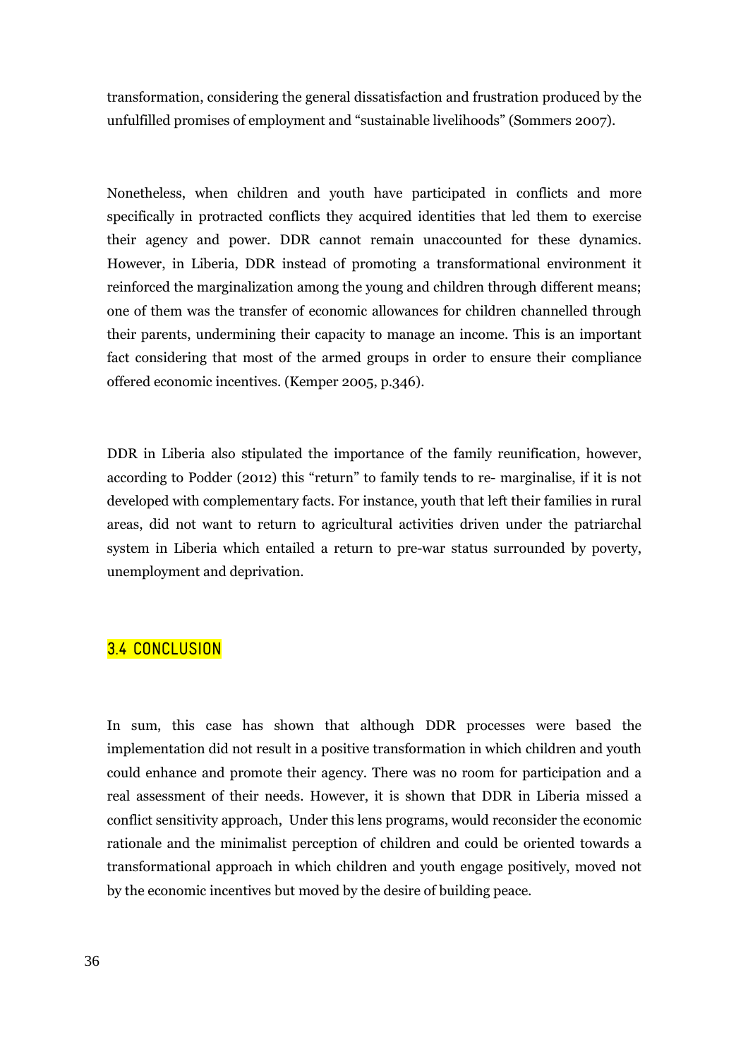transformation, considering the general dissatisfaction and frustration produced by the unfulfilled promises of employment and "sustainable livelihoods" (Sommers 2007).

Nonetheless, when children and youth have participated in conflicts and more specifically in protracted conflicts they acquired identities that led them to exercise their agency and power. DDR cannot remain unaccounted for these dynamics. However, in Liberia, DDR instead of promoting a transformational environment it reinforced the marginalization among the young and children through different means; one of them was the transfer of economic allowances for children channelled through their parents, undermining their capacity to manage an income. This is an important fact considering that most of the armed groups in order to ensure their compliance offered economic incentives. (Kemper 2005, p.346).

DDR in Liberia also stipulated the importance of the family reunification, however, according to Podder (2012) this "return" to family tends to re- marginalise, if it is not developed with complementary facts. For instance, youth that left their families in rural areas, did not want to return to agricultural activities driven under the patriarchal system in Liberia which entailed a return to pre-war status surrounded by poverty, unemployment and deprivation.

## 3.4 CONCLUSION

In sum, this case has shown that although DDR processes were based the implementation did not result in a positive transformation in which children and youth could enhance and promote their agency. There was no room for participation and a real assessment of their needs. However, it is shown that DDR in Liberia missed a conflict sensitivity approach, Under this lens programs, would reconsider the economic rationale and the minimalist perception of children and could be oriented towards a transformational approach in which children and youth engage positively, moved not by the economic incentives but moved by the desire of building peace.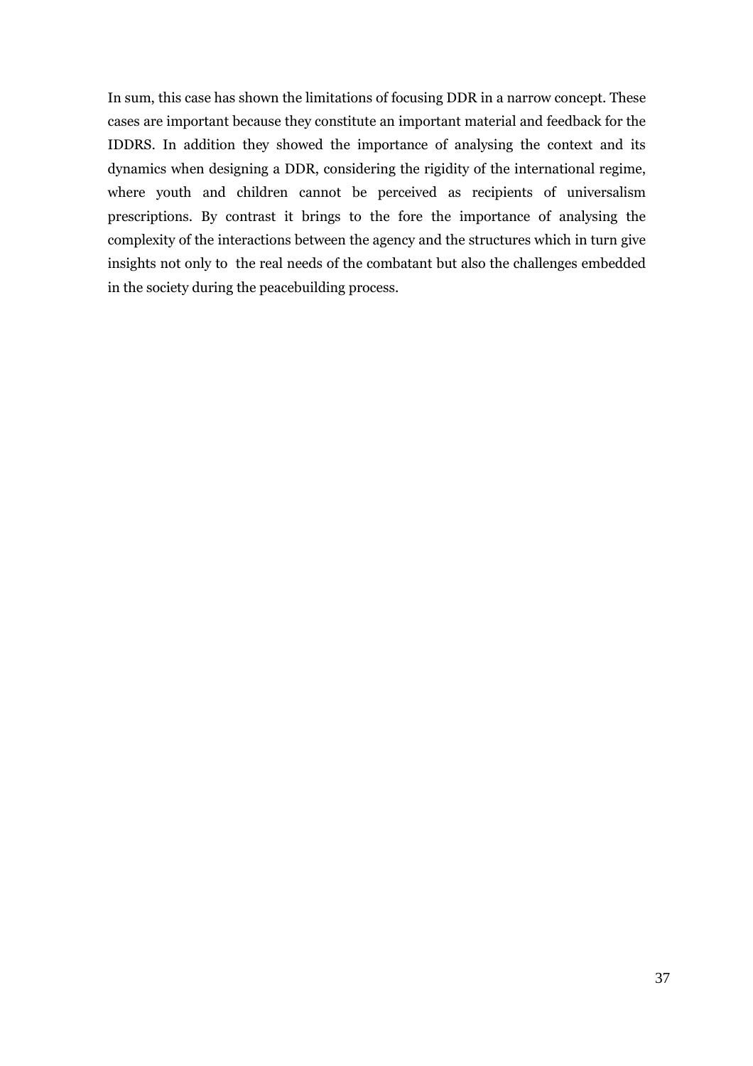In sum, this case has shown the limitations of focusing DDR in a narrow concept. These cases are important because they constitute an important material and feedback for the IDDRS. In addition they showed the importance of analysing the context and its dynamics when designing a DDR, considering the rigidity of the international regime, where youth and children cannot be perceived as recipients of universalism prescriptions. By contrast it brings to the fore the importance of analysing the complexity of the interactions between the agency and the structures which in turn give insights not only to  the real needs of the combatant but also the challenges embedded in the society during the peacebuilding process.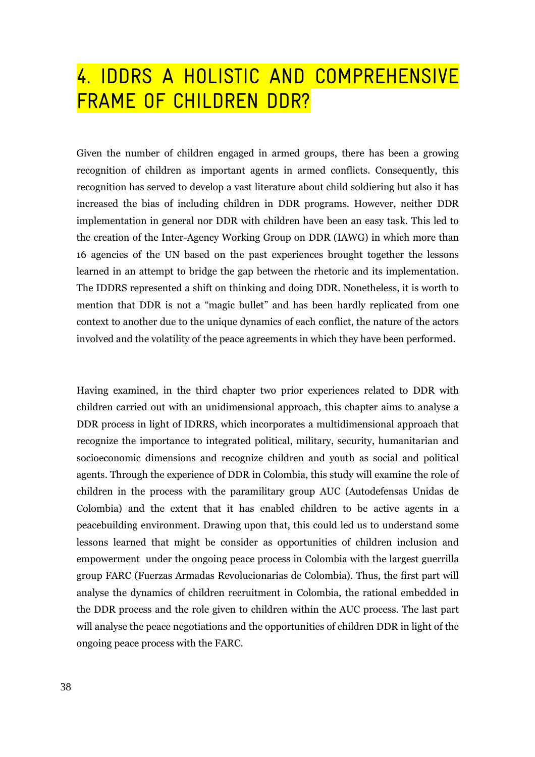# 4. IDDRS A HOLISTIC AND COMPREHENSIVE FRAME OF CHILDREN DDR?

Given the number of children engaged in armed groups, there has been a growing recognition of children as important agents in armed conflicts. Consequently, this recognition has served to develop a vast literature about child soldiering but also it has increased the bias of including children in DDR programs. However, neither DDR implementation in general nor DDR with children have been an easy task. This led to the creation of the Inter-Agency Working Group on DDR (IAWG) in which more than 16 agencies of the UN based on the past experiences brought together the lessons learned in an attempt to bridge the gap between the rhetoric and its implementation. The IDDRS represented a shift on thinking and doing DDR. Nonetheless, it is worth to mention that DDR is not a "magic bullet" and has been hardly replicated from one context to another due to the unique dynamics of each conflict, the nature of the actors involved and the volatility of the peace agreements in which they have been performed.

Having examined, in the third chapter two prior experiences related to DDR with children carried out with an unidimensional approach, this chapter aims to analyse a DDR process in light of IDRRS, which incorporates a multidimensional approach that recognize the importance to integrated political, military, security, humanitarian and socioeconomic dimensions and recognize children and youth as social and political agents. Through the experience of DDR in Colombia, this study will examine the role of children in the process with the paramilitary group AUC (Autodefensas Unidas de Colombia) and the extent that it has enabled children to be active agents in a peacebuilding environment. Drawing upon that, this could led us to understand some lessons learned that might be consider as opportunities of children inclusion and empowerment under the ongoing peace process in Colombia with the largest guerrilla group FARC (Fuerzas Armadas Revolucionarias de Colombia). Thus, the first part will analyse the dynamics of children recruitment in Colombia, the rational embedded in the DDR process and the role given to children within the AUC process. The last part will analyse the peace negotiations and the opportunities of children DDR in light of the ongoing peace process with the FARC.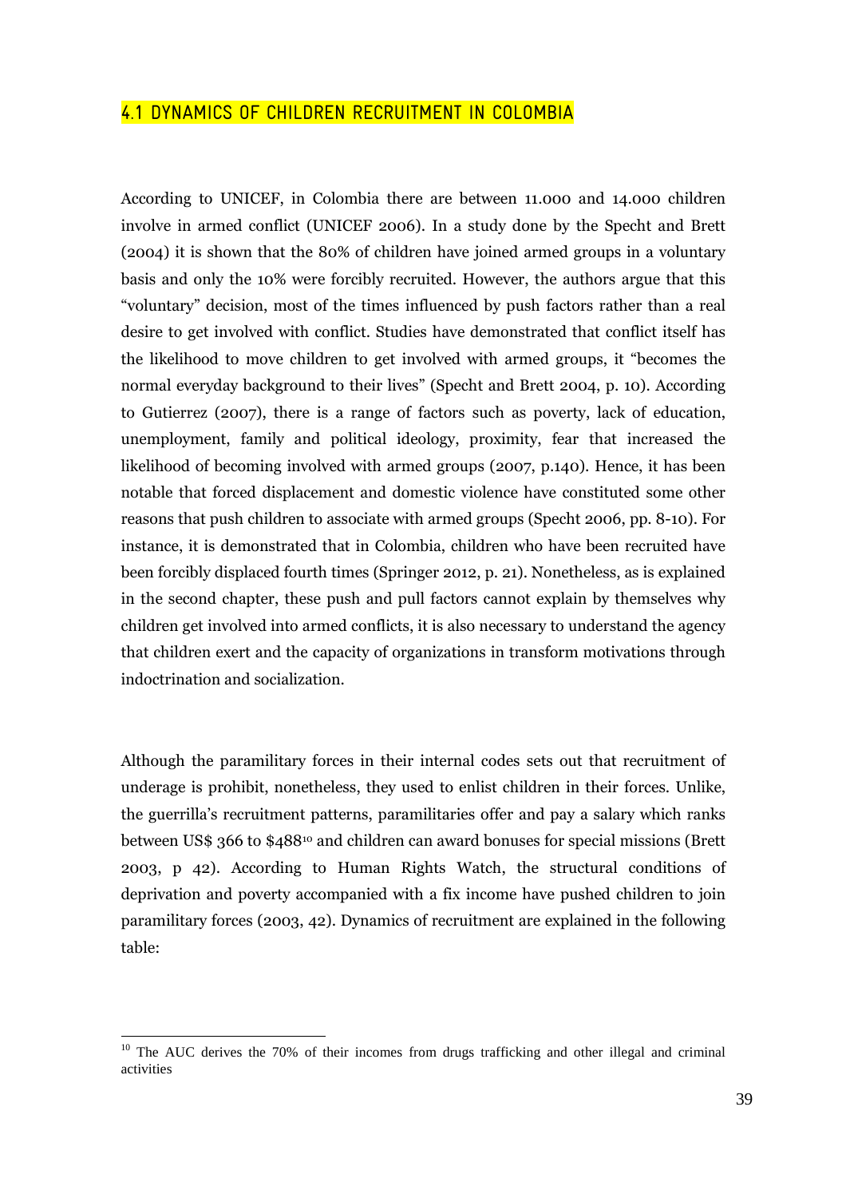## 4.1 DYNAMICS OF CHILDREN RECRUITMENT IN COLOMBIA

According to UNICEF, in Colombia there are between 11.000 and 14.000 children involve in armed conflict (UNICEF 2006). In a study done by the Specht and Brett (2004) it is shown that the 80% of children have joined armed groups in a voluntary basis and only the 10% were forcibly recruited. However, the authors argue that this "voluntary" decision, most of the times influenced by push factors rather than a real desire to get involved with conflict. Studies have demonstrated that conflict itself has the likelihood to move children to get involved with armed groups, it "becomes the normal everyday background to their lives" (Specht and Brett 2004, p. 10). According to Gutierrez (2007), there is a range of factors such as poverty, lack of education, unemployment, family and political ideology, proximity, fear that increased the likelihood of becoming involved with armed groups (2007, p.140). Hence, it has been notable that forced displacement and domestic violence have constituted some other reasons that push children to associate with armed groups (Specht 2006, pp. 8-10). For instance, it is demonstrated that in Colombia, children who have been recruited have been forcibly displaced fourth times (Springer 2012, p. 21). Nonetheless, as is explained in the second chapter, these push and pull factors cannot explain by themselves why children get involved into armed conflicts, it is also necessary to understand the agency that children exert and the capacity of organizations in transform motivations through indoctrination and socialization.

Although the paramilitary forces in their internal codes sets out that recruitment of underage is prohibit, nonetheless, they used to enlist children in their forces. Unlike, the guerrilla's recruitment patterns, paramilitaries offer and pay a salary which ranks between US$ 366 to $488[10] and children can award bonuses for special missions (Brett 2003, p 42). According to Human Rights Watch, the structural conditions of deprivation and poverty accompanied with a fix income have pushed children to join paramilitary forces (2003, 42). Dynamics of recruitment are explained in the following table:

[10] The AUC derives the 70% of their incomes from drugs trafficking and other illegal and criminal activities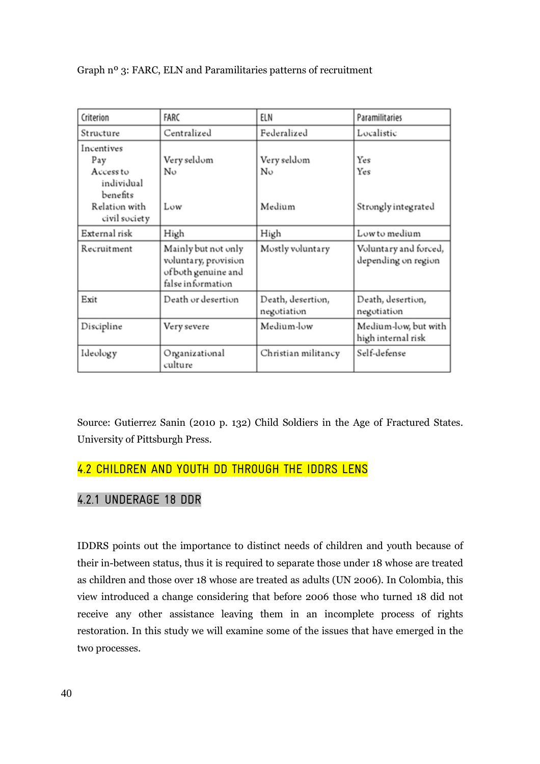Graph nº 3: FARC, ELN and Paramilitaries patterns of recruitment

| Criterion | FARC | ELN | Paramilitaries |
|---|---|---|---|
| Structure | Centralized | Federalized | Localistic |
| Incentives<br>Pay<br>Access to individual benefits<br>Relation with civil society | <br>Very seldom<br>No<br><br>Low | <br>Very seldom<br>No<br><br>Medium | <br>Yes<br>Yes<br><br>Strongly integrated |
| External risk | High | High | Low to medium |
| Recruitment | Mainly but not only voluntary, provision of both genuine and false information | Mostly voluntary | Voluntary and forced, depending on region |
| Exit | Death or desertion | Death, desertion, negotiation | Death, desertion, negotiation |
| Discipline | Very severe | Medium-low | Medium-low, but with high internal risk |
| Ideology | Organizational culture | Christian militancy | Self-defense |

Source: Gutierrez Sanin (2010 p. 132) Child Soldiers in the Age of Fractured States. University of Pittsburgh Press.

## 4.2 CHILDREN AND YOUTH DD THROUGH THE IDDRS LENS

### 4.2.1 UNDERAGE 18 DDR

IDDRS points out the importance to distinct needs of children and youth because of their in-between status, thus it is required to separate those under 18 whose are treated as children and those over 18 whose are treated as adults (UN 2006). In Colombia, this view introduced a change considering that before 2006 those who turned 18 did not receive any other assistance leaving them in an incomplete process of rights restoration. In this study we will examine some of the issues that have emerged in the two processes.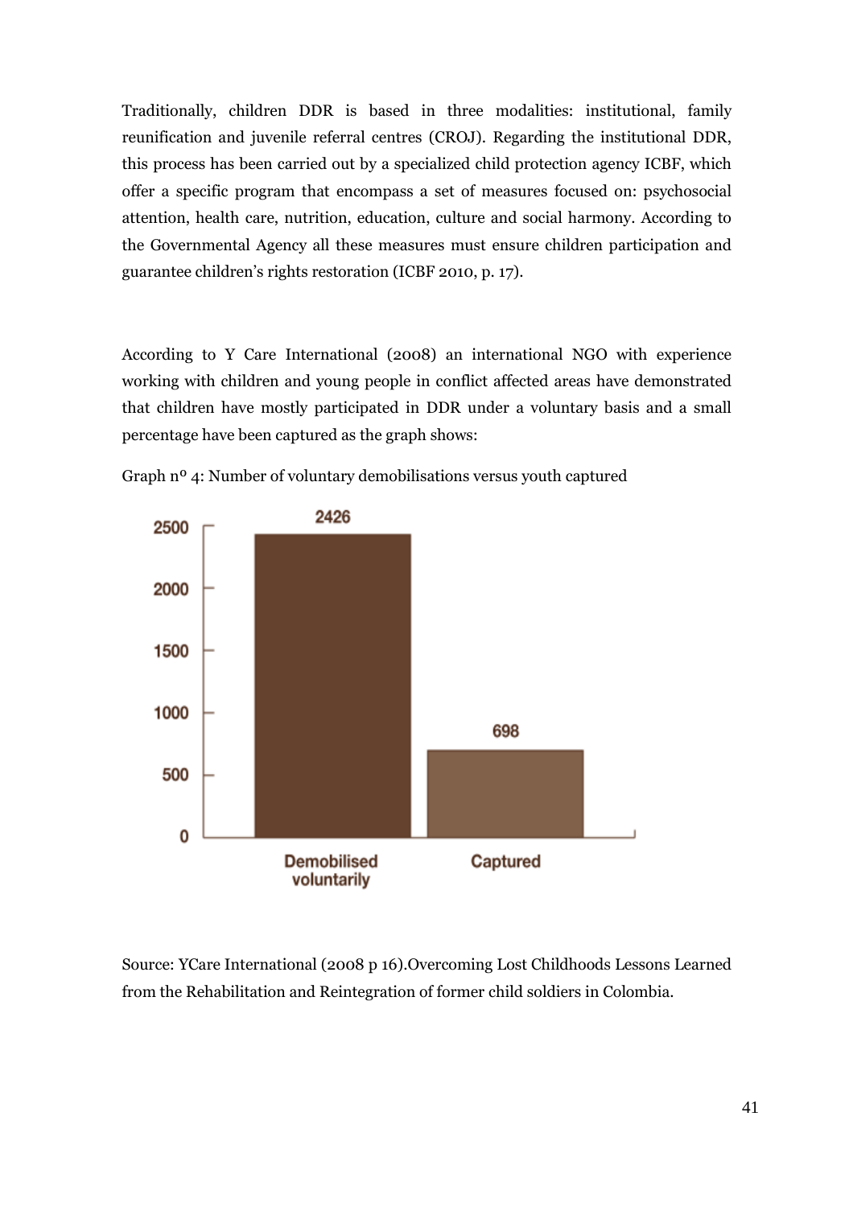Traditionally, children DDR is based in three modalities: institutional, family reunification and juvenile referral centres (CROJ). Regarding the institutional DDR, this process has been carried out by a specialized child protection agency ICBF, which offer a specific program that encompass a set of measures focused on: psychosocial attention, health care, nutrition, education, culture and social harmony. According to the Governmental Agency all these measures must ensure children participation and guarantee children's rights restoration (ICBF 2010, p. 17).

According to Y Care International (2008) an international NGO with experience working with children and young people in conflict affected areas have demonstrated that children have mostly participated in DDR under a voluntary basis and a small percentage have been captured as the graph shows:

Graph nº 4: Number of voluntary demobilisations versus youth captured

| Category | Number |
|---|---|
| Demobilised voluntarily | 2426 |
| Captured | 698 |

Source: YCare International (2008 p 16).Overcoming Lost Childhoods Lessons Learned from the Rehabilitation and Reintegration of former child soldiers in Colombia.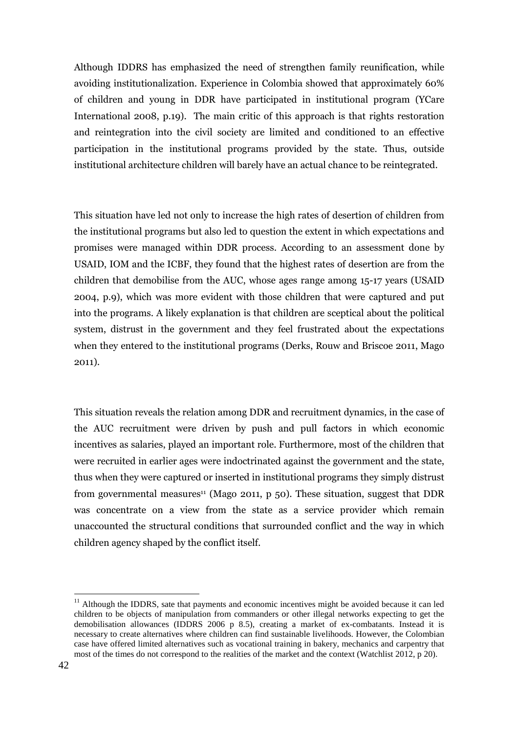Although IDDRS has emphasized the need of strengthen family reunification, while avoiding institutionalization. Experience in Colombia showed that approximately 60% of children and young in DDR have participated in institutional program (YCare International 2008, p.19). The main critic of this approach is that rights restoration and reintegration into the civil society are limited and conditioned to an effective participation in the institutional programs provided by the state. Thus, outside institutional architecture children will barely have an actual chance to be reintegrated.

This situation have led not only to increase the high rates of desertion of children from the institutional programs but also led to question the extent in which expectations and promises were managed within DDR process. According to an assessment done by USAID, IOM and the ICBF, they found that the highest rates of desertion are from the children that demobilise from the AUC, whose ages range among 15-17 years (USAID 2004, p.9), which was more evident with those children that were captured and put into the programs. A likely explanation is that children are sceptical about the political system, distrust in the government and they feel frustrated about the expectations when they entered to the institutional programs (Derks, Rouw and Briscoe 2011, Mago 2011).

This situation reveals the relation among DDR and recruitment dynamics, in the case of the AUC recruitment were driven by push and pull factors in which economic incentives as salaries, played an important role. Furthermore, most of the children that were recruited in earlier ages were indoctrinated against the government and the state, thus when they were captured or inserted in institutional programs they simply distrust from governmental measures[11] (Mago 2011, p 50). These situation, suggest that DDR was concentrate on a view from the state as a service provider which remain unaccounted the structural conditions that surrounded conflict and the way in which children agency shaped by the conflict itself.

[11] Although the IDDRS, sate that payments and economic incentives might be avoided because it can led children to be objects of manipulation from commanders or other illegal networks expecting to get the demobilisation allowances (IDDRS 2006 p 8.5), creating a market of ex-combatants. Instead it is necessary to create alternatives where children can find sustainable livelihoods. However, the Colombian case have offered limited alternatives such as vocational training in bakery, mechanics and carpentry that most of the times do not correspond to the realities of the market and the context (Watchlist 2012, p 20).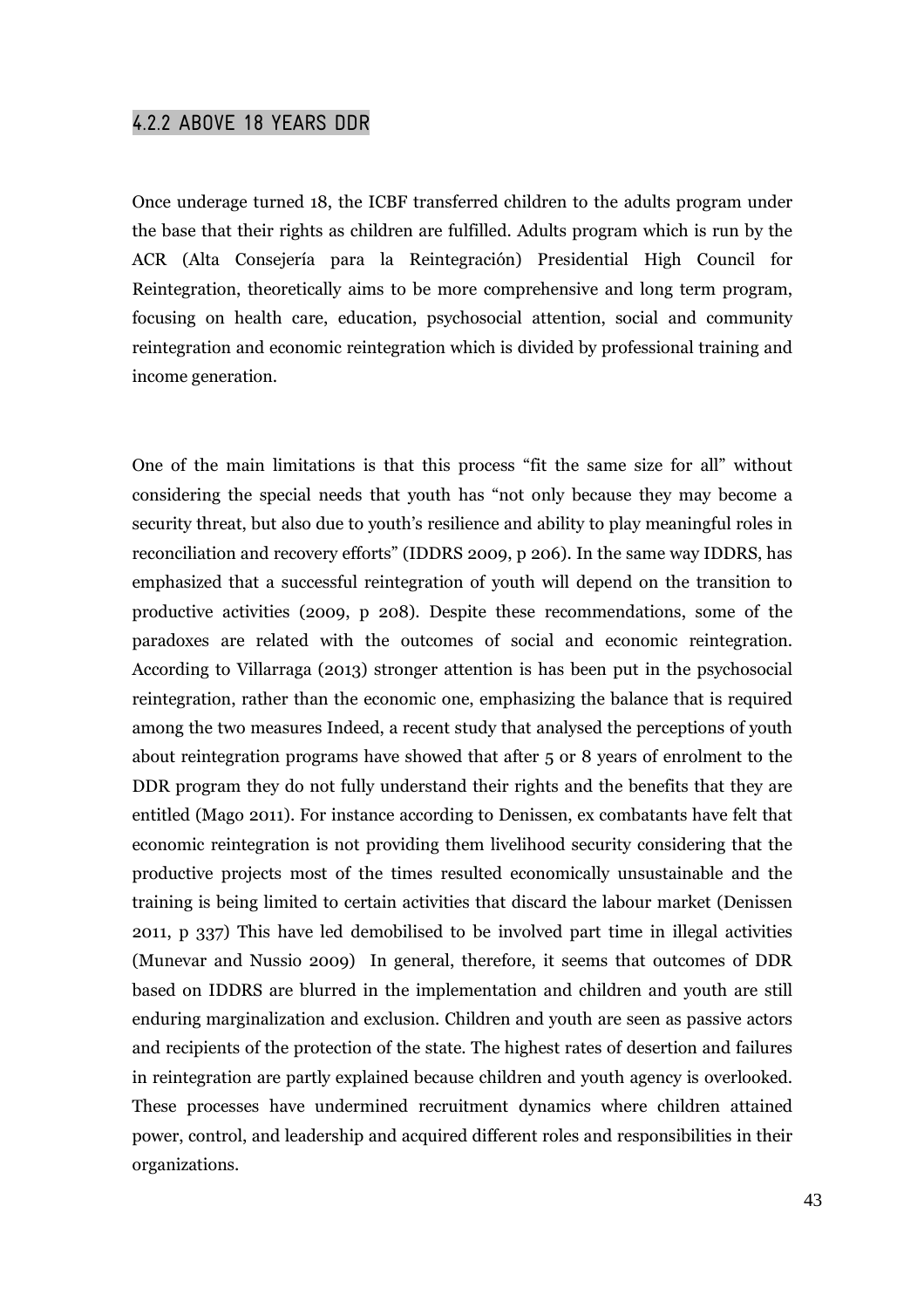### 4.2.2 ABOVE 18 YEARS DDR

Once underage turned 18, the ICBF transferred children to the adults program under the base that their rights as children are fulfilled. Adults program which is run by the ACR (Alta Consejería para la Reintegración) Presidential High Council for Reintegration, theoretically aims to be more comprehensive and long term program, focusing on health care, education, psychosocial attention, social and community reintegration and economic reintegration which is divided by professional training and income generation.

One of the main limitations is that this process "fit the same size for all" without considering the special needs that youth has "not only because they may become a security threat, but also due to youth's resilience and ability to play meaningful roles in reconciliation and recovery efforts" (IDDRS 2009, p 206). In the same way IDDRS, has emphasized that a successful reintegration of youth will depend on the transition to productive activities (2009, p 208). Despite these recommendations, some of the paradoxes are related with the outcomes of social and economic reintegration. According to Villarraga (2013) stronger attention is has been put in the psychosocial reintegration, rather than the economic one, emphasizing the balance that is required among the two measures Indeed, a recent study that analysed the perceptions of youth about reintegration programs have showed that after 5 or 8 years of enrolment to the DDR program they do not fully understand their rights and the benefits that they are entitled (Mago 2011). For instance according to Denissen, ex combatants have felt that economic reintegration is not providing them livelihood security considering that the productive projects most of the times resulted economically unsustainable and the training is being limited to certain activities that discard the labour market (Denissen 2011, p 337) This have led demobilised to be involved part time in illegal activities (Munevar and Nussio 2009) In general, therefore, it seems that outcomes of DDR based on IDDRS are blurred in the implementation and children and youth are still enduring marginalization and exclusion. Children and youth are seen as passive actors and recipients of the protection of the state. The highest rates of desertion and failures in reintegration are partly explained because children and youth agency is overlooked. These processes have undermined recruitment dynamics where children attained power, control, and leadership and acquired different roles and responsibilities in their organizations.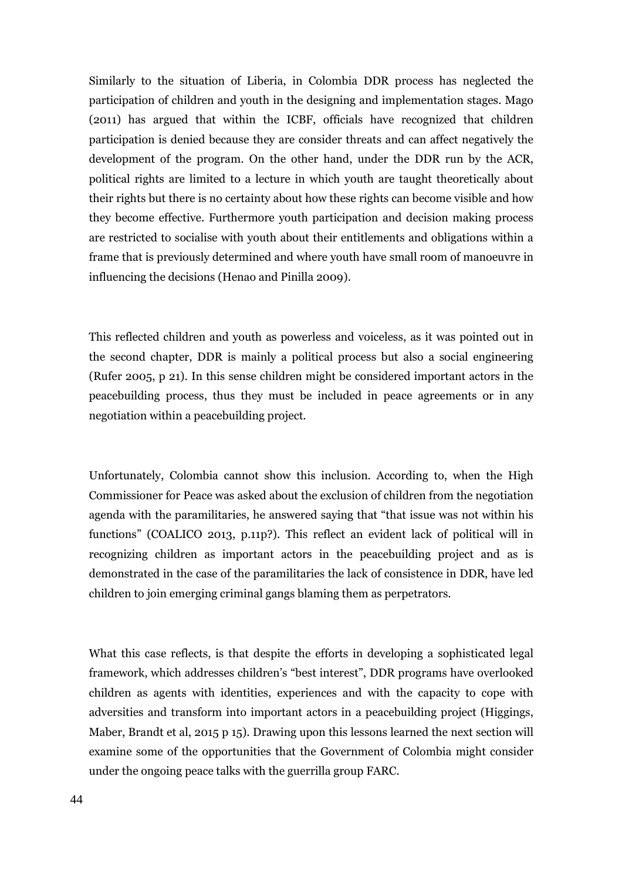Similarly to the situation of Liberia, in Colombia DDR process has neglected the participation of children and youth in the designing and implementation stages. Mago (2011) has argued that within the ICBF, officials have recognized that children participation is denied because they are consider threats and can affect negatively the development of the program. On the other hand, under the DDR run by the ACR, political rights are limited to a lecture in which youth are taught theoretically about their rights but there is no certainty about how these rights can become visible and how they become effective. Furthermore youth participation and decision making process are restricted to socialise with youth about their entitlements and obligations within a frame that is previously determined and where youth have small room of manoeuvre in influencing the decisions (Henao and Pinilla 2009).

This reflected children and youth as powerless and voiceless, as it was pointed out in the second chapter, DDR is mainly a political process but also a social engineering (Rufer 2005, p 21). In this sense children might be considered important actors in the peacebuilding process, thus they must be included in peace agreements or in any negotiation within a peacebuilding project.

Unfortunately, Colombia cannot show this inclusion. According to, when the High Commissioner for Peace was asked about the exclusion of children from the negotiation agenda with the paramilitaries, he answered saying that "that issue was not within his functions" (COALICO 2013, p.11p?). This reflect an evident lack of political will in recognizing children as important actors in the peacebuilding project and as is demonstrated in the case of the paramilitaries the lack of consistence in DDR, have led children to join emerging criminal gangs blaming them as perpetrators.

What this case reflects, is that despite the efforts in developing a sophisticated legal framework, which addresses children's "best interest", DDR programs have overlooked children as agents with identities, experiences and with the capacity to cope with adversities and transform into important actors in a peacebuilding project (Higgings, Maber, Brandt et al, 2015 p 15). Drawing upon this lessons learned the next section will examine some of the opportunities that the Government of Colombia might consider under the ongoing peace talks with the guerrilla group FARC.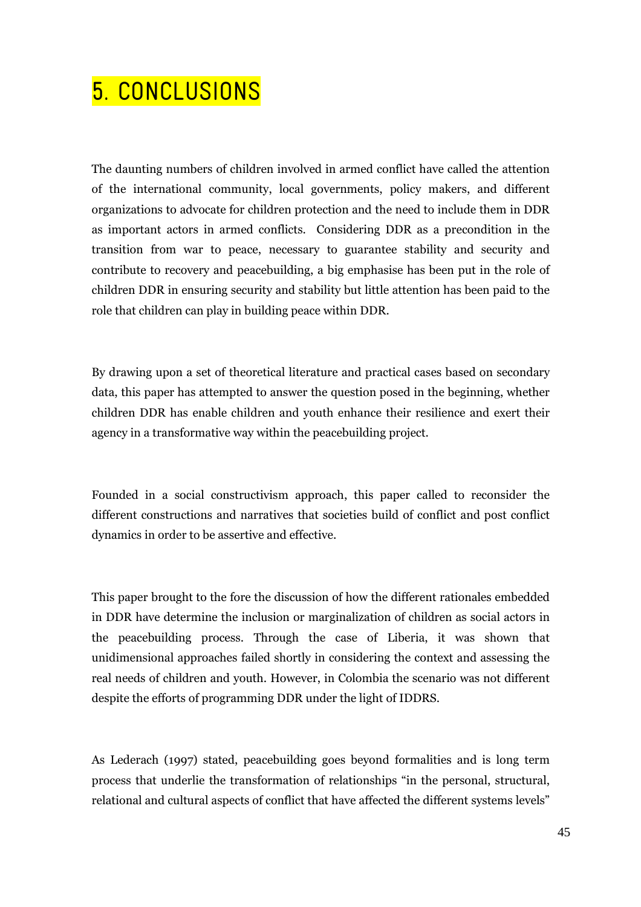# 5. CONCLUSIONS

The daunting numbers of children involved in armed conflict have called the attention of the international community, local governments, policy makers, and different organizations to advocate for children protection and the need to include them in DDR as important actors in armed conflicts. Considering DDR as a precondition in the transition from war to peace, necessary to guarantee stability and security and contribute to recovery and peacebuilding, a big emphasise has been put in the role of children DDR in ensuring security and stability but little attention has been paid to the role that children can play in building peace within DDR.

By drawing upon a set of theoretical literature and practical cases based on secondary data, this paper has attempted to answer the question posed in the beginning, whether children DDR has enable children and youth enhance their resilience and exert their agency in a transformative way within the peacebuilding project.

Founded in a social constructivism approach, this paper called to reconsider the different constructions and narratives that societies build of conflict and post conflict dynamics in order to be assertive and effective.

This paper brought to the fore the discussion of how the different rationales embedded in DDR have determine the inclusion or marginalization of children as social actors in the peacebuilding process. Through the case of Liberia, it was shown that unidimensional approaches failed shortly in considering the context and assessing the real needs of children and youth. However, in Colombia the scenario was not different despite the efforts of programming DDR under the light of IDDRS.

As Lederach (1997) stated, peacebuilding goes beyond formalities and is long term process that underlie the transformation of relationships "in the personal, structural, relational and cultural aspects of conflict that have affected the different systems levels"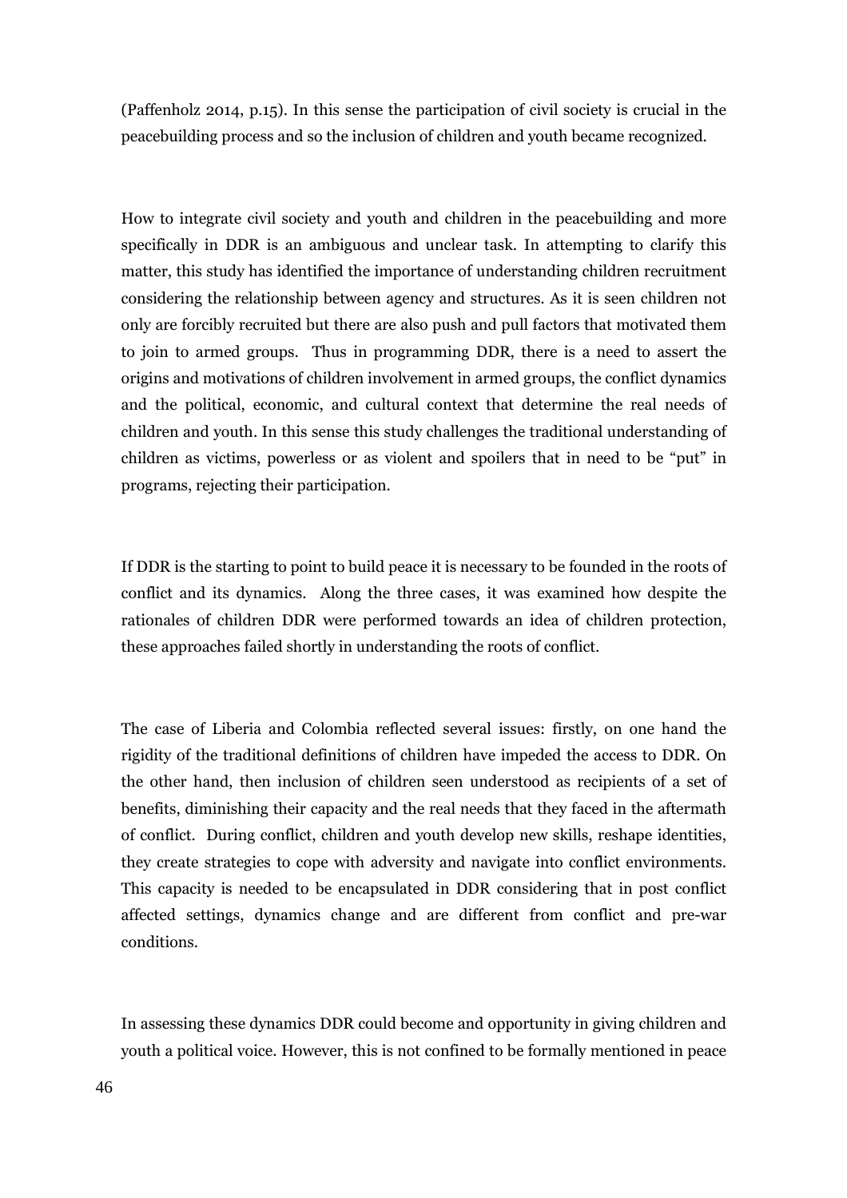(Paffenholz 2014, p.15). In this sense the participation of civil society is crucial in the peacebuilding process and so the inclusion of children and youth became recognized.

How to integrate civil society and youth and children in the peacebuilding and more specifically in DDR is an ambiguous and unclear task. In attempting to clarify this matter, this study has identified the importance of understanding children recruitment considering the relationship between agency and structures. As it is seen children not only are forcibly recruited but there are also push and pull factors that motivated them to join to armed groups. Thus in programming DDR, there is a need to assert the origins and motivations of children involvement in armed groups, the conflict dynamics and the political, economic, and cultural context that determine the real needs of children and youth. In this sense this study challenges the traditional understanding of children as victims, powerless or as violent and spoilers that in need to be "put" in programs, rejecting their participation.

If DDR is the starting to point to build peace it is necessary to be founded in the roots of conflict and its dynamics. Along the three cases, it was examined how despite the rationales of children DDR were performed towards an idea of children protection, these approaches failed shortly in understanding the roots of conflict.

The case of Liberia and Colombia reflected several issues: firstly, on one hand the rigidity of the traditional definitions of children have impeded the access to DDR. On the other hand, then inclusion of children seen understood as recipients of a set of benefits, diminishing their capacity and the real needs that they faced in the aftermath of conflict. During conflict, children and youth develop new skills, reshape identities, they create strategies to cope with adversity and navigate into conflict environments. This capacity is needed to be encapsulated in DDR considering that in post conflict affected settings, dynamics change and are different from conflict and pre-war conditions.

In assessing these dynamics DDR could become and opportunity in giving children and youth a political voice. However, this is not confined to be formally mentioned in peace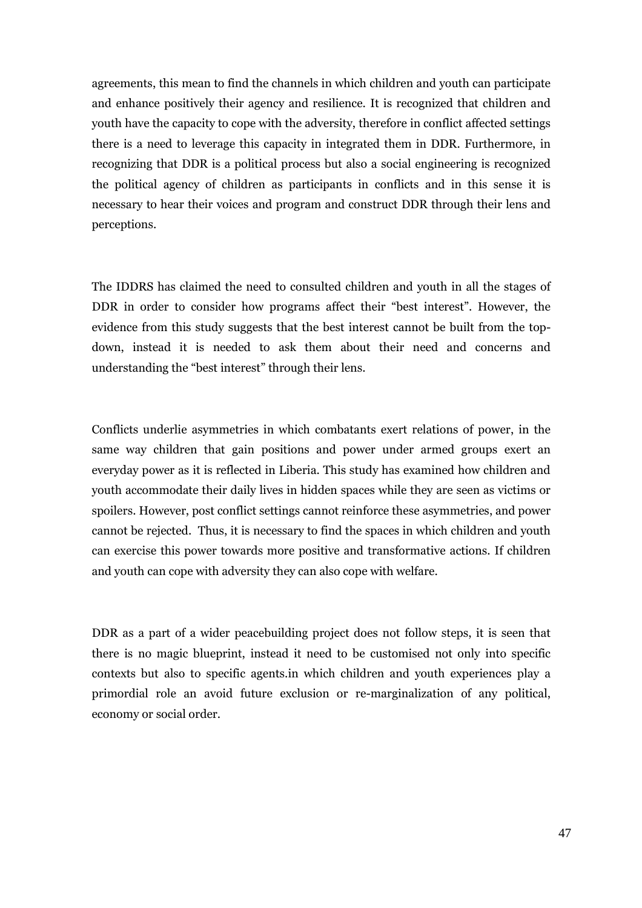agreements, this mean to find the channels in which children and youth can participate and enhance positively their agency and resilience. It is recognized that children and youth have the capacity to cope with the adversity, therefore in conflict affected settings there is a need to leverage this capacity in integrated them in DDR. Furthermore, in recognizing that DDR is a political process but also a social engineering is recognized the political agency of children as participants in conflicts and in this sense it is necessary to hear their voices and program and construct DDR through their lens and perceptions.

The IDDRS has claimed the need to consulted children and youth in all the stages of DDR in order to consider how programs affect their "best interest". However, the evidence from this study suggests that the best interest cannot be built from the top-down, instead it is needed to ask them about their need and concerns and understanding the "best interest" through their lens.

Conflicts underlie asymmetries in which combatants exert relations of power, in the same way children that gain positions and power under armed groups exert an everyday power as it is reflected in Liberia. This study has examined how children and youth accommodate their daily lives in hidden spaces while they are seen as victims or spoilers. However, post conflict settings cannot reinforce these asymmetries, and power cannot be rejected. Thus, it is necessary to find the spaces in which children and youth can exercise this power towards more positive and transformative actions. If children and youth can cope with adversity they can also cope with welfare.

DDR as a part of a wider peacebuilding project does not follow steps, it is seen that there is no magic blueprint, instead it need to be customised not only into specific contexts but also to specific agents.in which children and youth experiences play a primordial role an avoid future exclusion or re-marginalization of any political, economy or social order.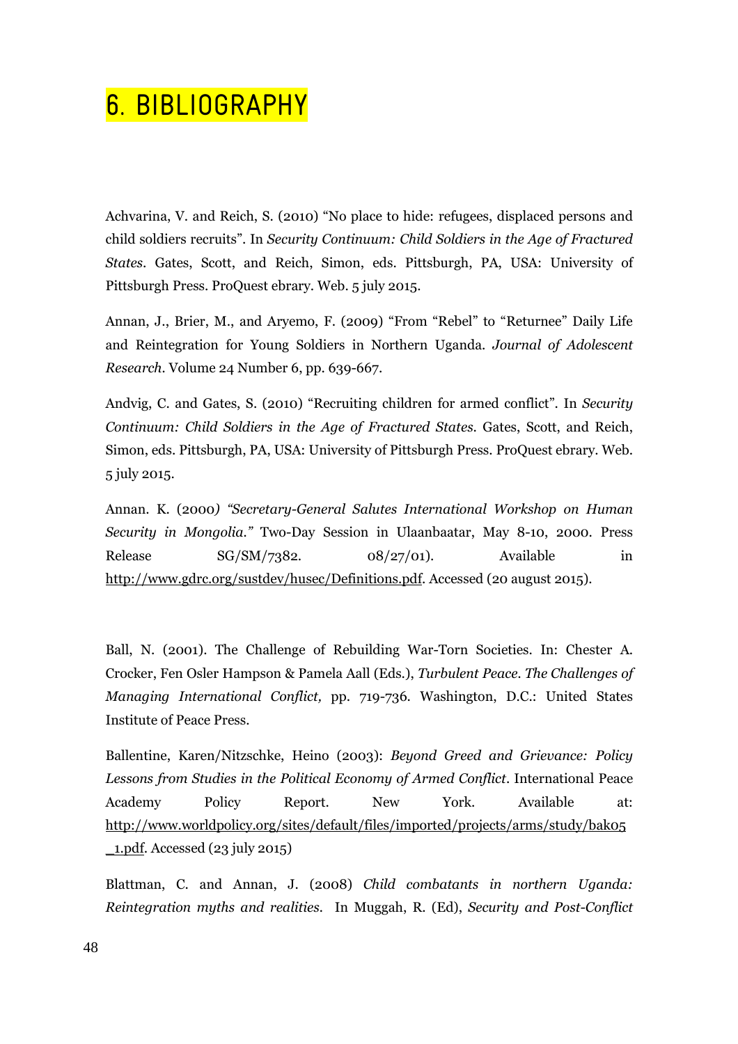# 6. BIBLIOGRAPHY

Achvarina, V. and Reich, S. (2010) "No place to hide: refugees, displaced persons and child soldiers recruits". In *Security Continuum: Child Soldiers in the Age of Fractured States*. Gates, Scott, and Reich, Simon, eds. Pittsburgh, PA, USA: University of Pittsburgh Press. ProQuest ebrary. Web. 5 july 2015.

Annan, J., Brier, M., and Aryemo, F. (2009) "From "Rebel" to "Returnee" Daily Life and Reintegration for Young Soldiers in Northern Uganda. *Journal of Adolescent Research*. Volume 24 Number 6, pp. 639-667.

Andvig, C. and Gates, S. (2010) "Recruiting children for armed conflict". In *Security Continuum: Child Soldiers in the Age of Fractured States*. Gates, Scott, and Reich, Simon, eds. Pittsburgh, PA, USA: University of Pittsburgh Press. ProQuest ebrary. Web. 5 july 2015.

Annan. K. (2000*) "Secretary-General Salutes International Workshop on Human Security in Mongolia."* Two-Day Session in Ulaanbaatar, May 8-10, 2000. Press Release SG/SM/7382. 08/27/01). Available in http://www.gdrc.org/sustdev/husec/Definitions.pdf. Accessed (20 august 2015).

Ball, N. (2001). The Challenge of Rebuilding War-Torn Societies. In: Chester A. Crocker, Fen Osler Hampson & Pamela Aall (Eds.), *Turbulent Peace. The Challenges of Managing International Conflict*, pp. 719-736. Washington, D.C.: United States Institute of Peace Press.

Ballentine, Karen/Nitzschke, Heino (2003): *Beyond Greed and Grievance: Policy Lessons from Studies in the Political Economy of Armed Conflict*. International Peace Academy Policy Report. New York. Available at: http://www.worldpolicy.org/sites/default/files/imported/projects/arms/study/bak05_1.pdf. Accessed (23 july 2015)

Blattman, C. and Annan, J. (2008) *Child combatants in northern Uganda: Reintegration myths and realities*. In Muggah, R. (Ed), *Security and Post-Conflict*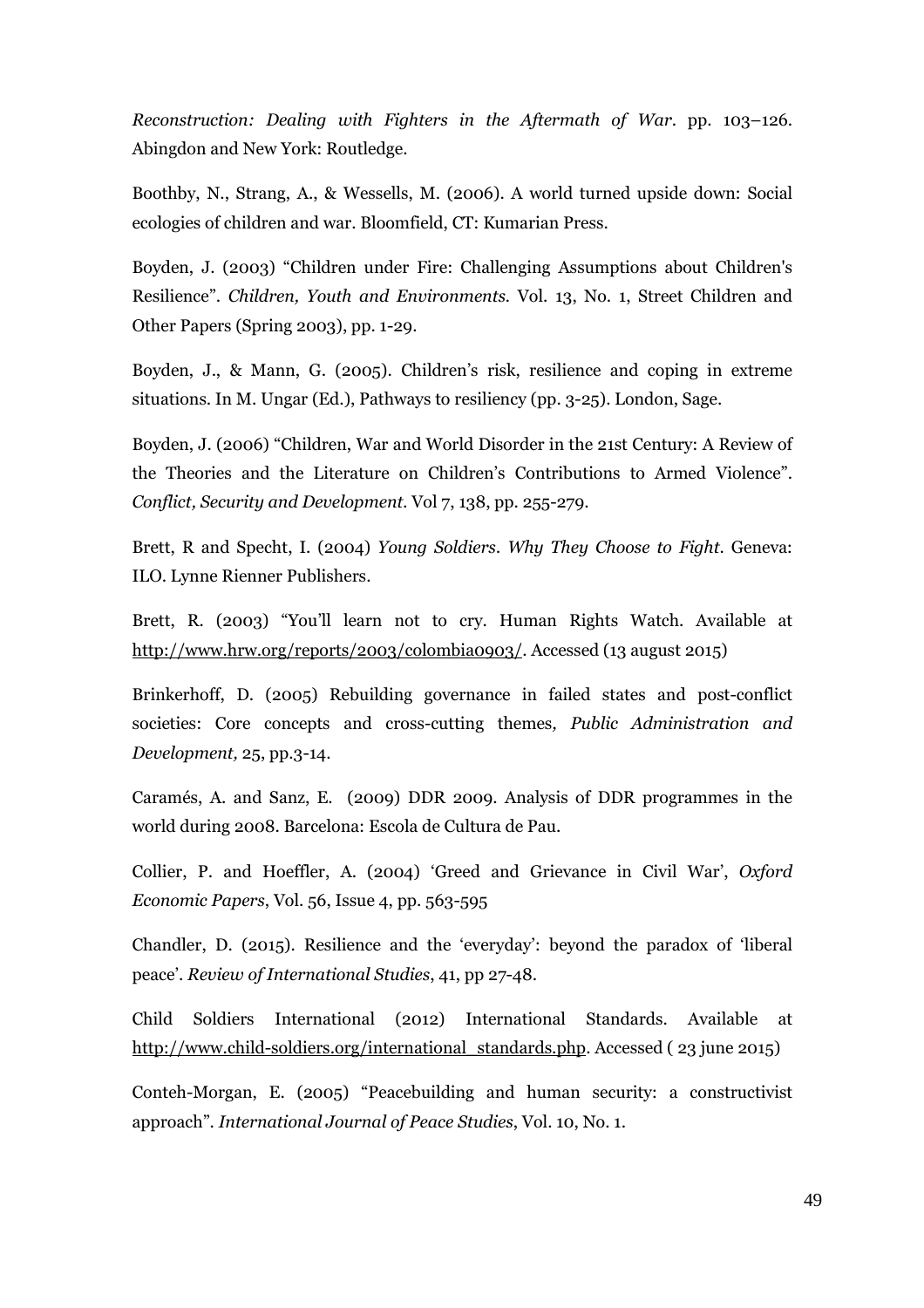*Reconstruction: Dealing with Fighters in the Aftermath of War*. pp. 103–126. Abingdon and New York: Routledge.

Boothby, N., Strang, A., & Wessells, M. (2006). A world turned upside down: Social ecologies of children and war. Bloomfield, CT: Kumarian Press.

Boyden, J. (2003) "Children under Fire: Challenging Assumptions about Children's Resilience". *Children, Youth and Environments.* Vol. 13, No. 1, Street Children and Other Papers (Spring 2003), pp. 1-29.

Boyden, J., & Mann, G. (2005). Children's risk, resilience and coping in extreme situations. In M. Ungar (Ed.), Pathways to resiliency (pp. 3-25). London, Sage.

Boyden, J. (2006) "Children, War and World Disorder in the 21st Century: A Review of the Theories and the Literature on Children's Contributions to Armed Violence". *Conflict, Security and Development*. Vol 7, 138, pp. 255-279.

Brett, R and Specht, I. (2004) *Young Soldiers. Why They Choose to Fight*. Geneva: ILO. Lynne Rienner Publishers.

Brett, R. (2003) "You'll learn not to cry. Human Rights Watch. Available at http://www.hrw.org/reports/2003/colombia0903/. Accessed (13 august 2015)

Brinkerhoff, D. (2005) Rebuilding governance in failed states and post-conflict societies: Core concepts and cross-cutting themes*, Public Administration and Development,* 25, pp.3-14.

Caramés, A. and Sanz, E. (2009) DDR 2009. Analysis of DDR programmes in the world during 2008. Barcelona: Escola de Cultura de Pau.

Collier, P. and Hoeffler, A. (2004) 'Greed and Grievance in Civil War', *Oxford Economic Papers*, Vol. 56, Issue 4, pp. 563-595

Chandler, D. (2015). Resilience and the 'everyday': beyond the paradox of 'liberal peace'. *Review of International Studies*, 41, pp 27-48.

Child Soldiers International (2012) International Standards. Available at http://www.child-soldiers.org/international_standards.php. Accessed ( 23 june 2015)

Conteh-Morgan, E. (2005) "Peacebuilding and human security: a constructivist approach". *International Journal of Peace Studies*, Vol. 10, No. 1.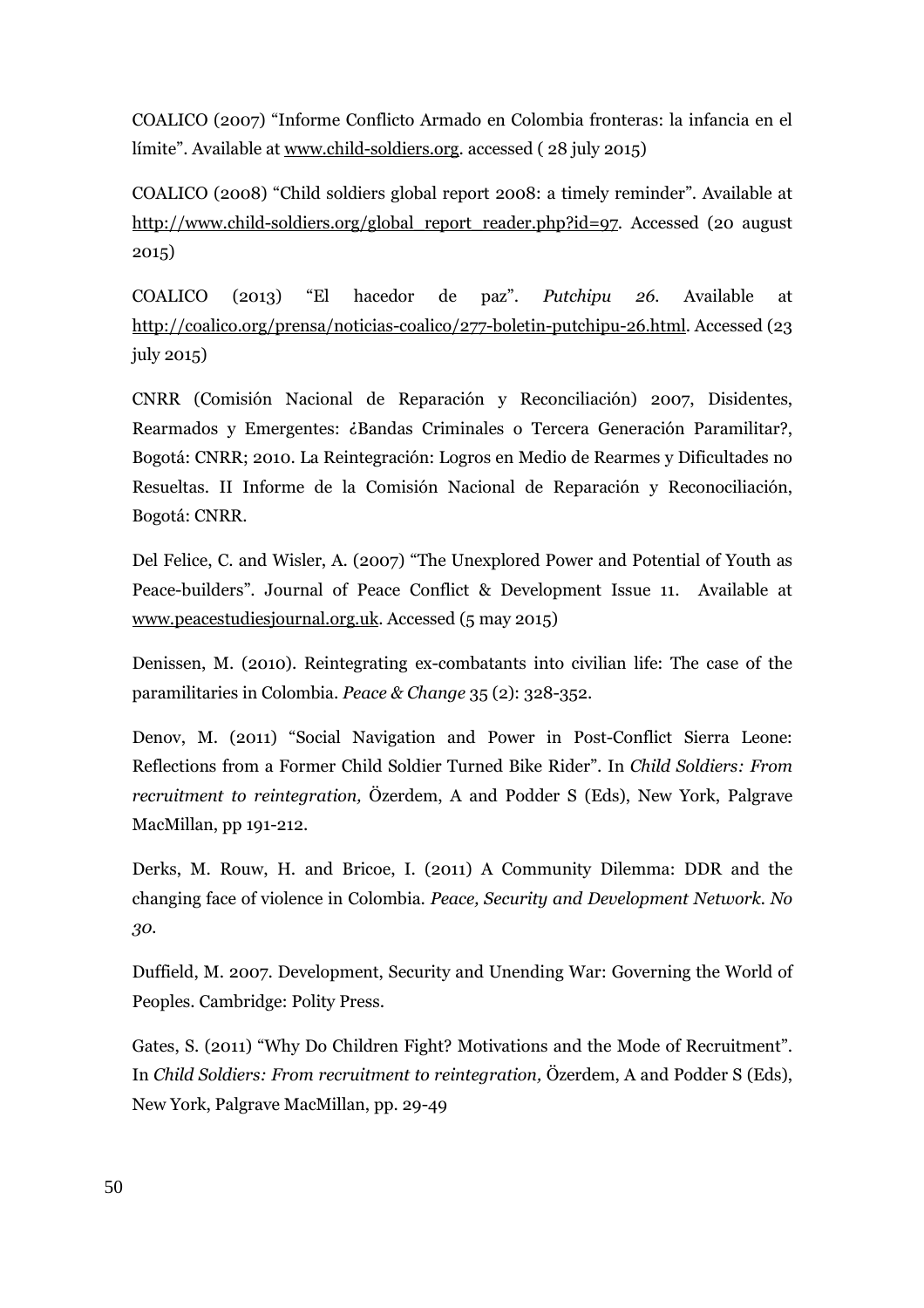COALICO (2007) "Informe Conflicto Armado en Colombia fronteras: la infancia en el límite". Available at www.child-soldiers.org. accessed ( 28 july 2015)

COALICO (2008) "Child soldiers global report 2008: a timely reminder". Available at http://www.child-soldiers.org/global_report_reader.php?id=97. Accessed (20 august 2015)

COALICO (2013) "El hacedor de paz". *Putchipu 26*. Available at http://coalico.org/prensa/noticias-coalico/277-boletin-putchipu-26.html. Accessed (23 july 2015)

CNRR (Comisión Nacional de Reparación y Reconciliación) 2007, Disidentes, Rearmados y Emergentes: ¿Bandas Criminales o Tercera Generación Paramilitar?, Bogotá: CNRR; 2010. La Reintegración: Logros en Medio de Rearmes y Dificultades no Resueltas. II Informe de la Comisión Nacional de Reparación y Reconociliación, Bogotá: CNRR.

Del Felice, C. and Wisler, A. (2007) "The Unexplored Power and Potential of Youth as Peace-builders". Journal of Peace Conflict & Development Issue 11. Available at www.peacestudiesjournal.org.uk. Accessed (5 may 2015)

Denissen, M. (2010). Reintegrating ex-combatants into civilian life: The case of the paramilitaries in Colombia. *Peace & Change* 35 (2): 328-352.

Denov, M. (2011) "Social Navigation and Power in Post-Conflict Sierra Leone: Reflections from a Former Child Soldier Turned Bike Rider". In *Child Soldiers: From recruitment to reintegration,* Özerdem, A and Podder S (Eds), New York, Palgrave MacMillan, pp 191-212.

Derks, M. Rouw, H. and Bricoe, I. (2011) A Community Dilemma: DDR and the changing face of violence in Colombia. *Peace, Security and Development Network. No 30.*

Duffield, M. 2007. Development, Security and Unending War: Governing the World of Peoples. Cambridge: Polity Press.

Gates, S. (2011) "Why Do Children Fight? Motivations and the Mode of Recruitment". In *Child Soldiers: From recruitment to reintegration,* Özerdem, A and Podder S (Eds), New York, Palgrave MacMillan, pp. 29-49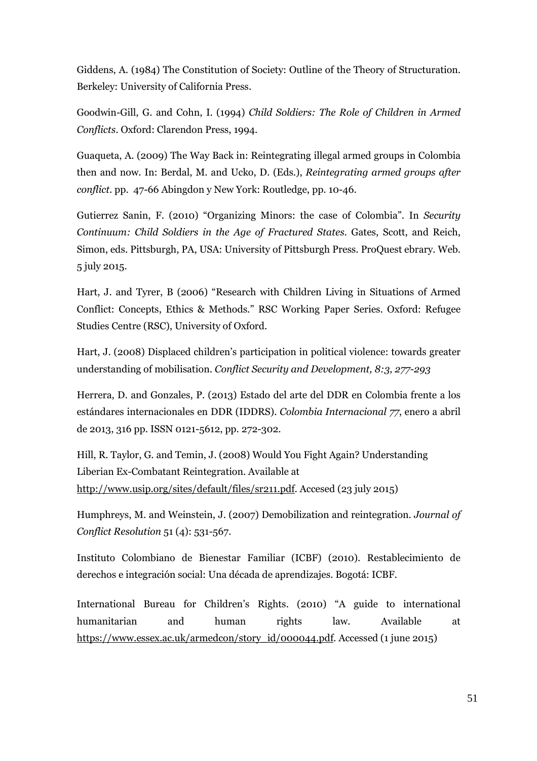Giddens, A. (1984) The Constitution of Society: Outline of the Theory of Structuration. Berkeley: University of California Press.

Goodwin-Gill, G. and Cohn, I. (1994) *Child Soldiers: The Role of Children in Armed Conflicts*. Oxford: Clarendon Press, 1994.

Guaqueta, A. (2009) The Way Back in: Reintegrating illegal armed groups in Colombia then and now. In: Berdal, M. and Ucko, D. (Eds.), *Reintegrating armed groups after conflict*. pp. 47-66 Abingdon y New York: Routledge, pp. 10-46.

Gutierrez Sanin, F. (2010) "Organizing Minors: the case of Colombia". In *Security Continuum: Child Soldiers in the Age of Fractured States*. Gates, Scott, and Reich, Simon, eds. Pittsburgh, PA, USA: University of Pittsburgh Press. ProQuest ebrary. Web. 5 july 2015.

Hart, J. and Tyrer, B (2006) "Research with Children Living in Situations of Armed Conflict: Concepts, Ethics & Methods." RSC Working Paper Series. Oxford: Refugee Studies Centre (RSC), University of Oxford.

Hart, J. (2008) Displaced children's participation in political violence: towards greater understanding of mobilisation. *Conflict Security and Development, 8:3, 277-293*

Herrera, D. and Gonzales, P. (2013) Estado del arte del DDR en Colombia frente a los estándares internacionales en DDR (IDDRS). *Colombia Internacional 77*, enero a abril de 2013, 316 pp. ISSN 0121-5612, pp. 272-302.

Hill, R. Taylor, G. and Temin, J. (2008) Would You Fight Again? Understanding Liberian Ex-Combatant Reintegration. Available at http://www.usip.org/sites/default/files/sr211.pdf. Accesed (23 july 2015)

Humphreys, M. and Weinstein, J. (2007) Demobilization and reintegration. *Journal of Conflict Resolution* 51 (4): 531-567.

Instituto Colombiano de Bienestar Familiar (ICBF) (2010). Restablecimiento de derechos e integración social: Una década de aprendizajes. Bogotá: ICBF.

International Bureau for Children's Rights. (2010) "A guide to international humanitarian and human rights law. Available at https://www.essex.ac.uk/armedcon/story_id/000044.pdf. Accessed (1 june 2015)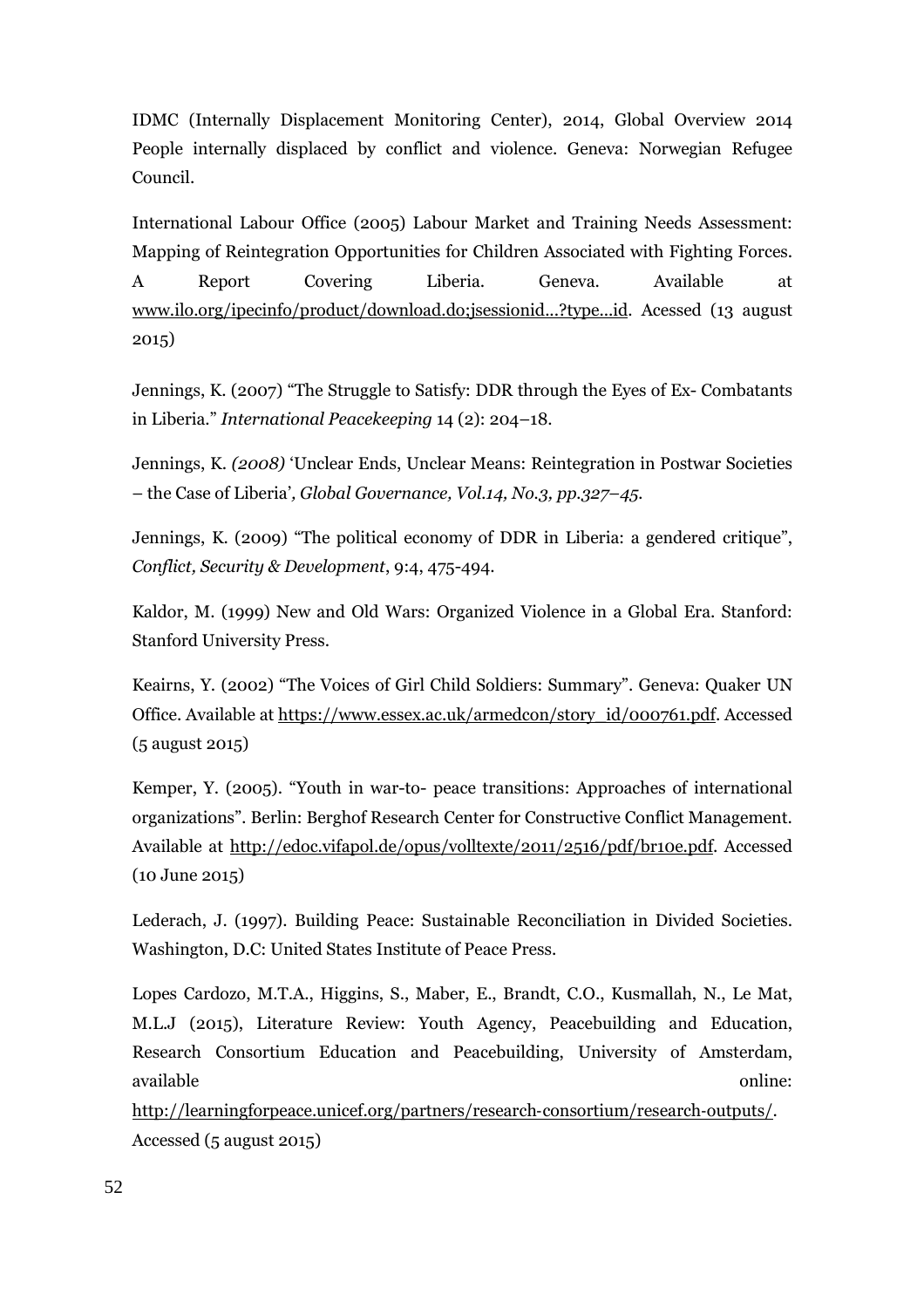IDMC (Internally Displacement Monitoring Center), 2014, Global Overview 2014 People internally displaced by conflict and violence. Geneva: Norwegian Refugee Council.

International Labour Office (2005) Labour Market and Training Needs Assessment: Mapping of Reintegration Opportunities for Children Associated with Fighting Forces. A Report Covering Liberia. Geneva. Available at www.ilo.org/ipecinfo/product/download.do;jsessionid...?type...id. Acessed (13 august 2015)

Jennings, K. (2007) "The Struggle to Satisfy: DDR through the Eyes of Ex- Combatants in Liberia." *International Peacekeeping* 14 (2): 204–18.

Jennings, K. *(2008)* 'Unclear Ends, Unclear Means: Reintegration in Postwar Societies – the Case of Liberia'*, Global Governance, Vol.14, No.3, pp.327–45.*

Jennings, K. (2009) "The political economy of DDR in Liberia: a gendered critique", *Conflict, Security & Development*, 9:4, 475-494.

Kaldor, M. (1999) New and Old Wars: Organized Violence in a Global Era. Stanford: Stanford University Press.

Keairns, Y. (2002) "The Voices of Girl Child Soldiers: Summary". Geneva: Quaker UN Office. Available at https://www.essex.ac.uk/armedcon/story_id/000761.pdf. Accessed (5 august 2015)

Kemper, Y. (2005). "Youth in war-to- peace transitions: Approaches of international organizations". Berlin: Berghof Research Center for Constructive Conflict Management. Available at http://edoc.vifapol.de/opus/volltexte/2011/2516/pdf/br10e.pdf. Accessed (10 June 2015)

Lederach, J. (1997). Building Peace: Sustainable Reconciliation in Divided Societies. Washington, D.C: United States Institute of Peace Press.

Lopes Cardozo, M.T.A., Higgins, S., Maber, E., Brandt, C.O., Kusmallah, N., Le Mat, M.L.J (2015), Literature Review: Youth Agency, Peacebuilding and Education, Research Consortium Education and Peacebuilding, University of Amsterdam, available online: http://learningforpeace.unicef.org/partners/research-consortium/research-outputs/. Accessed (5 august 2015)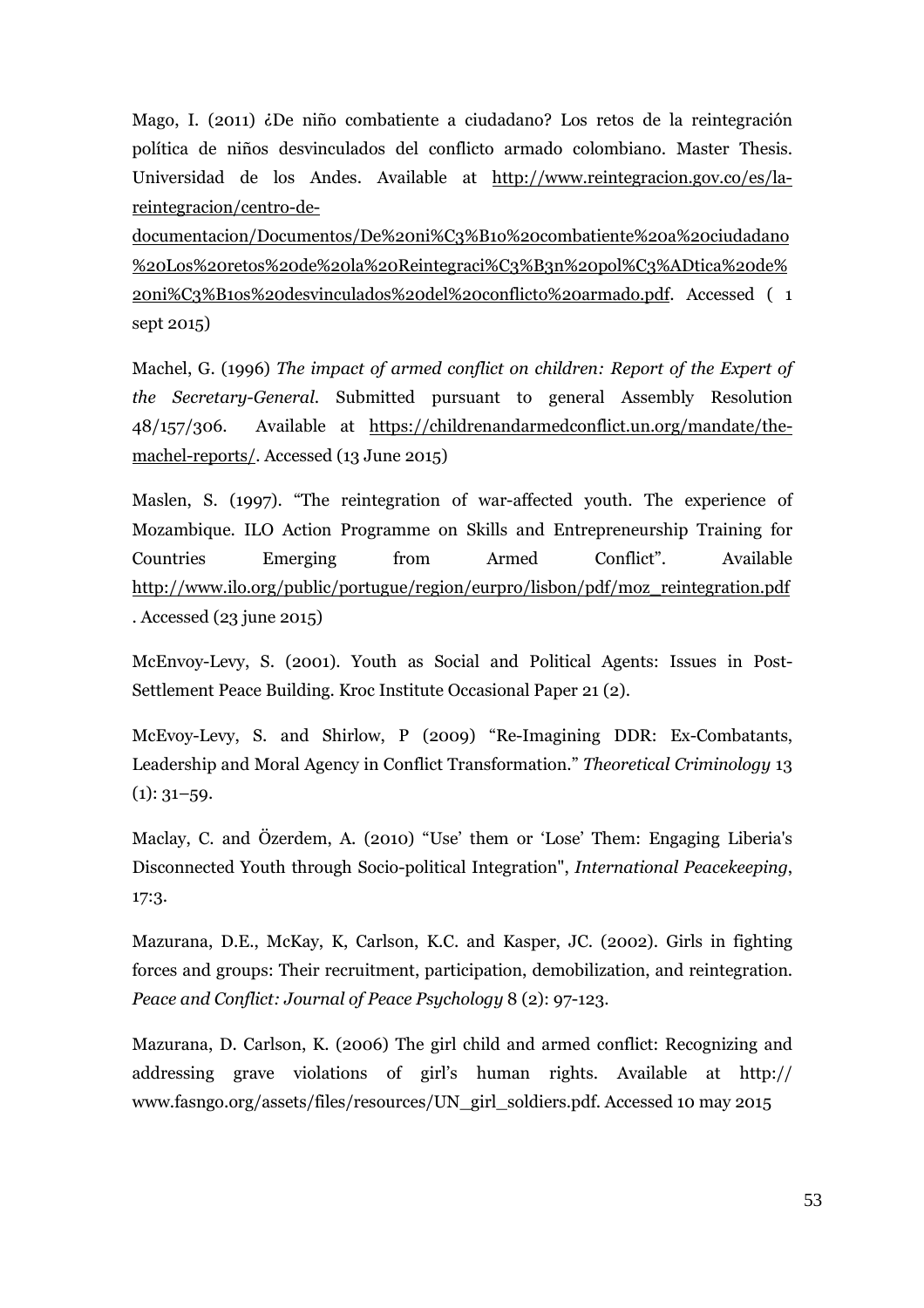Mago, I. (2011) ¿De niño combatiente a ciudadano? Los retos de la reintegración política de niños desvinculados del conflicto armado colombiano. Master Thesis. Universidad de los Andes. Available at http://www.reintegracion.gov.co/es/la-reintegracion/centro-de-documentacion/Documentos/De%20ni%C3%B1o%20combatiente%20a%20ciudadano%20Los%20retos%20de%20la%20Reintegraci%C3%B3n%20pol%C3%ADtica%20de%20ni%C3%B1os%20desvinculados%20del%20conflicto%20armado.pdf. Accessed ( 1 sept 2015)

Machel, G. (1996) *The impact of armed conflict on children: Report of the Expert of the Secretary-General.* Submitted pursuant to general Assembly Resolution 48/157/306. Available at https://childrenandarmedconflict.un.org/mandate/the-machel-reports/. Accessed (13 June 2015)

Maslen, S. (1997). "The reintegration of war-affected youth. The experience of Mozambique. ILO Action Programme on Skills and Entrepreneurship Training for Countries Emerging from Armed Conflict". Available http://www.ilo.org/public/portugue/region/eurpro/lisbon/pdf/moz_reintegration.pdf. Accessed (23 june 2015)

McEnvoy-Levy, S. (2001). Youth as Social and Political Agents: Issues in Post-Settlement Peace Building. Kroc Institute Occasional Paper 21 (2).

McEvoy-Levy, S. and Shirlow, P (2009) "Re-Imagining DDR: Ex-Combatants, Leadership and Moral Agency in Conflict Transformation." *Theoretical Criminology* 13 (1): 31–59.

Maclay, C. and Özerdem, A. (2010) "Use' them or 'Lose' Them: Engaging Liberia's Disconnected Youth through Socio-political Integration", *International Peacekeeping*, 17:3.

Mazurana, D.E., McKay, K, Carlson, K.C. and Kasper, JC. (2002). Girls in fighting forces and groups: Their recruitment, participation, demobilization, and reintegration. *Peace and Conflict: Journal of Peace Psychology* 8 (2): 97-123.

Mazurana, D. Carlson, K. (2006) The girl child and armed conflict: Recognizing and addressing grave violations of girl's human rights. Available at http:// www.fasngo.org/assets/files/resources/UN_girl_soldiers.pdf. Accessed 10 may 2015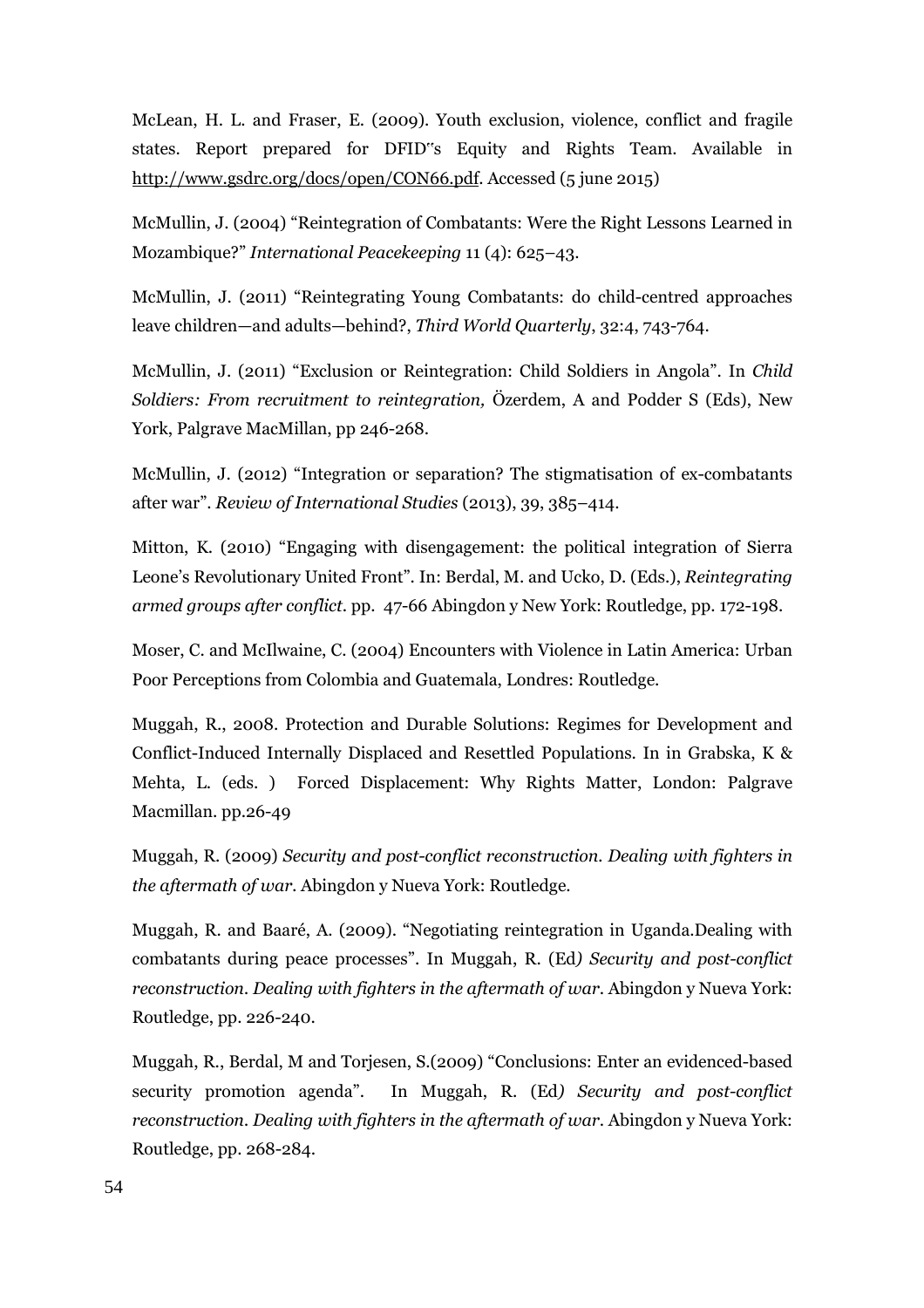McLean, H. L. and Fraser, E. (2009). Youth exclusion, violence, conflict and fragile states. Report prepared for DFID¨s Equity and Rights Team. Available in http://www.gsdrc.org/docs/open/CON66.pdf. Accessed (5 june 2015)

McMullin, J. (2004) "Reintegration of Combatants: Were the Right Lessons Learned in Mozambique?" *International Peacekeeping* 11 (4): 625–43.

McMullin, J. (2011) "Reintegrating Young Combatants: do child-centred approaches leave children—and adults—behind?, *Third World Quarterly*, 32:4, 743-764.

McMullin, J. (2011) "Exclusion or Reintegration: Child Soldiers in Angola". In *Child Soldiers: From recruitment to reintegration,* Özerdem, A and Podder S (Eds), New York, Palgrave MacMillan, pp 246-268.

McMullin, J. (2012) "Integration or separation? The stigmatisation of ex-combatants after war". *Review of International Studies* (2013), 39, 385–414.

Mitton, K. (2010) "Engaging with disengagement: the political integration of Sierra Leone's Revolutionary United Front". In: Berdal, M. and Ucko, D. (Eds.), *Reintegrating armed groups after conflict*. pp. 47-66 Abingdon y New York: Routledge, pp. 172-198.

Moser, C. and McIlwaine, C. (2004) Encounters with Violence in Latin America: Urban Poor Perceptions from Colombia and Guatemala, Londres: Routledge.

Muggah, R., 2008. Protection and Durable Solutions: Regimes for Development and Conflict-Induced Internally Displaced and Resettled Populations. In in Grabska, K & Mehta, L. (eds. ) Forced Displacement: Why Rights Matter, London: Palgrave Macmillan. pp.26-49

Muggah, R. (2009) *Security and post-conflict reconstruction. Dealing with fighters in the aftermath of war*. Abingdon y Nueva York: Routledge.

Muggah, R. and Baaré, A. (2009). "Negotiating reintegration in Uganda.Dealing with combatants during peace processes". In Muggah, R. (Ed*) Security and post-conflict reconstruction. Dealing with fighters in the aftermath of war*. Abingdon y Nueva York: Routledge, pp. 226-240.

Muggah, R., Berdal, M and Torjesen, S.(2009) "Conclusions: Enter an evidenced-based security promotion agenda". In Muggah, R. (Ed*) Security and post-conflict reconstruction. Dealing with fighters in the aftermath of war*. Abingdon y Nueva York: Routledge, pp. 268-284.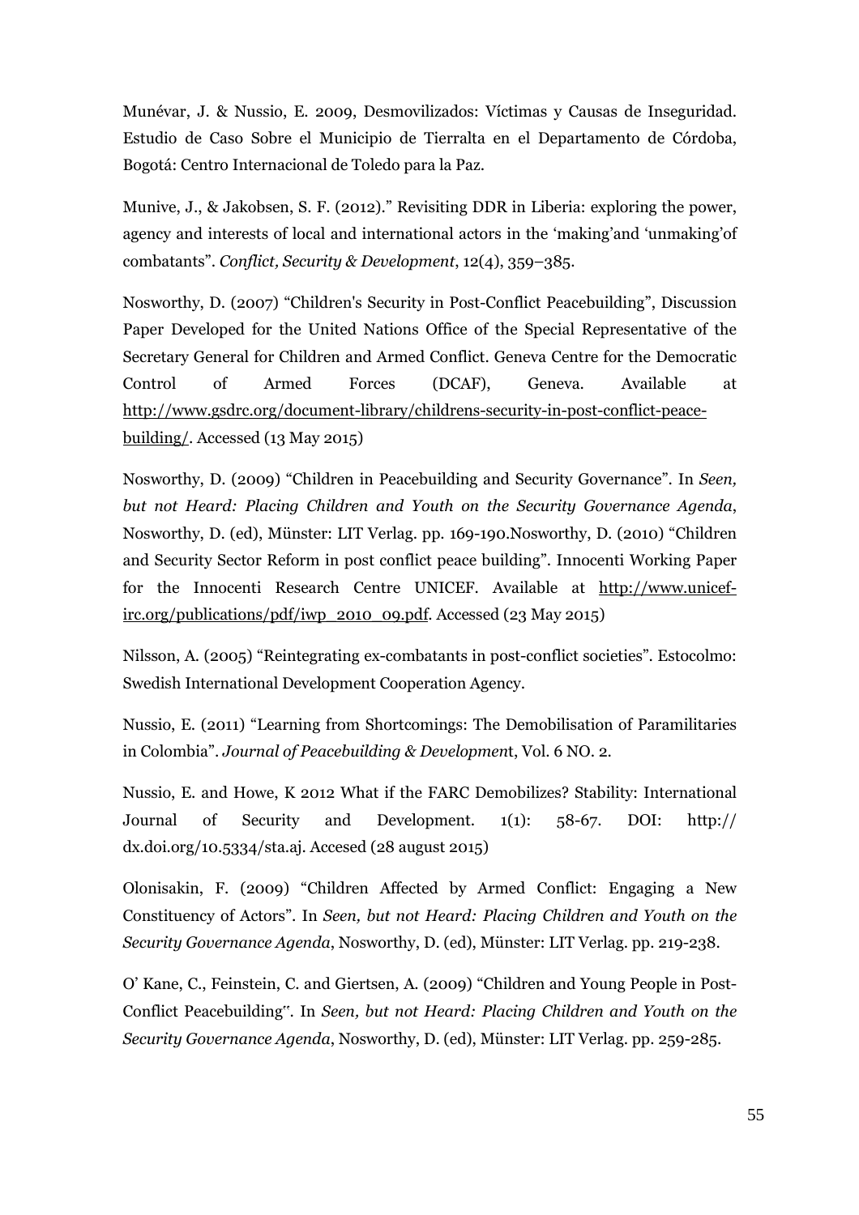Munévar, J. & Nussio, E. 2009, Desmovilizados: Víctimas y Causas de Inseguridad. Estudio de Caso Sobre el Municipio de Tierralta en el Departamento de Córdoba, Bogotá: Centro Internacional de Toledo para la Paz.

Munive, J., & Jakobsen, S. F. (2012)." Revisiting DDR in Liberia: exploring the power, agency and interests of local and international actors in the 'making'and 'unmaking'of combatants". *Conflict, Security & Development*, 12(4), 359–385.

Nosworthy, D. (2007) "Children's Security in Post-Conflict Peacebuilding", Discussion Paper Developed for the United Nations Office of the Special Representative of the Secretary General for Children and Armed Conflict. Geneva Centre for the Democratic Control of Armed Forces (DCAF), Geneva. Available at http://www.gsdrc.org/document-library/childrens-security-in-post-conflict-peace-building/. Accessed (13 May 2015)

Nosworthy, D. (2009) "Children in Peacebuilding and Security Governance". In *Seen, but not Heard: Placing Children and Youth on the Security Governance Agenda*, Nosworthy, D. (ed), Münster: LIT Verlag. pp. 169-190.Nosworthy, D. (2010) "Children and Security Sector Reform in post conflict peace building". Innocenti Working Paper for the Innocenti Research Centre UNICEF. Available at http://www.unicef-irc.org/publications/pdf/iwp_2010_09.pdf. Accessed (23 May 2015)

Nilsson, A. (2005) "Reintegrating ex-combatants in post-conflict societies". Estocolmo: Swedish International Development Cooperation Agency.

Nussio, E. (2011) "Learning from Shortcomings: The Demobilisation of Paramilitaries in Colombia". *Journal of Peacebuilding & Development*, Vol. 6 NO. 2.

Nussio, E. and Howe, K 2012 What if the FARC Demobilizes? Stability: International Journal of Security and Development. 1(1): 58-67. DOI: http:// dx.doi.org/10.5334/sta.aj. Accesed (28 august 2015)

Olonisakin, F. (2009) "Children Affected by Armed Conflict: Engaging a New Constituency of Actors". In *Seen, but not Heard: Placing Children and Youth on the Security Governance Agenda*, Nosworthy, D. (ed), Münster: LIT Verlag. pp. 219-238.

O' Kane, C., Feinstein, C. and Giertsen, A. (2009) "Children and Young People in Post-Conflict Peacebuilding". In *Seen, but not Heard: Placing Children and Youth on the Security Governance Agenda*, Nosworthy, D. (ed), Münster: LIT Verlag. pp. 259-285.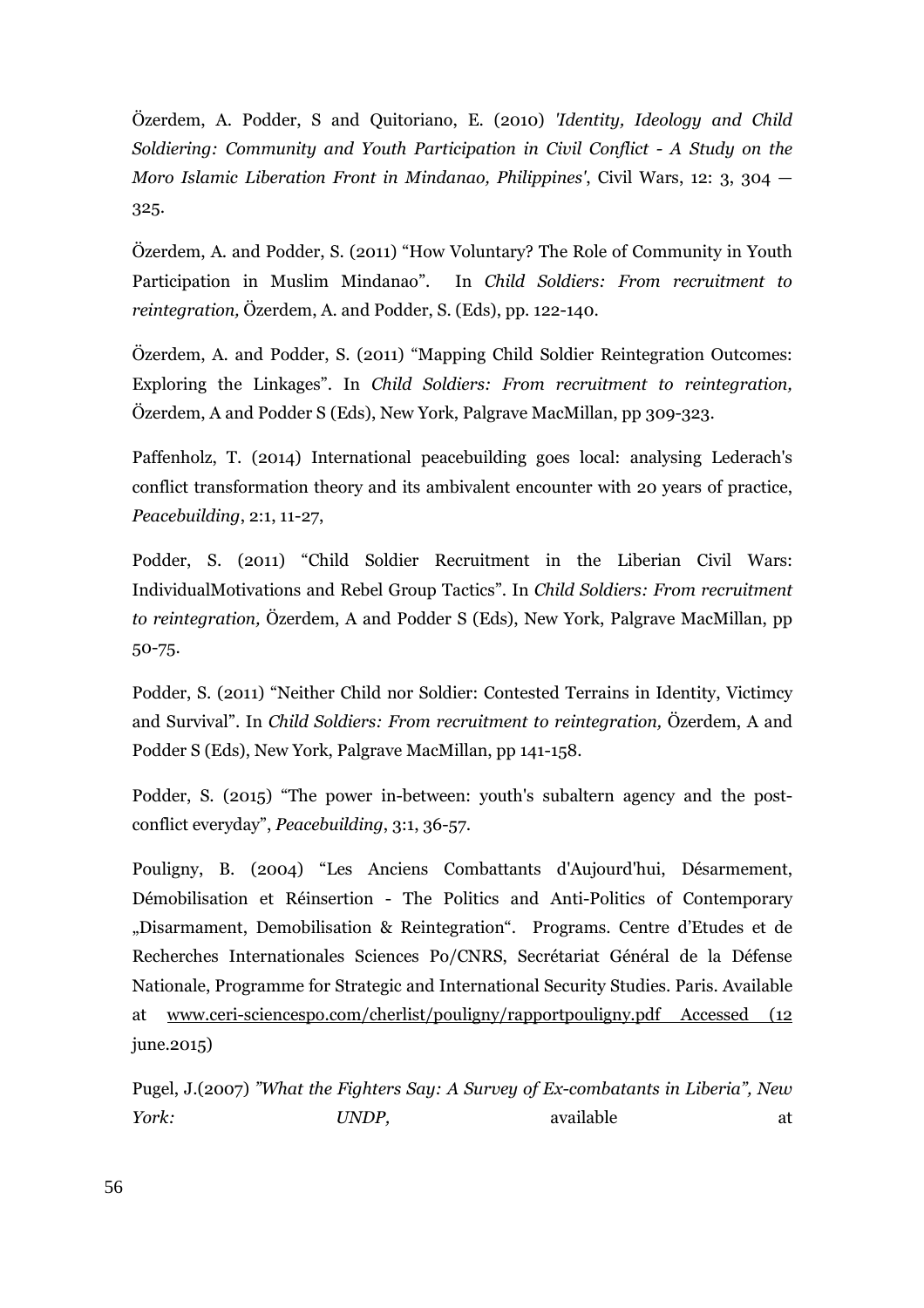Özerdem, A. Podder, S and Quitoriano, E. (2010) *'Identity, Ideology and Child Soldiering: Community and Youth Participation in Civil Conflict - A Study on the Moro Islamic Liberation Front in Mindanao, Philippines'*, Civil Wars, 12: 3, 304 — 325.

Özerdem, A. and Podder, S. (2011) "How Voluntary? The Role of Community in Youth Participation in Muslim Mindanao". In *Child Soldiers: From recruitment to reintegration,* Özerdem, A. and Podder, S. (Eds), pp. 122-140.

Özerdem, A. and Podder, S. (2011) "Mapping Child Soldier Reintegration Outcomes: Exploring the Linkages". In *Child Soldiers: From recruitment to reintegration,* Özerdem, A and Podder S (Eds), New York, Palgrave MacMillan, pp 309-323.

Paffenholz, T. (2014) International peacebuilding goes local: analysing Lederach's conflict transformation theory and its ambivalent encounter with 20 years of practice, *Peacebuilding*, 2:1, 11-27,

Podder, S. (2011) "Child Soldier Recruitment in the Liberian Civil Wars: IndividualMotivations and Rebel Group Tactics". In *Child Soldiers: From recruitment to reintegration,* Özerdem, A and Podder S (Eds), New York, Palgrave MacMillan, pp 50-75.

Podder, S. (2011) "Neither Child nor Soldier: Contested Terrains in Identity, Victimcy and Survival". In *Child Soldiers: From recruitment to reintegration,* Özerdem, A and Podder S (Eds), New York, Palgrave MacMillan, pp 141-158.

Podder, S. (2015) "The power in-between: youth's subaltern agency and the post-conflict everyday", *Peacebuilding*, 3:1, 36-57.

Pouligny, B. (2004) "Les Anciens Combattants d'Aujourd'hui, Désarmement, Démobilisation et Réinsertion - The Politics and Anti-Politics of Contemporary „Disarmament, Demobilisation & Reintegration". Programs. Centre d'Etudes et de Recherches Internationales Sciences Po/CNRS, Secrétariat Général de la Défense Nationale, Programme for Strategic and International Security Studies. Paris. Available at www.ceri-sciencespo.com/cherlist/pouligny/rapportpouligny.pdf Accessed (12 june.2015)

Pugel, J.(2007) *"What the Fighters Say: A Survey of Ex-combatants in Liberia", New York: UNDP,* available at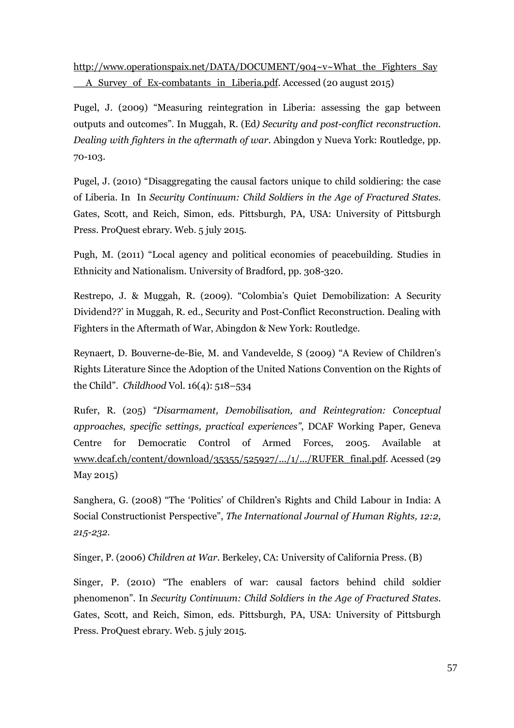http://www.operationspaix.net/DATA/DOCUMENT/904~v~What_the_Fighters_Say__A_Survey_of_Ex-combatants_in_Liberia.pdf. Accessed (20 august 2015)

Pugel, J. (2009) "Measuring reintegration in Liberia: assessing the gap between outputs and outcomes". In Muggah, R. (Ed*) Security and post-conflict reconstruction. Dealing with fighters in the aftermath of war*. Abingdon y Nueva York: Routledge, pp. 70-103.

Pugel, J. (2010) "Disaggregating the causal factors unique to child soldiering: the case of Liberia. In In *Security Continuum: Child Soldiers in the Age of Fractured States.* Gates, Scott, and Reich, Simon, eds. Pittsburgh, PA, USA: University of Pittsburgh Press. ProQuest ebrary. Web. 5 july 2015.

Pugh, M. (2011) "Local agency and political economies of peacebuilding. Studies in Ethnicity and Nationalism. University of Bradford, pp. 308-320.

Restrepo, J. & Muggah, R. (2009). "Colombia's Quiet Demobilization: A Security Dividend??' in Muggah, R. ed., Security and Post-Conflict Reconstruction. Dealing with Fighters in the Aftermath of War, Abingdon & New York: Routledge.

Reynaert, D. Bouverne-de-Bie, M. and Vandevelde, S (2009) "A Review of Children's Rights Literature Since the Adoption of the United Nations Convention on the Rights of the Child". *Childhood* Vol. 16(4): 518–534

Rufer, R. (205) *"Disarmament, Demobilisation, and Reintegration: Conceptual approaches, specific settings, practical experiences"*, DCAF Working Paper, Geneva Centre for Democratic Control of Armed Forces, 2005. Available at www.dcaf.ch/content/download/35355/525927/.../1/.../RUFER_final.pdf. Acessed (29 May 2015)

Sanghera, G. (2008) "The 'Politics' of Children's Rights and Child Labour in India: A Social Constructionist Perspective", *The International Journal of Human Rights, 12:2, 215-232*.

Singer, P. (2006) *Children at War*. Berkeley, CA: University of California Press. (B)

Singer, P. (2010) "The enablers of war: causal factors behind child soldier phenomenon". In *Security Continuum: Child Soldiers in the Age of Fractured States.* Gates, Scott, and Reich, Simon, eds. Pittsburgh, PA, USA: University of Pittsburgh Press. ProQuest ebrary. Web. 5 july 2015.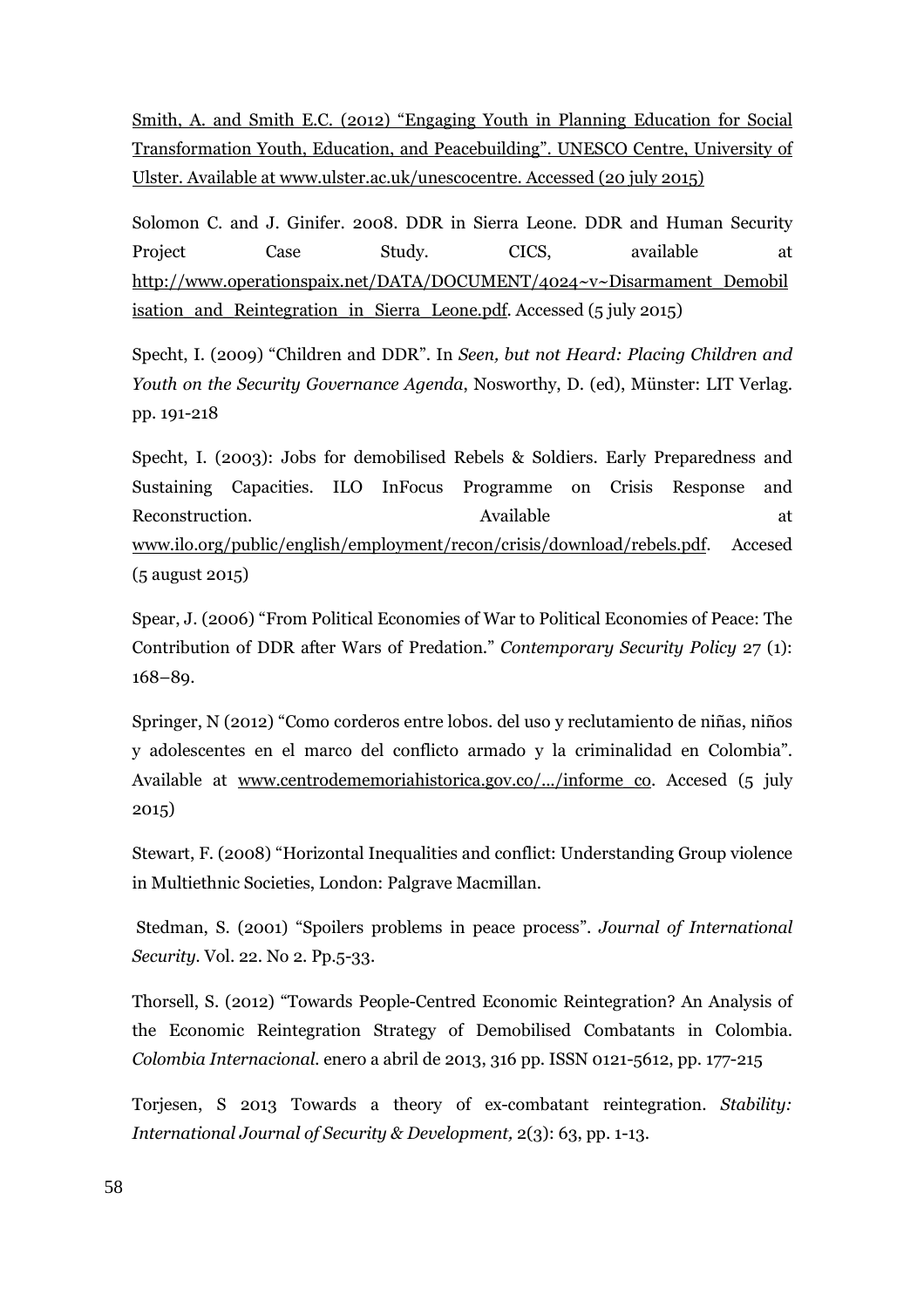Smith, A. and Smith E.C. (2012) "Engaging Youth in Planning Education for Social Transformation Youth, Education, and Peacebuilding". UNESCO Centre, University of Ulster. Available at www.ulster.ac.uk/unescocentre. Accessed (20 july 2015)

Solomon C. and J. Ginifer. 2008. DDR in Sierra Leone. DDR and Human Security Project Case Study. CICS, available at http://www.operationspaix.net/DATA/DOCUMENT/4024~v~Disarmament_Demobilisation_and_Reintegration_in_Sierra_Leone.pdf. Accessed (5 july 2015)

Specht, I. (2009) "Children and DDR". In *Seen, but not Heard: Placing Children and Youth on the Security Governance Agenda*, Nosworthy, D. (ed), Münster: LIT Verlag. pp. 191-218

Specht, I. (2003): Jobs for demobilised Rebels & Soldiers. Early Preparedness and Sustaining Capacities. ILO InFocus Programme on Crisis Response and Reconstruction. Available at www.ilo.org/public/english/employment/recon/crisis/download/rebels.pdf. Accesed (5 august 2015)

Spear, J. (2006) "From Political Economies of War to Political Economies of Peace: The Contribution of DDR after Wars of Predation." *Contemporary Security Policy* 27 (1): 168–89.

Springer, N (2012) "Como corderos entre lobos. del uso y reclutamiento de niñas, niños y adolescentes en el marco del conflicto armado y la criminalidad en Colombia". Available at www.centrodememoriahistorica.gov.co/.../informe_co. Accesed (5 july 2015)

Stewart, F. (2008) "Horizontal Inequalities and conflict: Understanding Group violence in Multiethnic Societies, London: Palgrave Macmillan.

Stedman, S. (2001) "Spoilers problems in peace process". *Journal of International Security*. Vol. 22. No 2. Pp.5-33.

Thorsell, S. (2012) "Towards People-Centred Economic Reintegration? An Analysis of the Economic Reintegration Strategy of Demobilised Combatants in Colombia. *Colombia Internacional*. enero a abril de 2013, 316 pp. ISSN 0121-5612, pp. 177-215

Torjesen, S 2013 Towards a theory of ex-combatant reintegration. *Stability: International Journal of Security & Development,* 2(3): 63, pp. 1-13.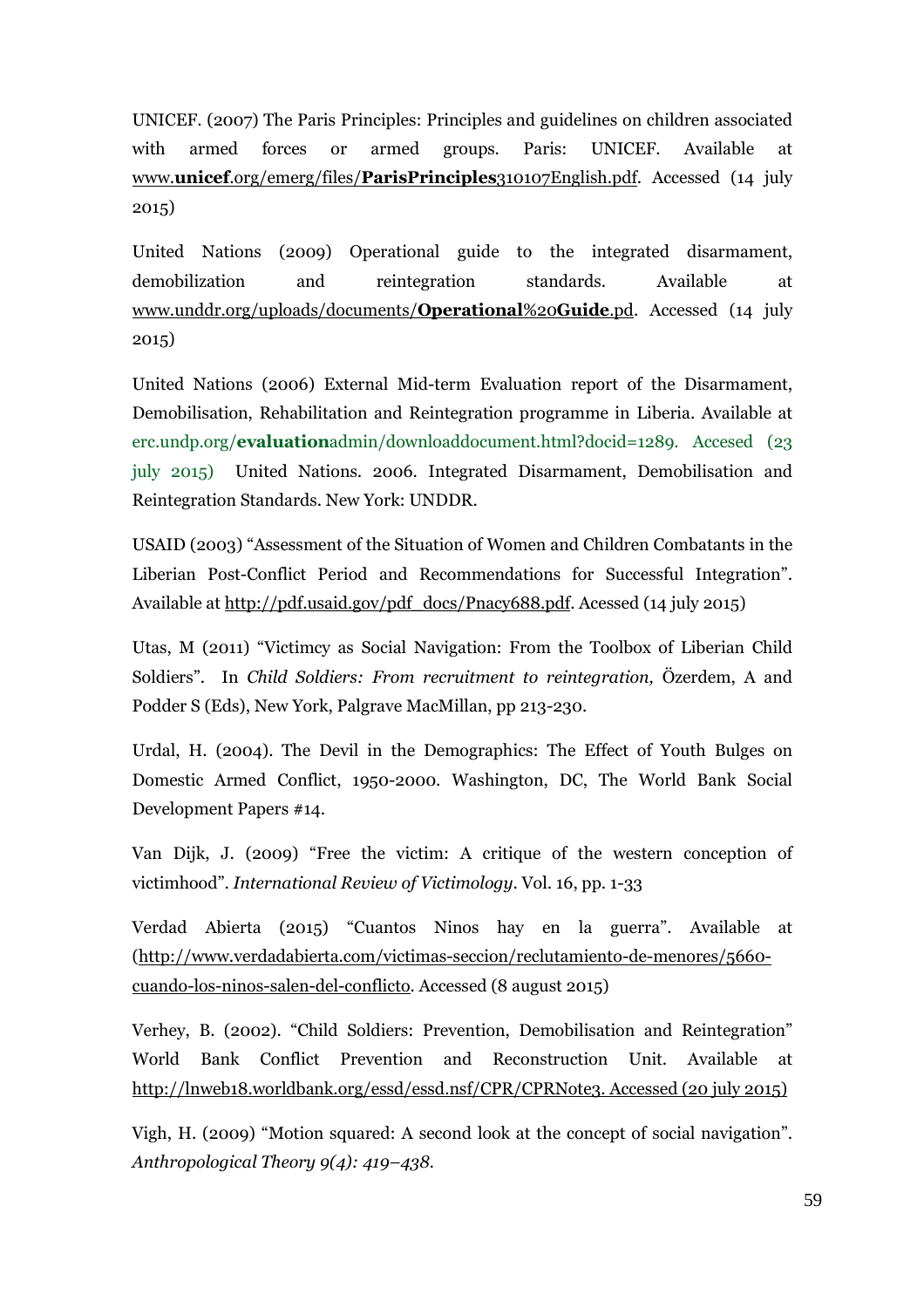UNICEF. (2007) The Paris Principles: Principles and guidelines on children associated with armed forces or armed groups. Paris: UNICEF. Available at www.**unicef**.org/emerg/files/**ParisPrinciples**310107English.pdf. Accessed (14 july 2015)

United Nations (2009) Operational guide to the integrated disarmament, demobilization and reintegration standards. Available at www.unddr.org/uploads/documents/**Operational**%20**Guide**.pd. Accessed (14 july 2015)

United Nations (2006) External Mid-term Evaluation report of the Disarmament, Demobilisation, Rehabilitation and Reintegration programme in Liberia. Available at erc.undp.org/**evaluation**admin/downloaddocument.html?docid=1289. Accesed (23 july 2015) United Nations. 2006. Integrated Disarmament, Demobilisation and Reintegration Standards. New York: UNDDR.

USAID (2003) "Assessment of the Situation of Women and Children Combatants in the Liberian Post-Conflict Period and Recommendations for Successful Integration". Available at http://pdf.usaid.gov/pdf_docs/Pnacy688.pdf. Acessed (14 july 2015)

Utas, M (2011) "Victimcy as Social Navigation: From the Toolbox of Liberian Child Soldiers". In *Child Soldiers: From recruitment to reintegration,* Özerdem, A and Podder S (Eds), New York, Palgrave MacMillan, pp 213-230.

Urdal, H. (2004). The Devil in the Demographics: The Effect of Youth Bulges on Domestic Armed Conflict, 1950-2000. Washington, DC, The World Bank Social Development Papers #14.

Van Dijk, J. (2009) "Free the victim: A critique of the western conception of victimhood". *International Review of Victimology.* Vol. 16, pp. 1-33

Verdad Abierta (2015) "Cuantos Ninos hay en la guerra". Available at (http://www.verdadabierta.com/victimas-seccion/reclutamiento-de-menores/5660-cuando-los-ninos-salen-del-conflicto. Accessed (8 august 2015)

Verhey, B. (2002). "Child Soldiers: Prevention, Demobilisation and Reintegration" World Bank Conflict Prevention and Reconstruction Unit. Available at http://lnweb18.worldbank.org/essd/essd.nsf/CPR/CPRNote3. Accessed (20 july 2015)

Vigh, H. (2009) "Motion squared: A second look at the concept of social navigation". *Anthropological Theory 9(4): 419–438.*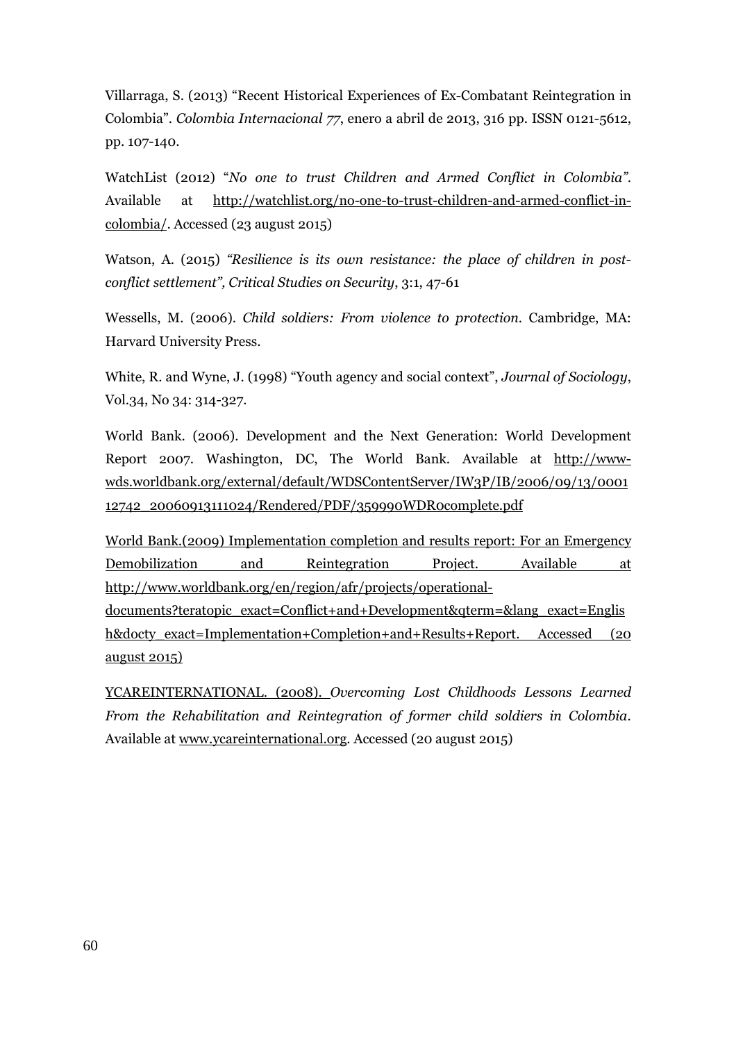Villarraga, S. (2013) "Recent Historical Experiences of Ex-Combatant Reintegration in Colombia". *Colombia Internacional 77*, enero a abril de 2013, 316 pp. ISSN 0121-5612, pp. 107-140.

WatchList (2012) "*No one to trust Children and Armed Conflict in Colombia"*. Available at http://watchlist.org/no-one-to-trust-children-and-armed-conflict-in-colombia/. Accessed (23 august 2015)

Watson, A. (2015) *"Resilience is its own resistance: the place of children in post-conflict settlement", Critical Studies on Security*, 3:1, 47-61

Wessells, M. (2006). *Child soldiers: From violence to protection*. Cambridge, MA: Harvard University Press.

White, R. and Wyne, J. (1998) "Youth agency and social context", *Journal of Sociology*, Vol.34, No 34: 314-327.

World Bank. (2006). Development and the Next Generation: World Development Report 2007. Washington, DC, The World Bank. Available at http://www-wds.worldbank.org/external/default/WDSContentServer/IW3P/IB/2006/09/13/000112742_20060913111024/Rendered/PDF/359990WDR0complete.pdf

World Bank.(2009) Implementation completion and results report: For an Emergency Demobilization and Reintegration Project. Available at http://www.worldbank.org/en/region/afr/projects/operational-documents?teratopic_exact=Conflict+and+Development&qterm=&lang_exact=English&docty_exact=Implementation+Completion+and+Results+Report. Accessed (20 august 2015)

YCAREINTERNATIONAL. (2008). *Overcoming Lost Childhoods Lessons Learned From the Rehabilitation and Reintegration of former child soldiers in Colombia*. Available at www.ycareinternational.org. Accessed (20 august 2015)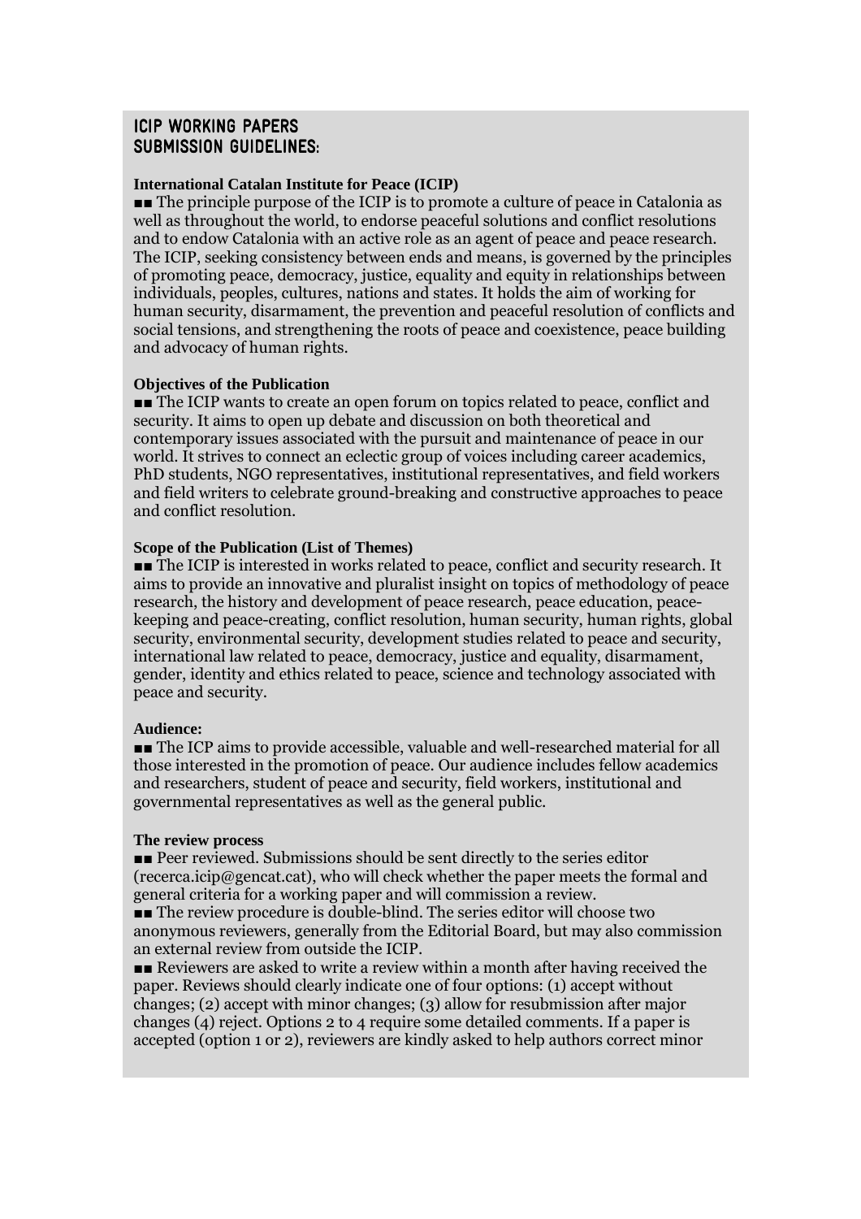# ICIP WORKING PAPERS SUBMISSION GUIDELINES:

**International Catalan Institute for Peace (ICIP)**

■■ The principle purpose of the ICIP is to promote a culture of peace in Catalonia as well as throughout the world, to endorse peaceful solutions and conflict resolutions and to endow Catalonia with an active role as an agent of peace and peace research. The ICIP, seeking consistency between ends and means, is governed by the principles of promoting peace, democracy, justice, equality and equity in relationships between individuals, peoples, cultures, nations and states. It holds the aim of working for human security, disarmament, the prevention and peaceful resolution of conflicts and social tensions, and strengthening the roots of peace and coexistence, peace building and advocacy of human rights.

**Objectives of the Publication**

■■ The ICIP wants to create an open forum on topics related to peace, conflict and security. It aims to open up debate and discussion on both theoretical and contemporary issues associated with the pursuit and maintenance of peace in our world. It strives to connect an eclectic group of voices including career academics, PhD students, NGO representatives, institutional representatives, and field workers and field writers to celebrate ground-breaking and constructive approaches to peace and conflict resolution.

**Scope of the Publication (List of Themes)**

■■ The ICIP is interested in works related to peace, conflict and security research. It aims to provide an innovative and pluralist insight on topics of methodology of peace research, the history and development of peace research, peace education, peace-keeping and peace-creating, conflict resolution, human security, human rights, global security, environmental security, development studies related to peace and security, international law related to peace, democracy, justice and equality, disarmament, gender, identity and ethics related to peace, science and technology associated with peace and security.

**Audience:**

■■ The ICP aims to provide accessible, valuable and well-researched material for all those interested in the promotion of peace. Our audience includes fellow academics and researchers, student of peace and security, field workers, institutional and governmental representatives as well as the general public.

**The review process**

■■ Peer reviewed. Submissions should be sent directly to the series editor (recerca.icip@gencat.cat), who will check whether the paper meets the formal and general criteria for a working paper and will commission a review.

■■ The review procedure is double-blind. The series editor will choose two anonymous reviewers, generally from the Editorial Board, but may also commission an external review from outside the ICIP.

■■ Reviewers are asked to write a review within a month after having received the paper. Reviews should clearly indicate one of four options: (1) accept without changes; (2) accept with minor changes; (3) allow for resubmission after major changes (4) reject. Options 2 to 4 require some detailed comments. If a paper is accepted (option 1 or 2), reviewers are kindly asked to help authors correct minor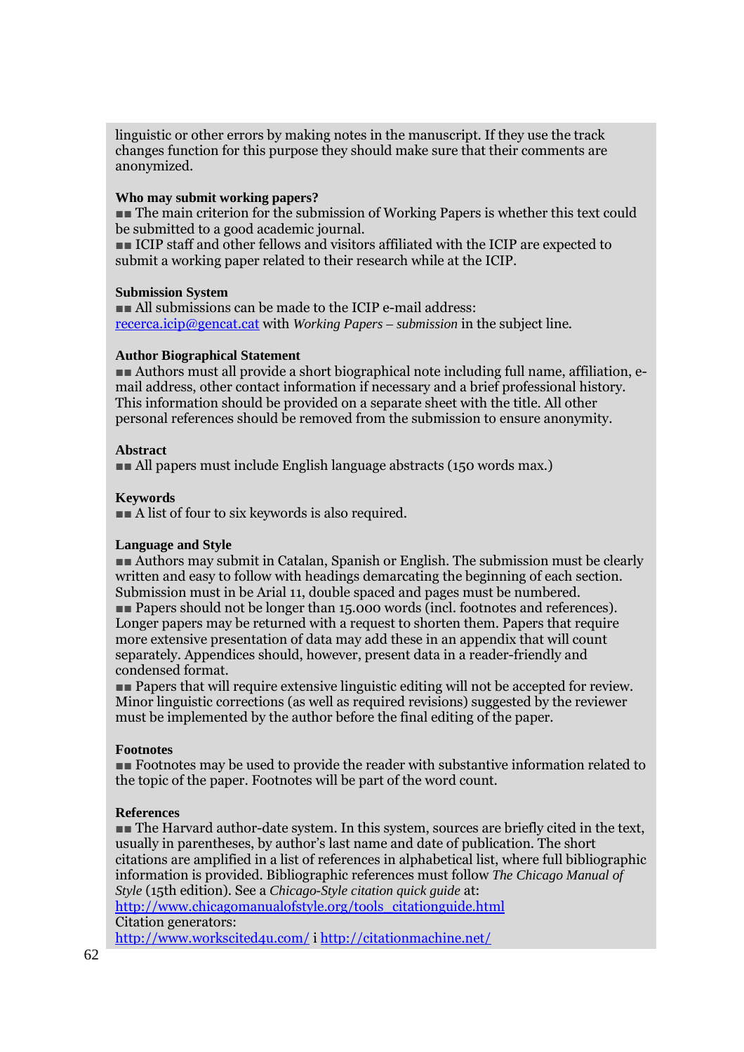linguistic or other errors by making notes in the manuscript. If they use the track changes function for this purpose they should make sure that their comments are anonymized.

**Who may submit working papers?**

■■ The main criterion for the submission of Working Papers is whether this text could be submitted to a good academic journal.

■■ ICIP staff and other fellows and visitors affiliated with the ICIP are expected to submit a working paper related to their research while at the ICIP.

**Submission System**

■■ All submissions can be made to the ICIP e-mail address:
[recerca.icip@gencat.cat](mailto:recerca.icip@gencat.cat) with *Working Papers – submission* in the subject line.

**Author Biographical Statement**

■■ Authors must all provide a short biographical note including full name, affiliation, e-mail address, other contact information if necessary and a brief professional history. This information should be provided on a separate sheet with the title. All other personal references should be removed from the submission to ensure anonymity.

**Abstract**

■■ All papers must include English language abstracts (150 words max.)

**Keywords**

■■ A list of four to six keywords is also required.

**Language and Style**

■■ Authors may submit in Catalan, Spanish or English. The submission must be clearly written and easy to follow with headings demarcating the beginning of each section. Submission must in be Arial 11, double spaced and pages must be numbered.

■■ Papers should not be longer than 15.000 words (incl. footnotes and references). Longer papers may be returned with a request to shorten them. Papers that require more extensive presentation of data may add these in an appendix that will count separately. Appendices should, however, present data in a reader-friendly and condensed format.

■■ Papers that will require extensive linguistic editing will not be accepted for review. Minor linguistic corrections (as well as required revisions) suggested by the reviewer must be implemented by the author before the final editing of the paper.

**Footnotes**

■■ Footnotes may be used to provide the reader with substantive information related to the topic of the paper. Footnotes will be part of the word count.

**References**

■■ The Harvard author-date system. In this system, sources are briefly cited in the text, usually in parentheses, by author's last name and date of publication. The short citations are amplified in a list of references in alphabetical list, where full bibliographic information is provided. Bibliographic references must follow *The Chicago Manual of Style* (15th edition). See a *Chicago-Style citation quick guide* at:
[http://www.chicagomanualofstyle.org/tools_citationguide.html](http://www.chicagomanualofstyle.org/tools_citationguide.html)
Citation generators:
[http://www.workscited4u.com/](http://www.workscited4u.com/) i [http://citationmachine.net/](http://citationmachine.net/)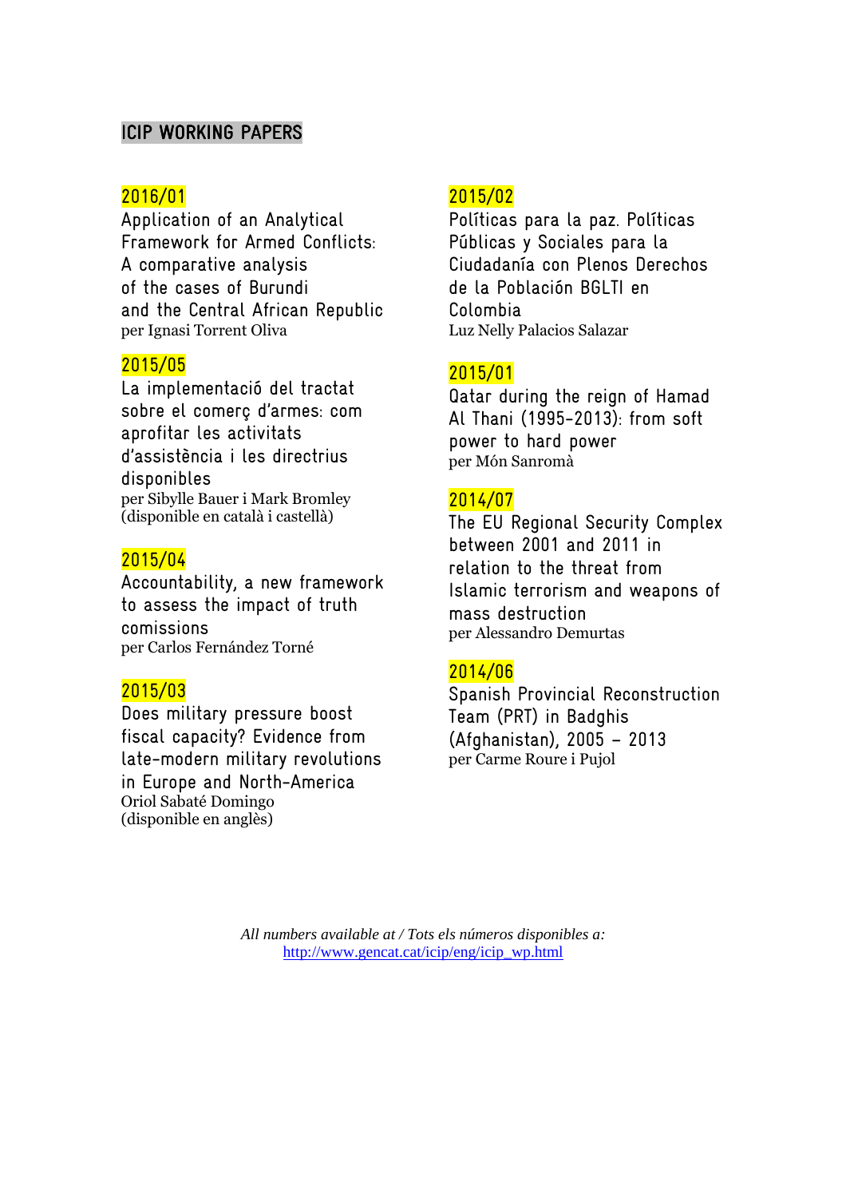## ICIP WORKING PAPERS

**2016/01**
Application of an Analytical Framework for Armed Conflicts: A comparative analysis of the cases of Burundi and the Central African Republic
per Ignasi Torrent Oliva

**2015/05**
La implementació del tractat sobre el comerç d'armes: com aprofitar les activitats d'assistència i les directrius disponibles
per Sibylle Bauer i Mark Bromley
(disponible en català i castellà)

**2015/04**
Accountability, a new framework to assess the impact of truth comissions
per Carlos Fernández Torné

**2015/03**
Does military pressure boost fiscal capacity? Evidence from late-modern military revolutions in Europe and North-America
Oriol Sabaté Domingo
(disponible en anglès)

**2015/02**
Políticas para la paz. Políticas Públicas y Sociales para la Ciudadanía con Plenos Derechos de la Población BGLTI en Colombia
Luz Nelly Palacios Salazar

**2015/01**
Qatar during the reign of Hamad Al Thani (1995-2013): from soft power to hard power
per Món Sanromà

**2014/07**
The EU Regional Security Complex between 2001 and 2011 in relation to the threat from Islamic terrorism and weapons of mass destruction
per Alessandro Demurtas

**2014/06**
Spanish Provincial Reconstruction Team (PRT) in Badghis (Afghanistan), 2005 – 2013
per Carme Roure i Pujol

*All numbers available at / Tots els números disponibles a:*
http://www.gencat.cat/icip/eng/icip_wp.html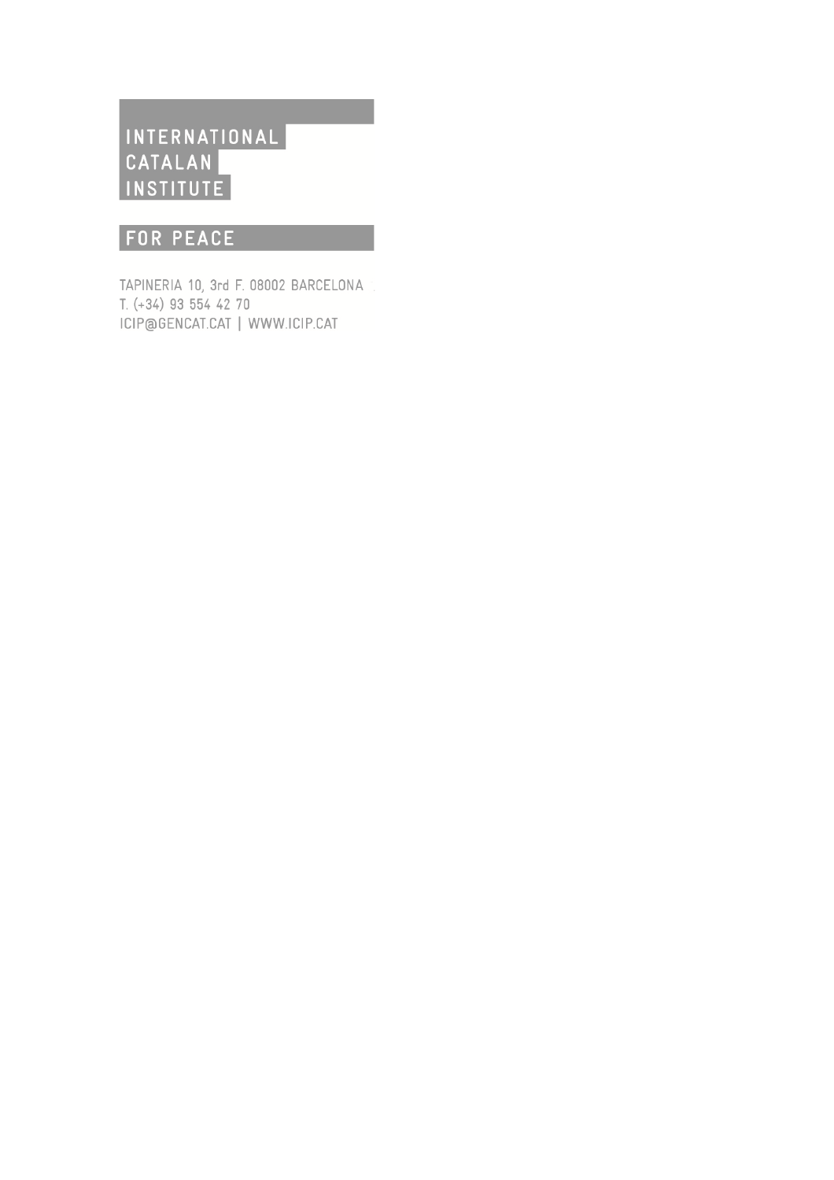INTERNATIONAL
CATALAN
INSTITUTE

FOR PEACE

TAPINERIA 10, 3rd F. 08002 BARCELONA
T. (+34) 93 554 42 70
ICIP@GENCAT.CAT | WWW.ICIP.CAT